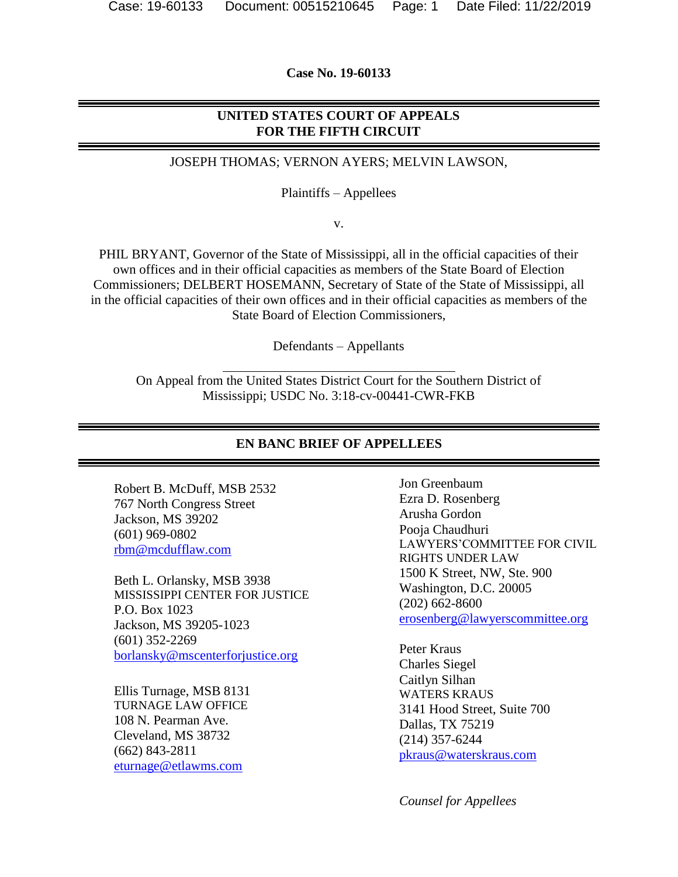**Case No. 19-60133**

**UNITED STATES COURT OF APPEALS**
**FOR THE FIFTH CIRCUIT**

JOSEPH THOMAS; VERNON AYERS; MELVIN LAWSON,

Plaintiffs – Appellees

v.

PHIL BRYANT, Governor of the State of Mississippi, all in the official capacities of their own offices and in their official capacities as members of the State Board of Election Commissioners; DELBERT HOSEMANN, Secretary of State of the State of Mississippi, all in the official capacities of their own offices and in their official capacities as members of the State Board of Election Commissioners,

Defendants – Appellants

---

On Appeal from the United States District Court for the Southern District of Mississippi; USDC No. 3:18-cv-00441-CWR-FKB

**EN BANC BRIEF OF APPELLEES**

Robert B. McDuff, MSB 2532
767 North Congress Street
Jackson, MS 39202
(601) 969-0802
rbm@mcdufflaw.com

Beth L. Orlansky, MSB 3938
MISSISSIPPI CENTER FOR JUSTICE
P.O. Box 1023
Jackson, MS 39205-1023
(601) 352-2269
borlansky@mscenterforjustice.org

Ellis Turnage, MSB 8131
TURNAGE LAW OFFICE
108 N. Pearman Ave.
Cleveland, MS 38732
(662) 843-2811
eturnage@etlawms.com

Jon Greenbaum
Ezra D. Rosenberg
Arusha Gordon
Pooja Chaudhuri
LAWYERS'COMMITTEE FOR CIVIL RIGHTS UNDER LAW
1500 K Street, NW, Ste. 900
Washington, D.C. 20005
(202) 662-8600
erosenberg@lawyerscommittee.org

Peter Kraus
Charles Siegel
Caitlyn Silhan
WATERS KRAUS
3141 Hood Street, Suite 700
Dallas, TX 75219
(214) 357-6244
pkraus@waterskraus.com

*Counsel for Appellees*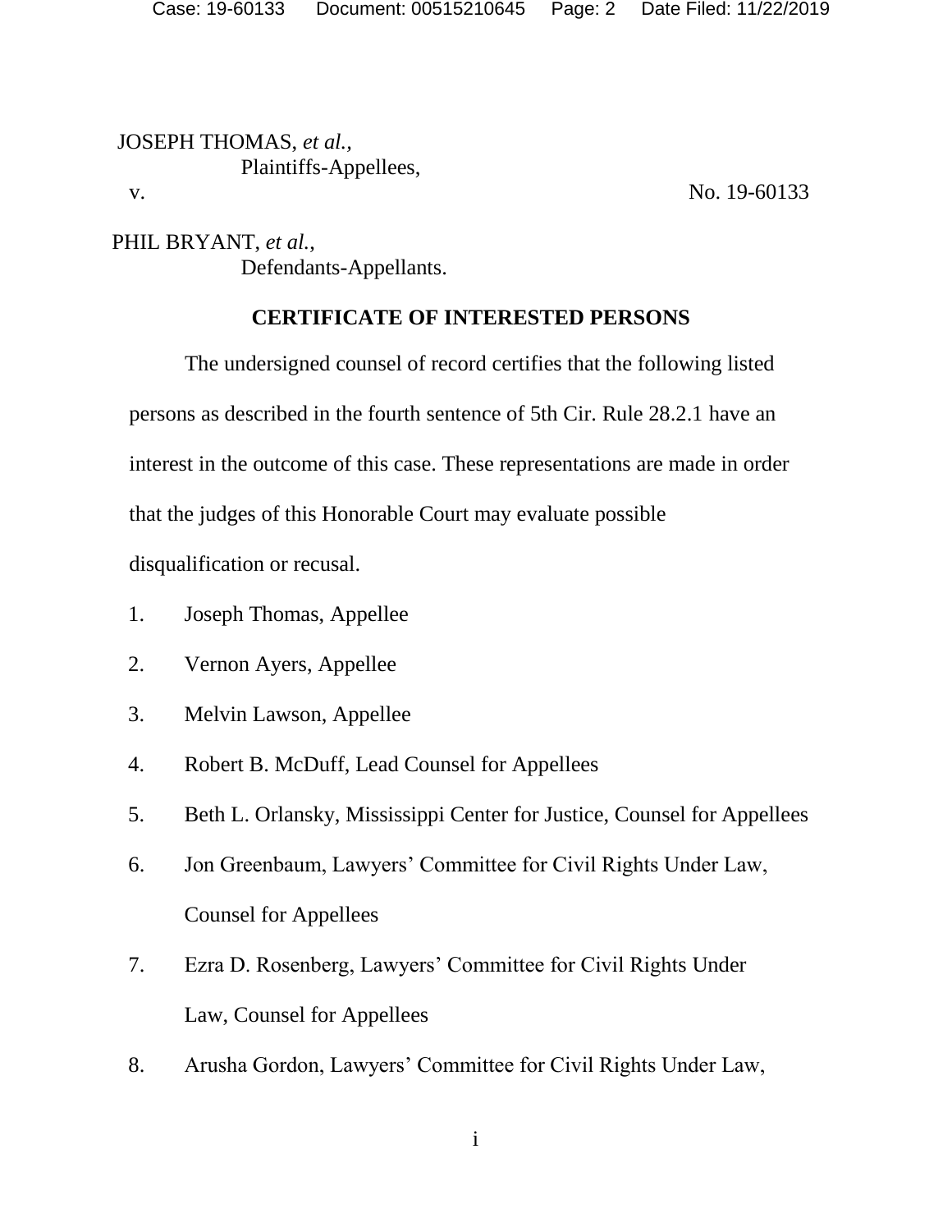JOSEPH THOMAS, *et al.*,
Plaintiffs-Appellees,

v. No. 19-60133

PHIL BRYANT, *et al.*,
Defendants-Appellants.

**CERTIFICATE OF INTERESTED PERSONS**

The undersigned counsel of record certifies that the following listed persons as described in the fourth sentence of 5th Cir. Rule 28.2.1 have an interest in the outcome of this case. These representations are made in order that the judges of this Honorable Court may evaluate possible disqualification or recusal.

1. Joseph Thomas, Appellee
2. Vernon Ayers, Appellee
3. Melvin Lawson, Appellee
4. Robert B. McDuff, Lead Counsel for Appellees
5. Beth L. Orlansky, Mississippi Center for Justice, Counsel for Appellees
6. Jon Greenbaum, Lawyers' Committee for Civil Rights Under Law, Counsel for Appellees
7. Ezra D. Rosenberg, Lawyers' Committee for Civil Rights Under Law, Counsel for Appellees
8. Arusha Gordon, Lawyers' Committee for Civil Rights Under Law,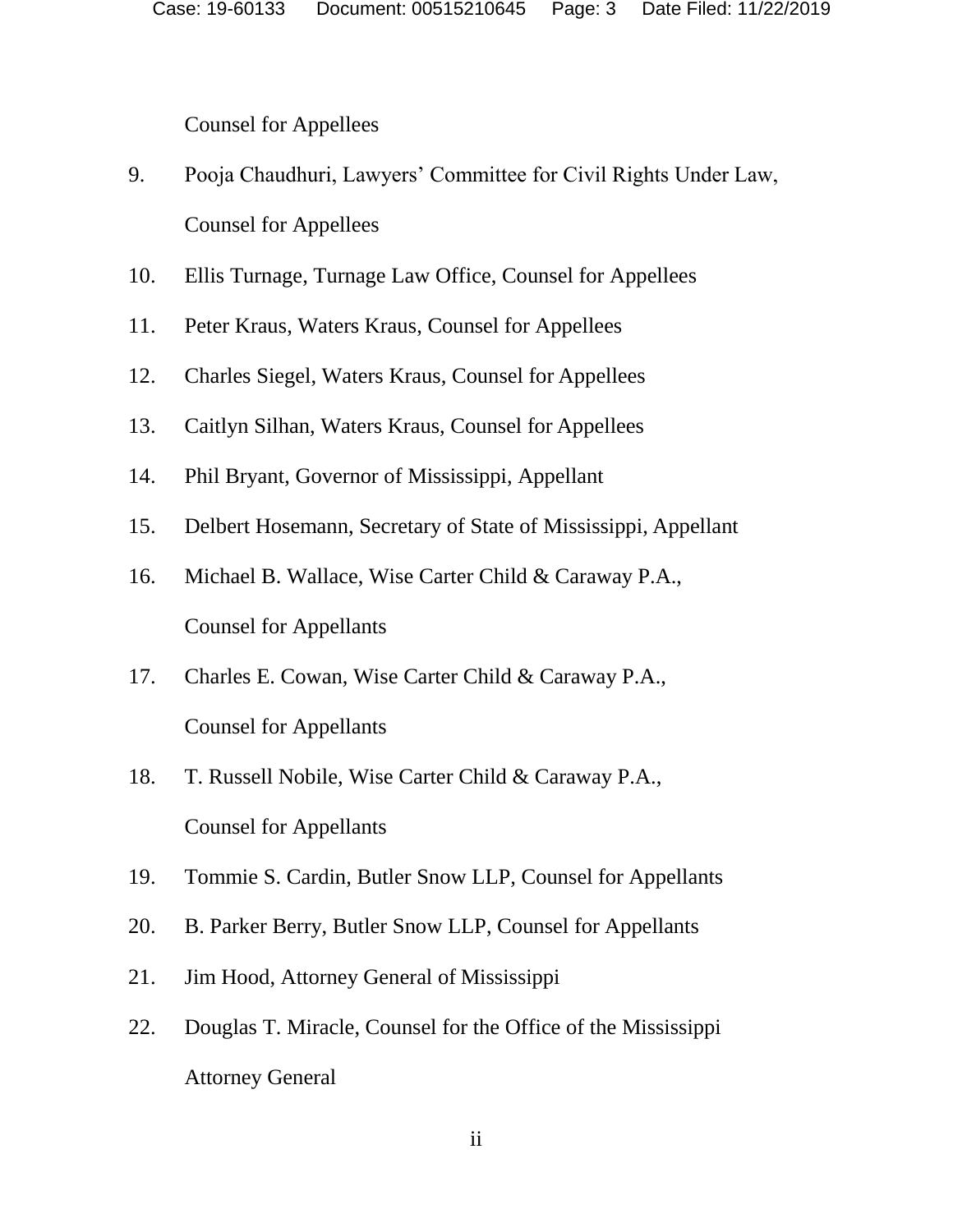Counsel for Appellees

9. Pooja Chaudhuri, Lawyers' Committee for Civil Rights Under Law, Counsel for Appellees
10. Ellis Turnage, Turnage Law Office, Counsel for Appellees
11. Peter Kraus, Waters Kraus, Counsel for Appellees
12. Charles Siegel, Waters Kraus, Counsel for Appellees
13. Caitlyn Silhan, Waters Kraus, Counsel for Appellees
14. Phil Bryant, Governor of Mississippi, Appellant
15. Delbert Hosemann, Secretary of State of Mississippi, Appellant
16. Michael B. Wallace, Wise Carter Child & Caraway P.A., Counsel for Appellants
17. Charles E. Cowan, Wise Carter Child & Caraway P.A., Counsel for Appellants
18. T. Russell Nobile, Wise Carter Child & Caraway P.A., Counsel for Appellants
19. Tommie S. Cardin, Butler Snow LLP, Counsel for Appellants
20. B. Parker Berry, Butler Snow LLP, Counsel for Appellants
21. Jim Hood, Attorney General of Mississippi
22. Douglas T. Miracle, Counsel for the Office of the Mississippi Attorney General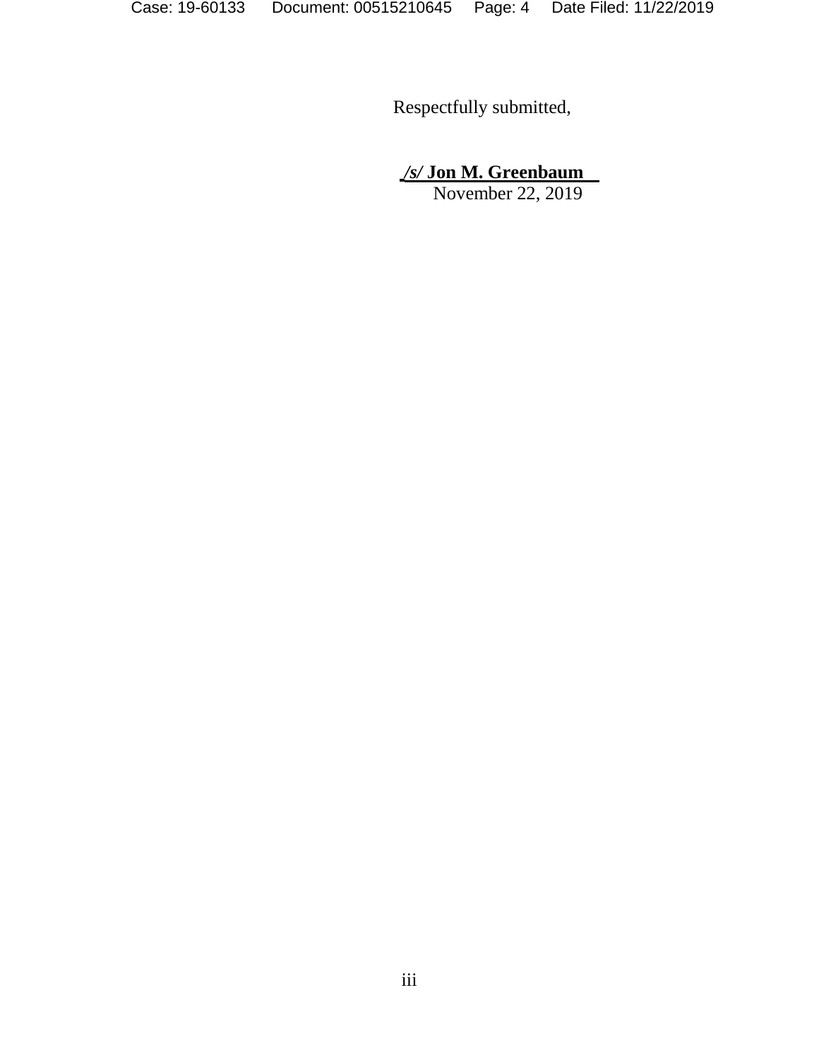Respectfully submitted,

***/s/* Jon M. Greenbaum**
November 22, 2019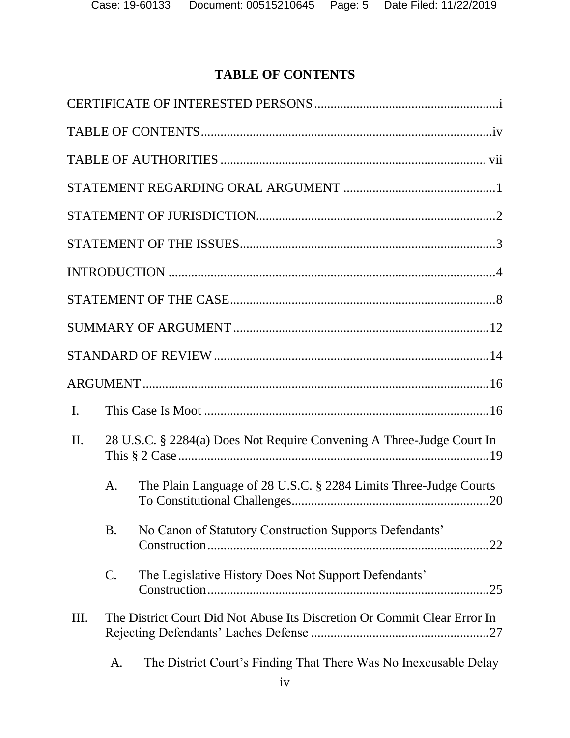# TABLE OF CONTENTS

CERTIFICATE OF INTERESTED PERSONS .......................................................... i

TABLE OF CONTENTS ......................................................................................... iv

TABLE OF AUTHORITIES ................................................................................. vii

STATEMENT REGARDING ORAL ARGUMENT ............................................... 1

STATEMENT OF JURISDICTION .......................................................................... 2

STATEMENT OF THE ISSUES ............................................................................... 3

INTRODUCTION ..................................................................................................... 4

STATEMENT OF THE CASE .................................................................................. 8

SUMMARY OF ARGUMENT ................................................................................ 12

STANDARD OF REVIEW ...................................................................................... 14

ARGUMENT ........................................................................................................... 16

I. This Case Is Moot ......................................................................................... 16

II. 28 U.S.C. § 2284(a) Does Not Require Convening A Three-Judge Court In This § 2 Case ................................................................................................. 19

   A. The Plain Language of 28 U.S.C. § 2284 Limits Three-Judge Courts To Constitutional Challenges ............................................................. 20

   B. No Canon of Statutory Construction Supports Defendants' Construction ....................................................................................... 22

   C. The Legislative History Does Not Support Defendants' Construction ....................................................................................... 25

III. The District Court Did Not Abuse Its Discretion Or Commit Clear Error In Rejecting Defendants' Laches Defense ........................................................ 27

   A. The District Court's Finding That There Was No Inexcusable Delay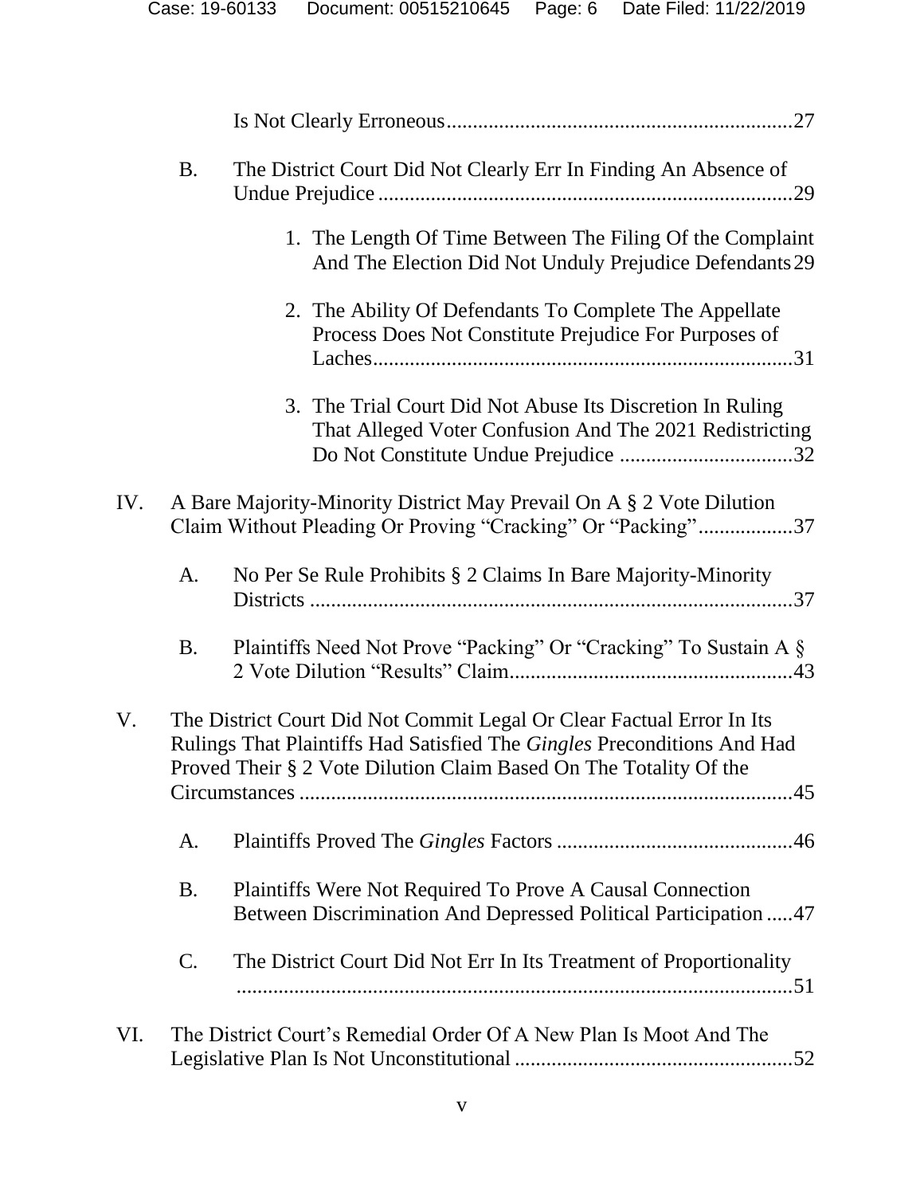Is Not Clearly Erroneous..................................................................27

B. The District Court Did Not Clearly Err In Finding An Absence of Undue Prejudice ...............................................................................29

1. The Length Of Time Between The Filing Of the Complaint And The Election Did Not Unduly Prejudice Defendants 29

2. The Ability Of Defendants To Complete The Appellate Process Does Not Constitute Prejudice For Purposes of Laches................................................................................31

3. The Trial Court Did Not Abuse Its Discretion In Ruling That Alleged Voter Confusion And The 2021 Redistricting Do Not Constitute Undue Prejudice .................................32

IV. A Bare Majority-Minority District May Prevail On A § 2 Vote Dilution Claim Without Pleading Or Proving "Cracking" Or "Packing"..................37

A. No Per Se Rule Prohibits § 2 Claims In Bare Majority-Minority Districts ............................................................................................37

B. Plaintiffs Need Not Prove "Packing" Or "Cracking" To Sustain A § 2 Vote Dilution "Results" Claim......................................................43

V. The District Court Did Not Commit Legal Or Clear Factual Error In Its Rulings That Plaintiffs Had Satisfied The *Gingles* Preconditions And Had Proved Their § 2 Vote Dilution Claim Based On The Totality Of the Circumstances .............................................................................................45

A. Plaintiffs Proved The *Gingles* Factors .............................................46

B. Plaintiffs Were Not Required To Prove A Causal Connection Between Discrimination And Depressed Political Participation .....47

C. The District Court Did Not Err In Its Treatment of Proportionality ..........................................................................................................51

VI. The District Court's Remedial Order Of A New Plan Is Moot And The Legislative Plan Is Not Unconstitutional .....................................................52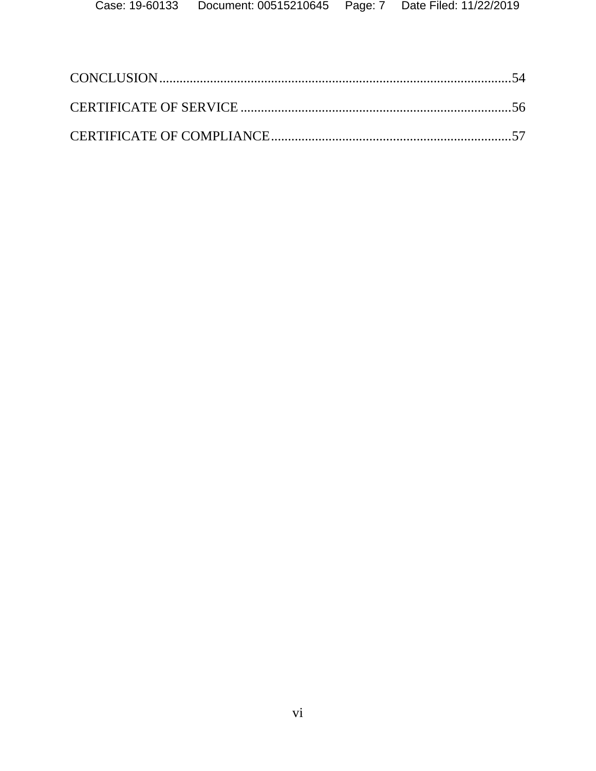CONCLUSION......................................................................................................54

CERTIFICATE OF SERVICE ..............................................................................56

CERTIFICATE OF COMPLIANCE......................................................................57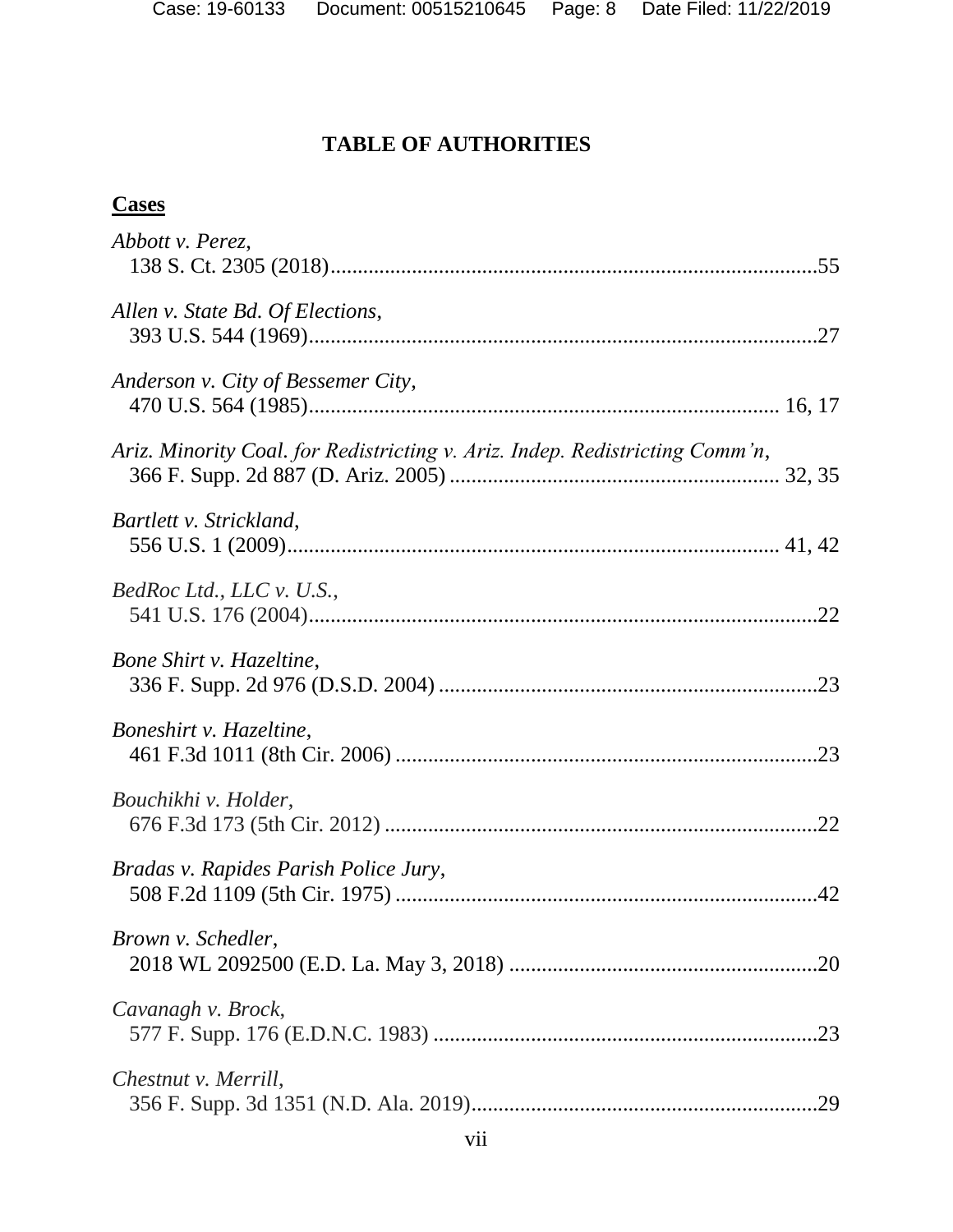# TABLE OF AUTHORITIES

**Cases**

*Abbott v. Perez*,
138 S. Ct. 2305 (2018) ....................................................................................55

*Allen v. State Bd. Of Elections*,
393 U.S. 544 (1969) ........................................................................................27

*Anderson v. City of Bessemer City*,
470 U.S. 564 (1985) ................................................................................ 16, 17

*Ariz. Minority Coal. for Redistricting v. Ariz. Indep. Redistricting Comm'n*,
366 F. Supp. 2d 887 (D. Ariz. 2005) ...................................................... 32, 35

*Bartlett v. Strickland*,
556 U.S. 1 (2009) ................................................................................... 41, 42

*BedRoc Ltd., LLC v. U.S.*,
541 U.S. 176 (2004) ........................................................................................22

*Bone Shirt v. Hazeltine*,
336 F. Supp. 2d 976 (D.S.D. 2004) .................................................................23

*Boneshirt v. Hazeltine*,
461 F.3d 1011 (8th Cir. 2006) .........................................................................23

*Bouchikhi v. Holder*,
676 F.3d 173 (5th Cir. 2012) ...........................................................................22

*Bradas v. Rapides Parish Police Jury*,
508 F.2d 1109 (5th Cir. 1975) .........................................................................42

*Brown v. Schedler*,
2018 WL 2092500 (E.D. La. May 3, 2018) .....................................................20

*Cavanagh v. Brock*,
577 F. Supp. 176 (E.D.N.C. 1983) ..................................................................23

*Chestnut v. Merrill*,
356 F. Supp. 3d 1351 (N.D. Ala. 2019) ...........................................................29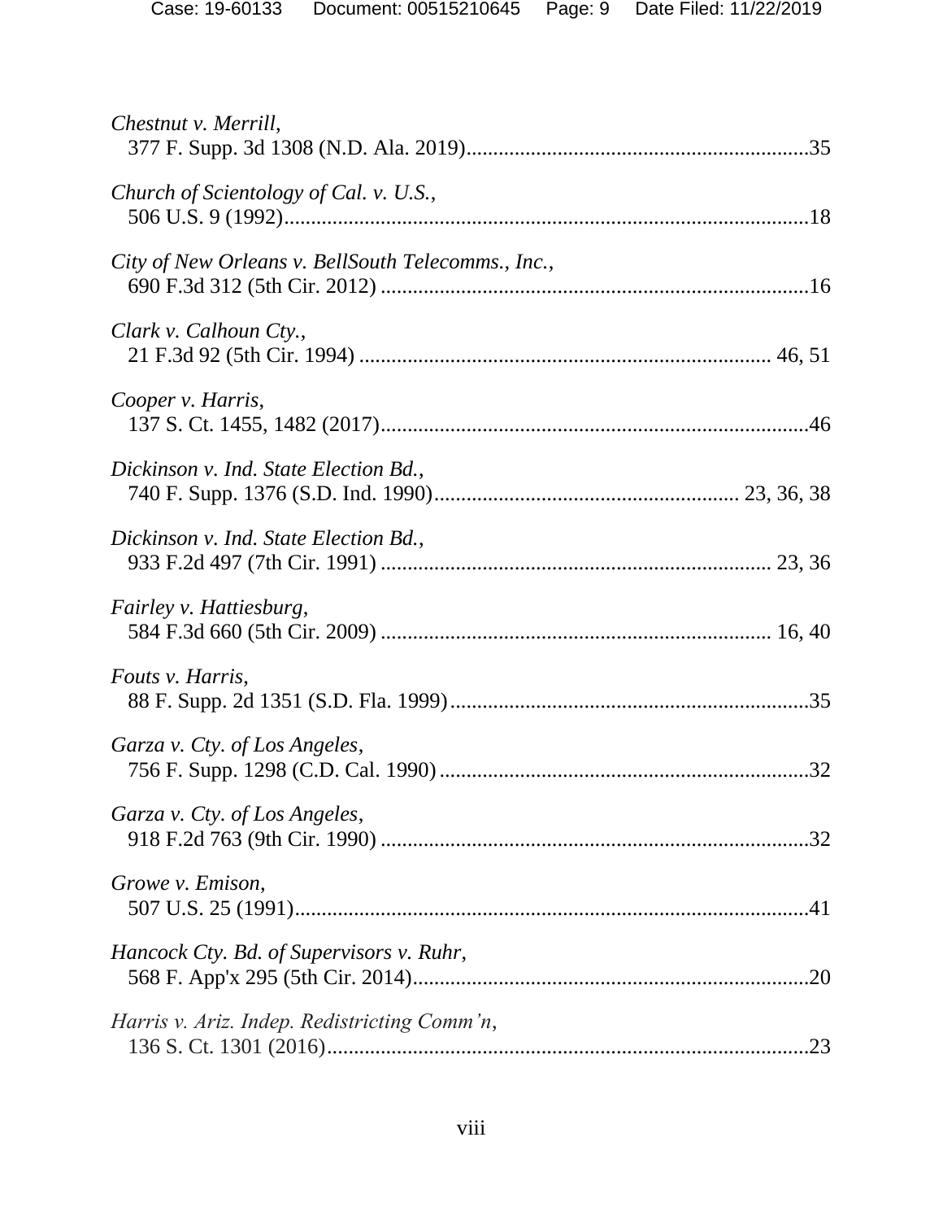*Chestnut v. Merrill*,
377 F. Supp. 3d 1308 (N.D. Ala. 2019)................................................................35

*Church of Scientology of Cal. v. U.S.*,
506 U.S. 9 (1992)..................................................................................................18

*City of New Orleans v. BellSouth Telecomms., Inc.*,
690 F.3d 312 (5th Cir. 2012) ................................................................................16

*Clark v. Calhoun Cty.*,
21 F.3d 92 (5th Cir. 1994) ............................................................................. 46, 51

*Cooper v. Harris*,
137 S. Ct. 1455, 1482 (2017)................................................................................46

*Dickinson v. Ind. State Election Bd.*,
740 F. Supp. 1376 (S.D. Ind. 1990)......................................................... 23, 36, 38

*Dickinson v. Ind. State Election Bd.*,
933 F.2d 497 (7th Cir. 1991) ......................................................................... 23, 36

*Fairley v. Hattiesburg*,
584 F.3d 660 (5th Cir. 2009) ......................................................................... 16, 40

*Fouts v. Harris*,
88 F. Supp. 2d 1351 (S.D. Fla. 1999)....................................................................35

*Garza v. Cty. of Los Angeles*,
756 F. Supp. 1298 (C.D. Cal. 1990) .....................................................................32

*Garza v. Cty. of Los Angeles*,
918 F.2d 763 (9th Cir. 1990) ................................................................................32

*Growe v. Emison*,
507 U.S. 25 (1991).................................................................................................41

*Hancock Cty. Bd. of Supervisors v. Ruhr*,
568 F. App'x 295 (5th Cir. 2014)...........................................................................20

*Harris v. Ariz. Indep. Redistricting Comm'n*,
136 S. Ct. 1301 (2016)...........................................................................................23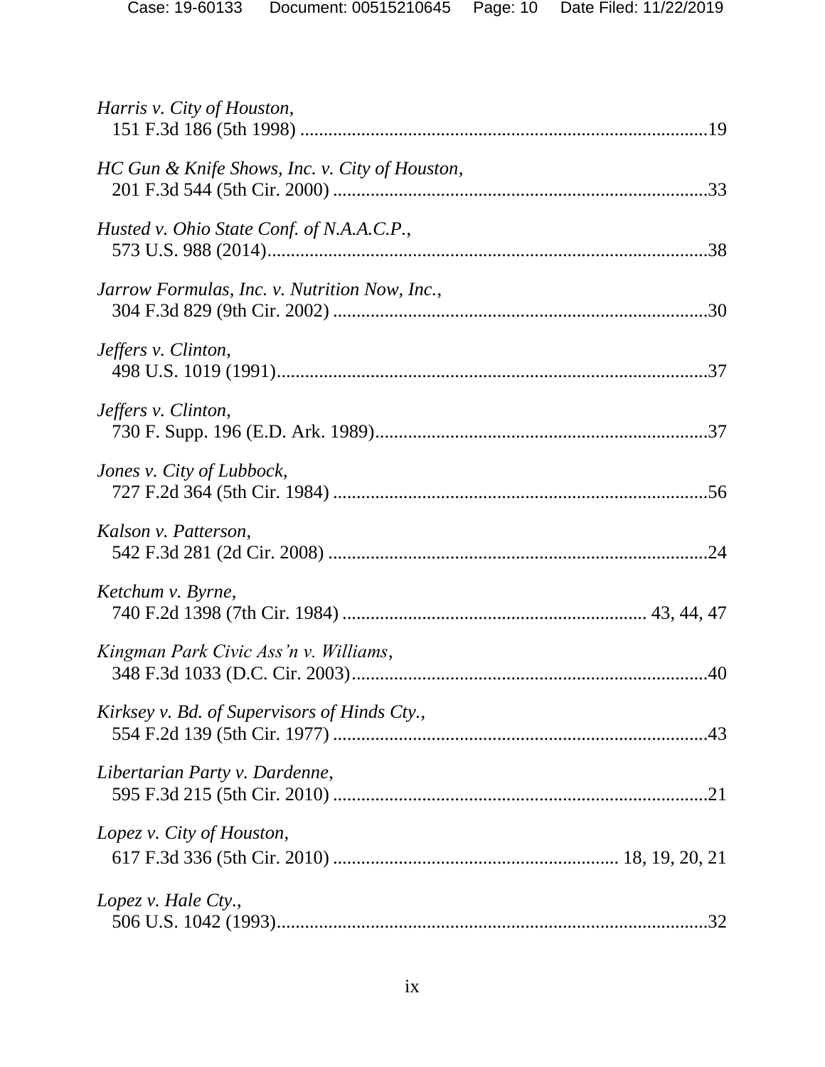*Harris v. City of Houston*,
151 F.3d 186 (5th 1998) ........................................................................................19

*HC Gun & Knife Shows, Inc. v. City of Houston*,
201 F.3d 544 (5th Cir. 2000) ................................................................................33

*Husted v. Ohio State Conf. of N.A.A.C.P.*,
573 U.S. 988 (2014)...............................................................................................38

*Jarrow Formulas, Inc. v. Nutrition Now, Inc.*,
304 F.3d 829 (9th Cir. 2002) ................................................................................30

*Jeffers v. Clinton*,
498 U.S. 1019 (1991).............................................................................................37

*Jeffers v. Clinton*,
730 F. Supp. 196 (E.D. Ark. 1989).......................................................................37

*Jones v. City of Lubbock*,
727 F.2d 364 (5th Cir. 1984) ................................................................................56

*Kalson v. Patterson*,
542 F.3d 281 (2d Cir. 2008) .................................................................................24

*Ketchum v. Byrne*,
740 F.2d 1398 (7th Cir. 1984) ................................................................ 43, 44, 47

*Kingman Park Civic Ass'n v. Williams*,
348 F.3d 1033 (D.C. Cir. 2003)............................................................................40

*Kirksey v. Bd. of Supervisors of Hinds Cty.*,
554 F.2d 139 (5th Cir. 1977) ................................................................................43

*Libertarian Party v. Dardenne*,
595 F.3d 215 (5th Cir. 2010) ................................................................................21

*Lopez v. City of Houston*,
617 F.3d 336 (5th Cir. 2010) ............................................................ 18, 19, 20, 21

*Lopez v. Hale Cty.*,
506 U.S. 1042 (1993).............................................................................................32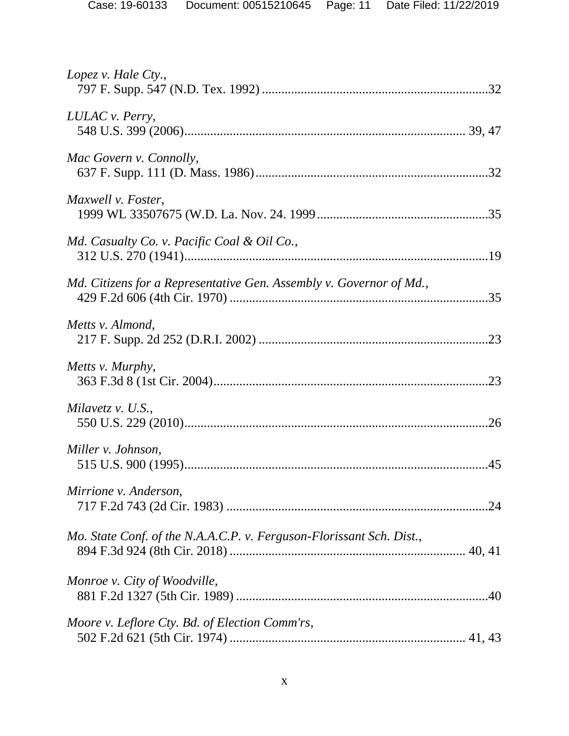*Lopez v. Hale Cty.*,
797 F. Supp. 547 (N.D. Tex. 1992) .....................................................................32

*LULAC v. Perry*,
548 U.S. 399 (2006)..................................................................................... 39, 47

*Mac Govern v. Connolly*,
637 F. Supp. 111 (D. Mass. 1986).......................................................................32

*Maxwell v. Foster*,
1999 WL 33507675 (W.D. La. Nov. 24. 1999.....................................................35

*Md. Casualty Co. v. Pacific Coal & Oil Co.*,
312 U.S. 270 (1941).............................................................................................19

*Md. Citizens for a Representative Gen. Assembly v. Governor of Md.*,
429 F.2d 606 (4th Cir. 1970) ................................................................................35

*Metts v. Almond*,
217 F. Supp. 2d 252 (D.R.I. 2002) .......................................................................23

*Metts v. Murphy*,
363 F.3d 8 (1st Cir. 2004).....................................................................................23

*Milavetz v. U.S.*,
550 U.S. 229 (2010)..............................................................................................26

*Miller v. Johnson*,
515 U.S. 900 (1995)..............................................................................................45

*Mirrione v. Anderson*,
717 F.2d 743 (2d Cir. 1983) .................................................................................24

*Mo. State Conf. of the N.A.A.C.P. v. Ferguson-Florissant Sch. Dist.*,
894 F.3d 924 (8th Cir. 2018) ........................................................................ 40, 41

*Monroe v. City of Woodville*,
881 F.2d 1327 (5th Cir. 1989) ..............................................................................40

*Moore v. Leflore Cty. Bd. of Election Comm'rs*,
502 F.2d 621 (5th Cir. 1974) ........................................................................ 41, 43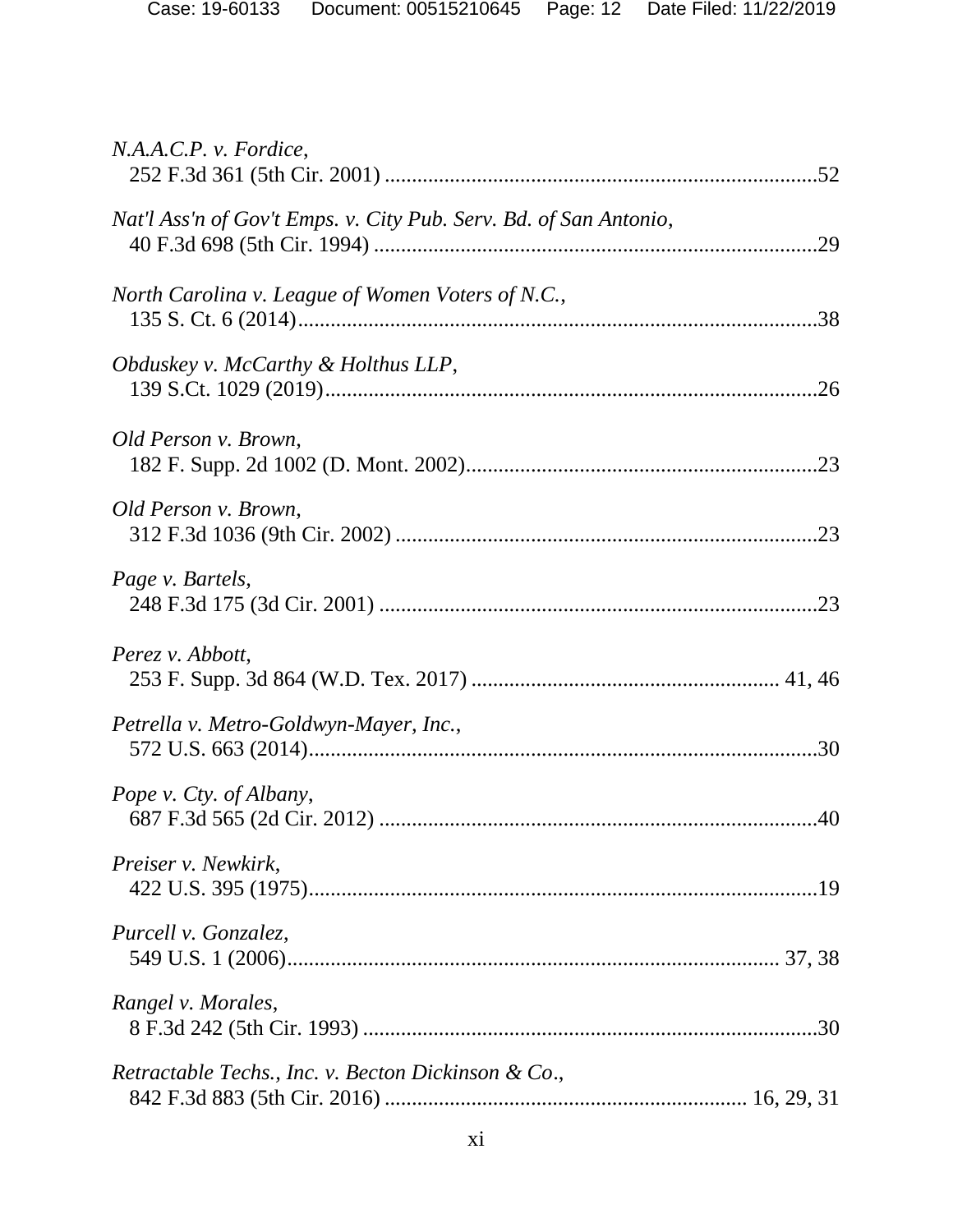*N.A.A.C.P. v. Fordice*,
252 F.3d 361 (5th Cir. 2001) ....................................................................................52

*Nat'l Ass'n of Gov't Emps. v. City Pub. Serv. Bd. of San Antonio*,
40 F.3d 698 (5th Cir. 1994) ......................................................................................29

*North Carolina v. League of Women Voters of N.C.*,
135 S. Ct. 6 (2014)....................................................................................................38

*Obduskey v. McCarthy & Holthus LLP*,
139 S.Ct. 1029 (2019)...............................................................................................26

*Old Person v. Brown*,
182 F. Supp. 2d 1002 (D. Mont. 2002)....................................................................23

*Old Person v. Brown*,
312 F.3d 1036 (9th Cir. 2002) ..................................................................................23

*Page v. Bartels*,
248 F.3d 175 (3d Cir. 2001) .....................................................................................23

*Perez v. Abbott*,
253 F. Supp. 3d 864 (W.D. Tex. 2017) ........................................................ 41, 46

*Petrella v. Metro-Goldwyn-Mayer, Inc.*,
572 U.S. 663 (2014)..................................................................................................30

*Pope v. Cty. of Albany*,
687 F.3d 565 (2d Cir. 2012) .....................................................................................40

*Preiser v. Newkirk*,
422 U.S. 395 (1975)..................................................................................................19

*Purcell v. Gonzalez*,
549 U.S. 1 (2006)........................................................................................... 37, 38

*Rangel v. Morales*,
8 F.3d 242 (5th Cir. 1993) ........................................................................................30

*Retractable Techs., Inc. v. Becton Dickinson & Co.*,
842 F.3d 883 (5th Cir. 2016) ................................................................. 16, 29, 31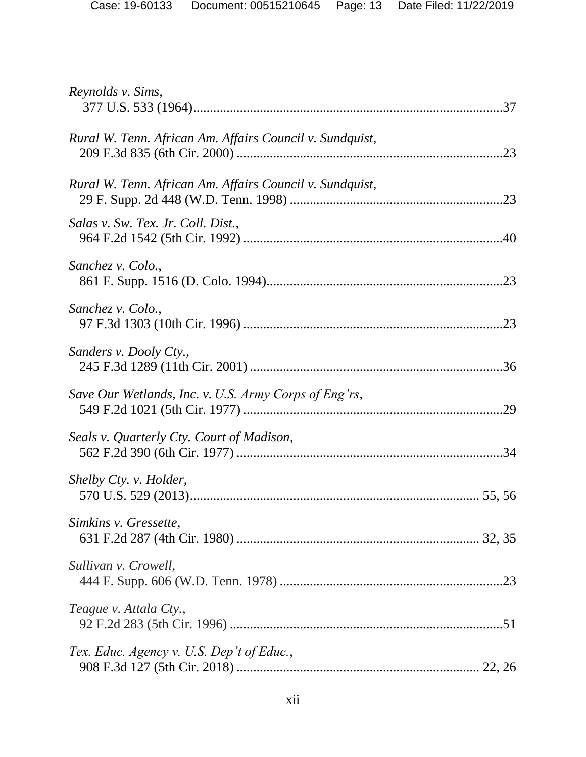*Reynolds v. Sims*,
377 U.S. 533 (1964).............................................................................................37

*Rural W. Tenn. African Am. Affairs Council v. Sundquist*,
209 F.3d 835 (6th Cir. 2000) ...............................................................................23

*Rural W. Tenn. African Am. Affairs Council v. Sundquist*,
29 F. Supp. 2d 448 (W.D. Tenn. 1998) ...............................................................23

*Salas v. Sw. Tex. Jr. Coll. Dist.*,
964 F.2d 1542 (5th Cir. 1992) .............................................................................40

*Sanchez v. Colo.*,
861 F. Supp. 1516 (D. Colo. 1994)......................................................................23

*Sanchez v. Colo.*,
97 F.3d 1303 (10th Cir. 1996) .............................................................................23

*Sanders v. Dooly Cty.*,
245 F.3d 1289 (11th Cir. 2001) ...........................................................................36

*Save Our Wetlands, Inc. v. U.S. Army Corps of Eng'rs*,
549 F.2d 1021 (5th Cir. 1977) .............................................................................29

*Seals v. Quarterly Cty. Court of Madison*,
562 F.2d 390 (6th Cir. 1977) ...............................................................................34

*Shelby Cty. v. Holder*,
570 U.S. 529 (2013)....................................................................................... 55, 56

*Simkins v. Gressette*,
631 F.2d 287 (4th Cir. 1980) ........................................................................ 32, 35

*Sullivan v. Crowell*,
444 F. Supp. 606 (W.D. Tenn. 1978) ..................................................................23

*Teague v. Attala Cty.*,
92 F.2d 283 (5th Cir. 1996) .................................................................................51

*Tex. Educ. Agency v. U.S. Dep't of Educ.*,
908 F.3d 127 (5th Cir. 2018) ........................................................................ 22, 26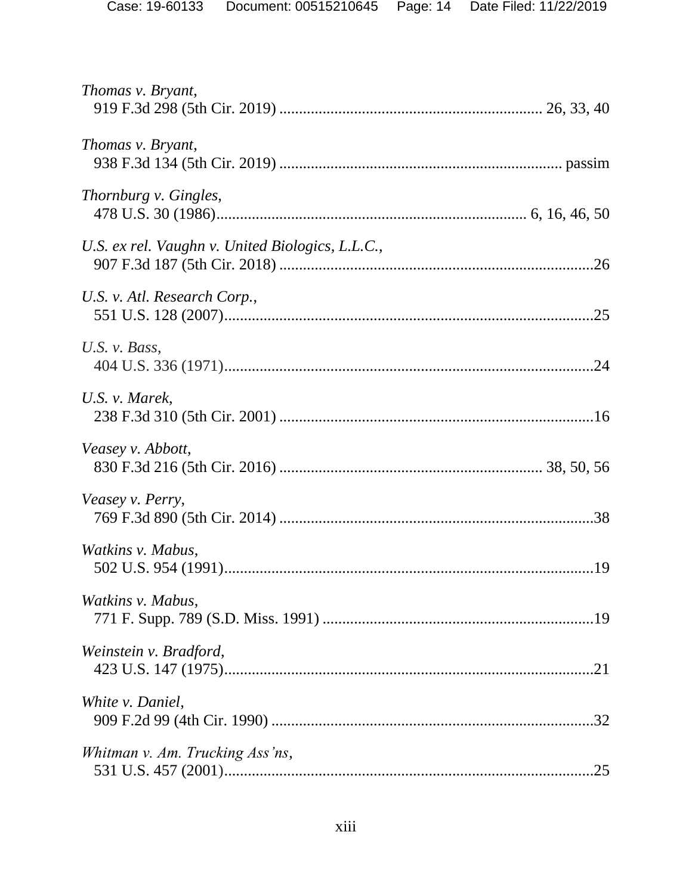*Thomas v. Bryant*,
919 F.3d 298 (5th Cir. 2019) .................................................................. 26, 33, 40

*Thomas v. Bryant*,
938 F.3d 134 (5th Cir. 2019) ........................................................................ passim

*Thornburg v. Gingles*,
478 U.S. 30 (1986)............................................................................... 6, 16, 46, 50

*U.S. ex rel. Vaughn v. United Biologics, L.L.C.*,
907 F.3d 187 (5th Cir. 2018) ..................................................................................26

*U.S. v. Atl. Research Corp.*,
551 U.S. 128 (2007)................................................................................................25

*U.S. v. Bass*,
404 U.S. 336 (1971)................................................................................................24

*U.S. v. Marek*,
238 F.3d 310 (5th Cir. 2001) ..................................................................................16

*Veasey v. Abbott*,
830 F.3d 216 (5th Cir. 2016) .................................................................. 38, 50, 56

*Veasey v. Perry*,
769 F.3d 890 (5th Cir. 2014) ..................................................................................38

*Watkins v. Mabus*,
502 U.S. 954 (1991)................................................................................................19

*Watkins v. Mabus*,
771 F. Supp. 789 (S.D. Miss. 1991) ......................................................................19

*Weinstein v. Bradford*,
423 U.S. 147 (1975)................................................................................................21

*White v. Daniel*,
909 F.2d 99 (4th Cir. 1990) ....................................................................................32

*Whitman v. Am. Trucking Ass'ns*,
531 U.S. 457 (2001)................................................................................................25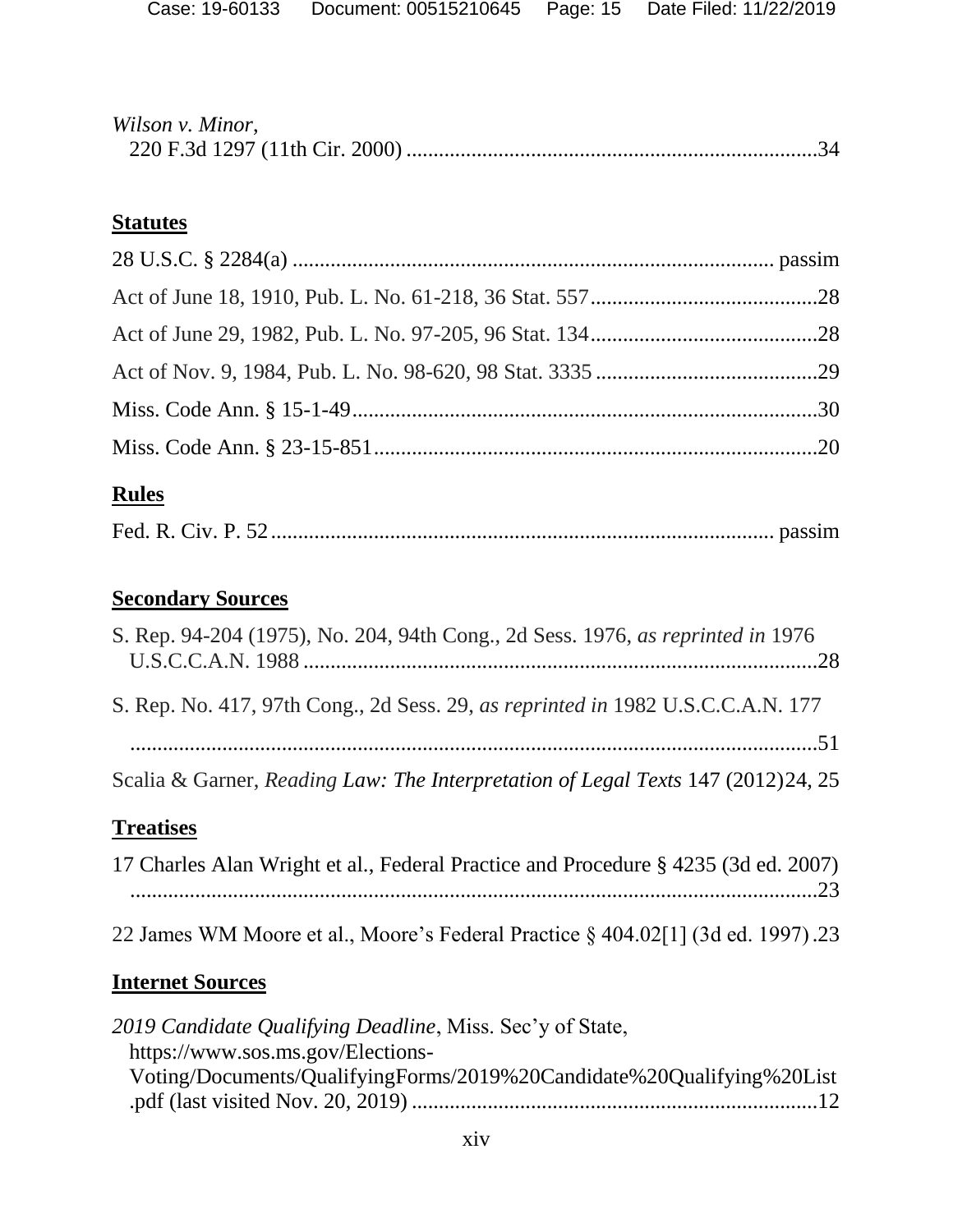*Wilson v. Minor*,
220 F.3d 1297 (11th Cir. 2000) ............................................................................34

**Statutes**

28 U.S.C. § 2284(a) ......................................................................................... passim

Act of June 18, 1910, Pub. L. No. 61-218, 36 Stat. 557..........................................28

Act of June 29, 1982, Pub. L. No. 97-205, 96 Stat. 134..........................................28

Act of Nov. 9, 1984, Pub. L. No. 98-620, 98 Stat. 3335 .........................................29

Miss. Code Ann. § 15-1-49......................................................................................30

Miss. Code Ann. § 23-15-851..................................................................................20

**Rules**

Fed. R. Civ. P. 52 ............................................................................................ passim

**Secondary Sources**

S. Rep. 94-204 (1975), No. 204, 94th Cong., 2d Sess. 1976, *as reprinted in* 1976 U.S.C.C.A.N. 1988 ................................................................................................28

S. Rep. No. 417, 97th Cong., 2d Sess. 29, *as reprinted in* 1982 U.S.C.C.A.N. 177 ...................................................................................................................................51

Scalia & Garner, *Reading Law: The Interpretation of Legal Texts* 147 (2012)24, 25

**Treatises**

17 Charles Alan Wright et al., Federal Practice and Procedure § 4235 (3d ed. 2007) ...................................................................................................................................23

22 James WM Moore et al., Moore's Federal Practice § 404.02[1] (3d ed. 1997) .23

**Internet Sources**

*2019 Candidate Qualifying Deadline*, Miss. Sec'y of State, https://www.sos.ms.gov/Elections-Voting/Documents/QualifyingForms/2019%20Candidate%20Qualifying%20List.pdf (last visited Nov. 20, 2019) ...........................................................................12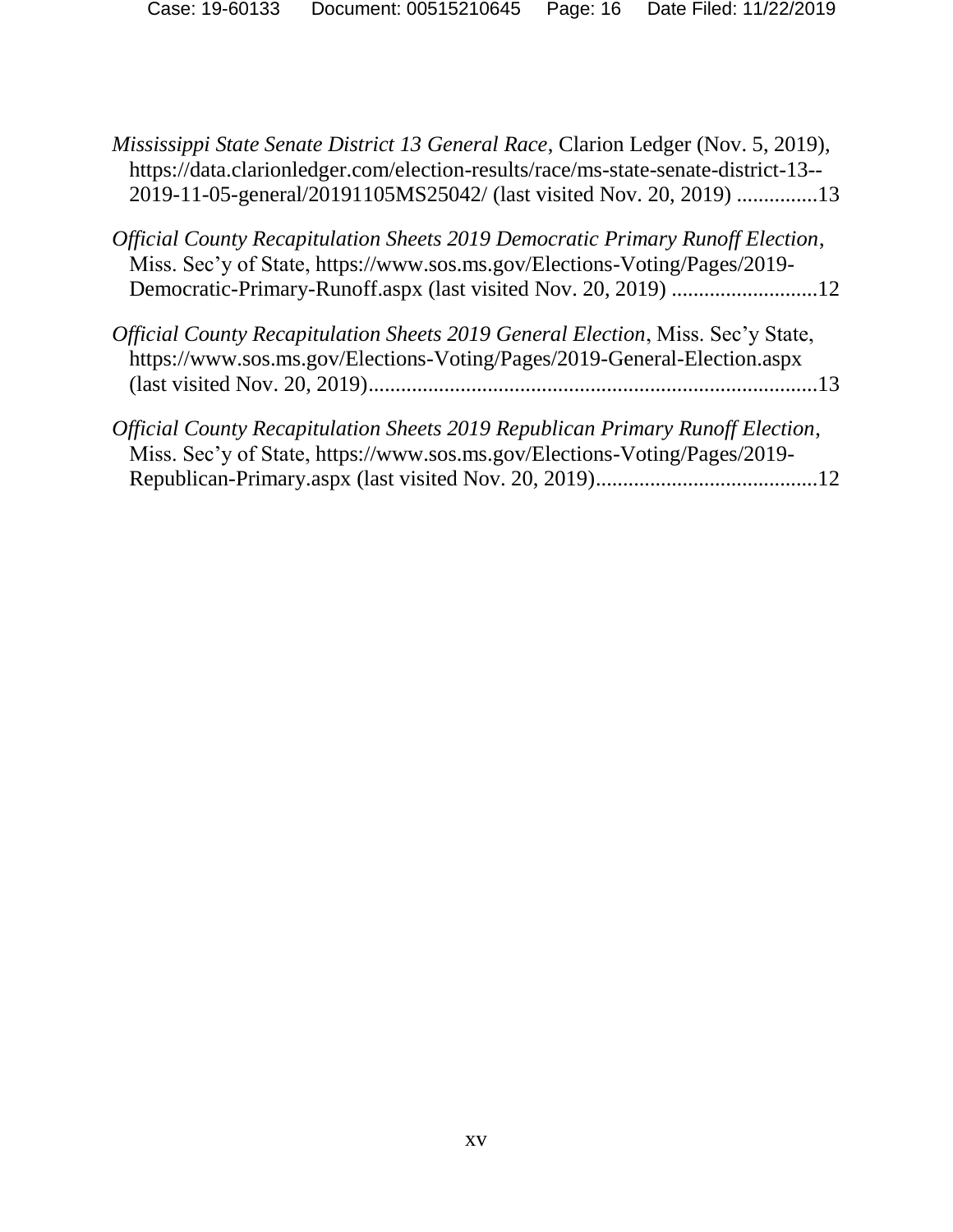*Mississippi State Senate District 13 General Race*, Clarion Ledger (Nov. 5, 2019), https://data.clarionledger.com/election-results/race/ms-state-senate-district-13--2019-11-05-general/20191105MS25042/ (last visited Nov. 20, 2019) ...............13

*Official County Recapitulation Sheets 2019 Democratic Primary Runoff Election*, Miss. Sec'y of State, https://www.sos.ms.gov/Elections-Voting/Pages/2019-Democratic-Primary-Runoff.aspx (last visited Nov. 20, 2019) ...........................12

*Official County Recapitulation Sheets 2019 General Election*, Miss. Sec'y State, https://www.sos.ms.gov/Elections-Voting/Pages/2019-General-Election.aspx (last visited Nov. 20, 2019)..................................................................................13

*Official County Recapitulation Sheets 2019 Republican Primary Runoff Election*, Miss. Sec'y of State, https://www.sos.ms.gov/Elections-Voting/Pages/2019-Republican-Primary.aspx (last visited Nov. 20, 2019).........................................12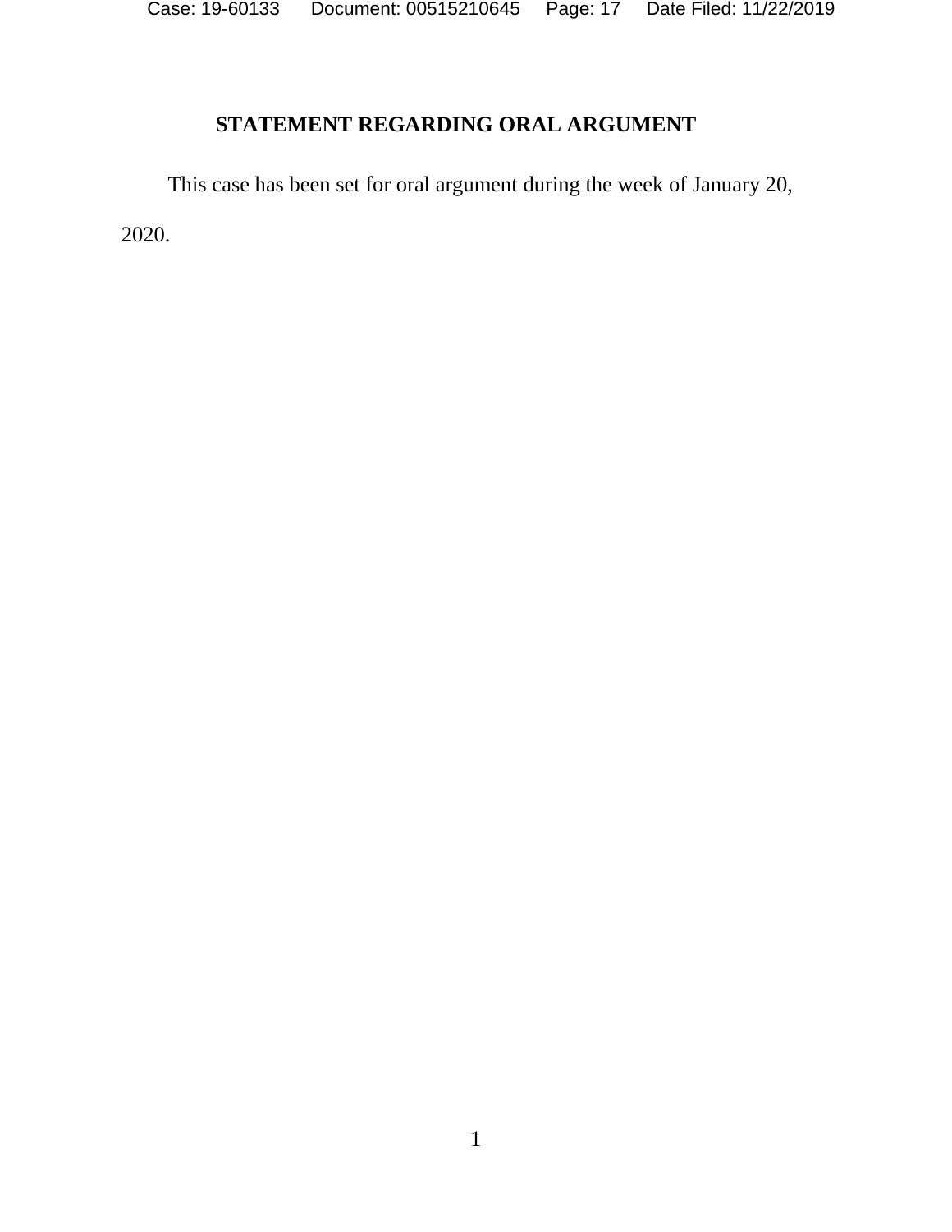## STATEMENT REGARDING ORAL ARGUMENT

This case has been set for oral argument during the week of January 20, 2020.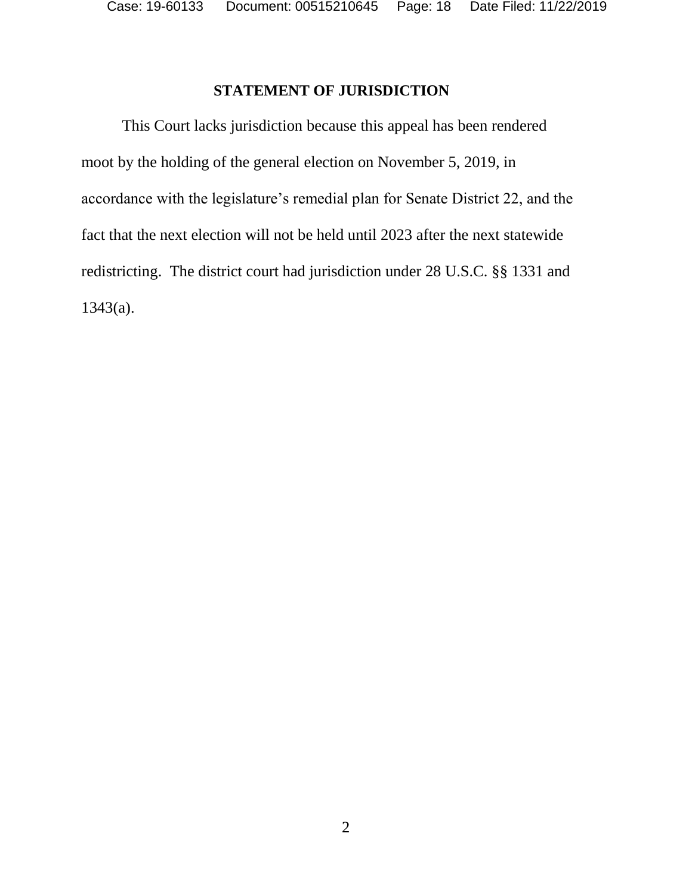## STATEMENT OF JURISDICTION

This Court lacks jurisdiction because this appeal has been rendered moot by the holding of the general election on November 5, 2019, in accordance with the legislature's remedial plan for Senate District 22, and the fact that the next election will not be held until 2023 after the next statewide redistricting. The district court had jurisdiction under 28 U.S.C. §§ 1331 and 1343(a).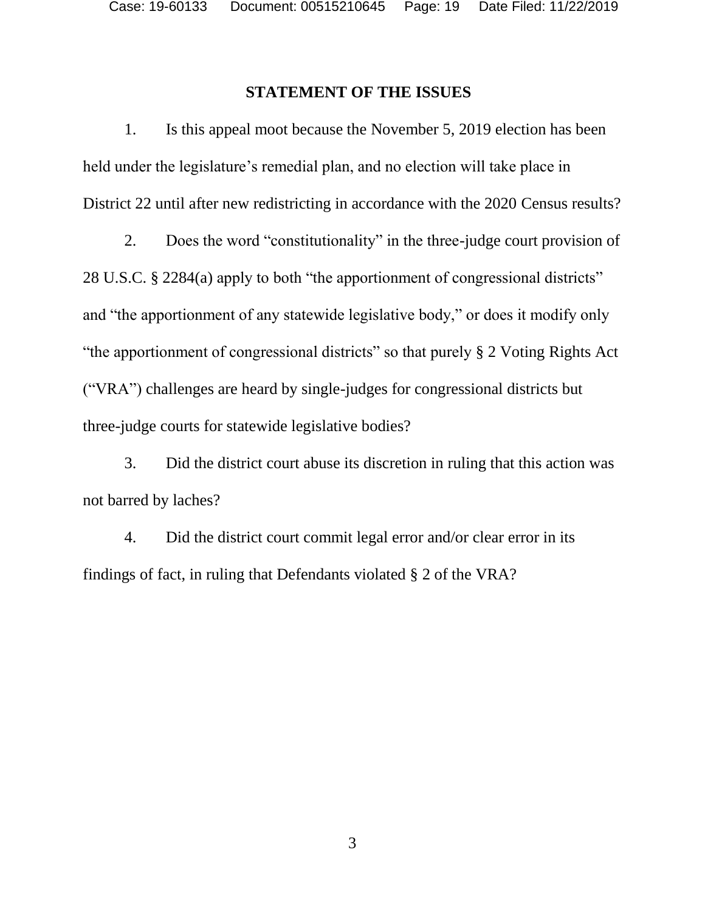## STATEMENT OF THE ISSUES

1. Is this appeal moot because the November 5, 2019 election has been held under the legislature's remedial plan, and no election will take place in District 22 until after new redistricting in accordance with the 2020 Census results?

2. Does the word "constitutionality" in the three-judge court provision of 28 U.S.C. § 2284(a) apply to both "the apportionment of congressional districts" and "the apportionment of any statewide legislative body," or does it modify only "the apportionment of congressional districts" so that purely § 2 Voting Rights Act ("VRA") challenges are heard by single-judges for congressional districts but three-judge courts for statewide legislative bodies?

3. Did the district court abuse its discretion in ruling that this action was not barred by laches?

4. Did the district court commit legal error and/or clear error in its findings of fact, in ruling that Defendants violated § 2 of the VRA?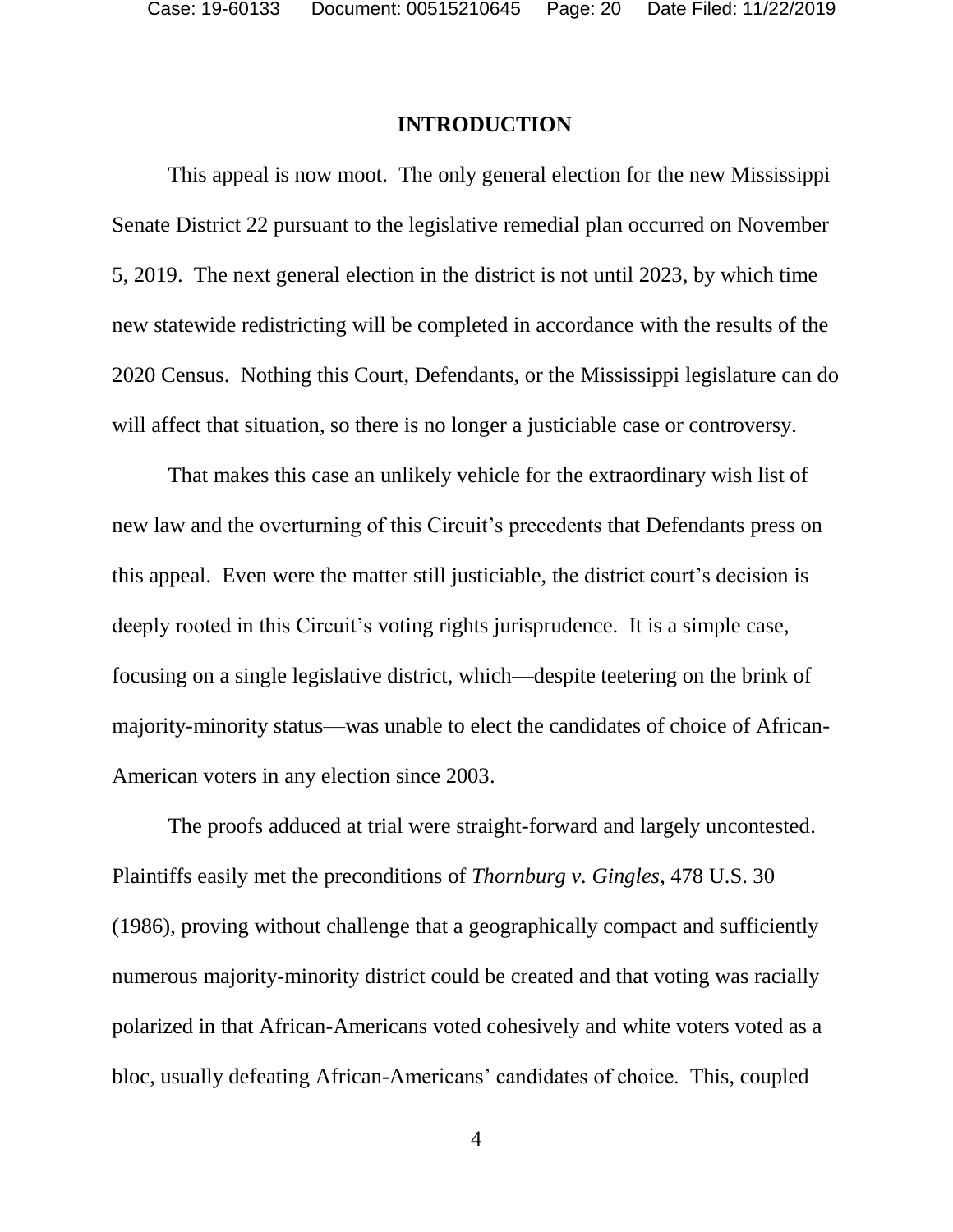## INTRODUCTION

This appeal is now moot. The only general election for the new Mississippi Senate District 22 pursuant to the legislative remedial plan occurred on November 5, 2019. The next general election in the district is not until 2023, by which time new statewide redistricting will be completed in accordance with the results of the 2020 Census. Nothing this Court, Defendants, or the Mississippi legislature can do will affect that situation, so there is no longer a justiciable case or controversy.

That makes this case an unlikely vehicle for the extraordinary wish list of new law and the overturning of this Circuit's precedents that Defendants press on this appeal. Even were the matter still justiciable, the district court's decision is deeply rooted in this Circuit's voting rights jurisprudence. It is a simple case, focusing on a single legislative district, which—despite teetering on the brink of majority-minority status—was unable to elect the candidates of choice of African-American voters in any election since 2003.

The proofs adduced at trial were straight-forward and largely uncontested. Plaintiffs easily met the preconditions of *Thornburg v. Gingles*, 478 U.S. 30 (1986), proving without challenge that a geographically compact and sufficiently numerous majority-minority district could be created and that voting was racially polarized in that African-Americans voted cohesively and white voters voted as a bloc, usually defeating African-Americans' candidates of choice. This, coupled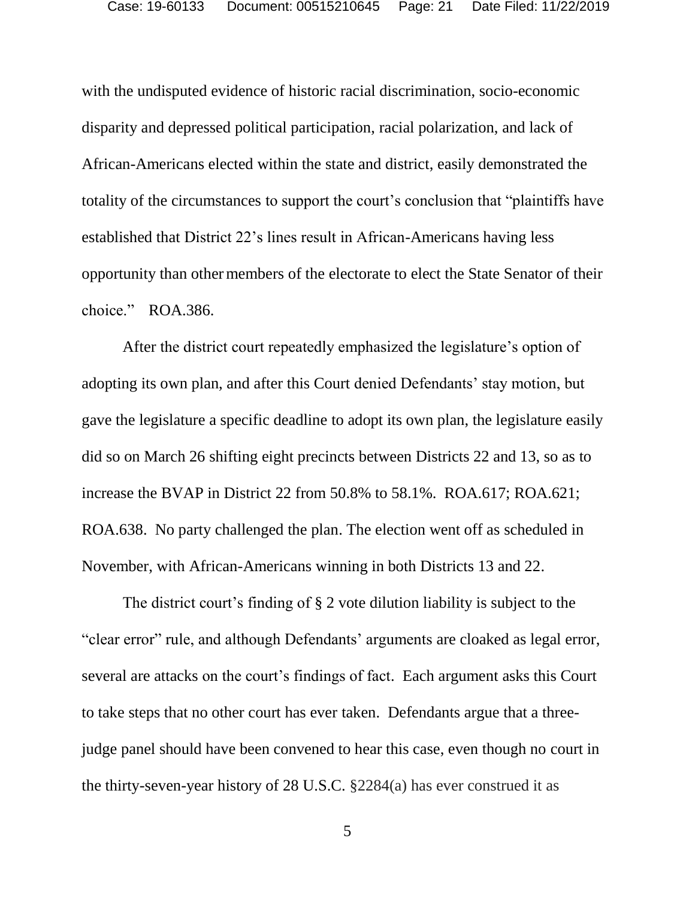with the undisputed evidence of historic racial discrimination, socio-economic disparity and depressed political participation, racial polarization, and lack of African-Americans elected within the state and district, easily demonstrated the totality of the circumstances to support the court's conclusion that "plaintiffs have established that District 22's lines result in African-Americans having less opportunity than other members of the electorate to elect the State Senator of their choice." ROA.386.

After the district court repeatedly emphasized the legislature's option of adopting its own plan, and after this Court denied Defendants' stay motion, but gave the legislature a specific deadline to adopt its own plan, the legislature easily did so on March 26 shifting eight precincts between Districts 22 and 13, so as to increase the BVAP in District 22 from 50.8% to 58.1%. ROA.617; ROA.621; ROA.638. No party challenged the plan. The election went off as scheduled in November, with African-Americans winning in both Districts 13 and 22.

The district court's finding of § 2 vote dilution liability is subject to the "clear error" rule, and although Defendants' arguments are cloaked as legal error, several are attacks on the court's findings of fact. Each argument asks this Court to take steps that no other court has ever taken. Defendants argue that a three-judge panel should have been convened to hear this case, even though no court in the thirty-seven-year history of 28 U.S.C. §2284(a) has ever construed it as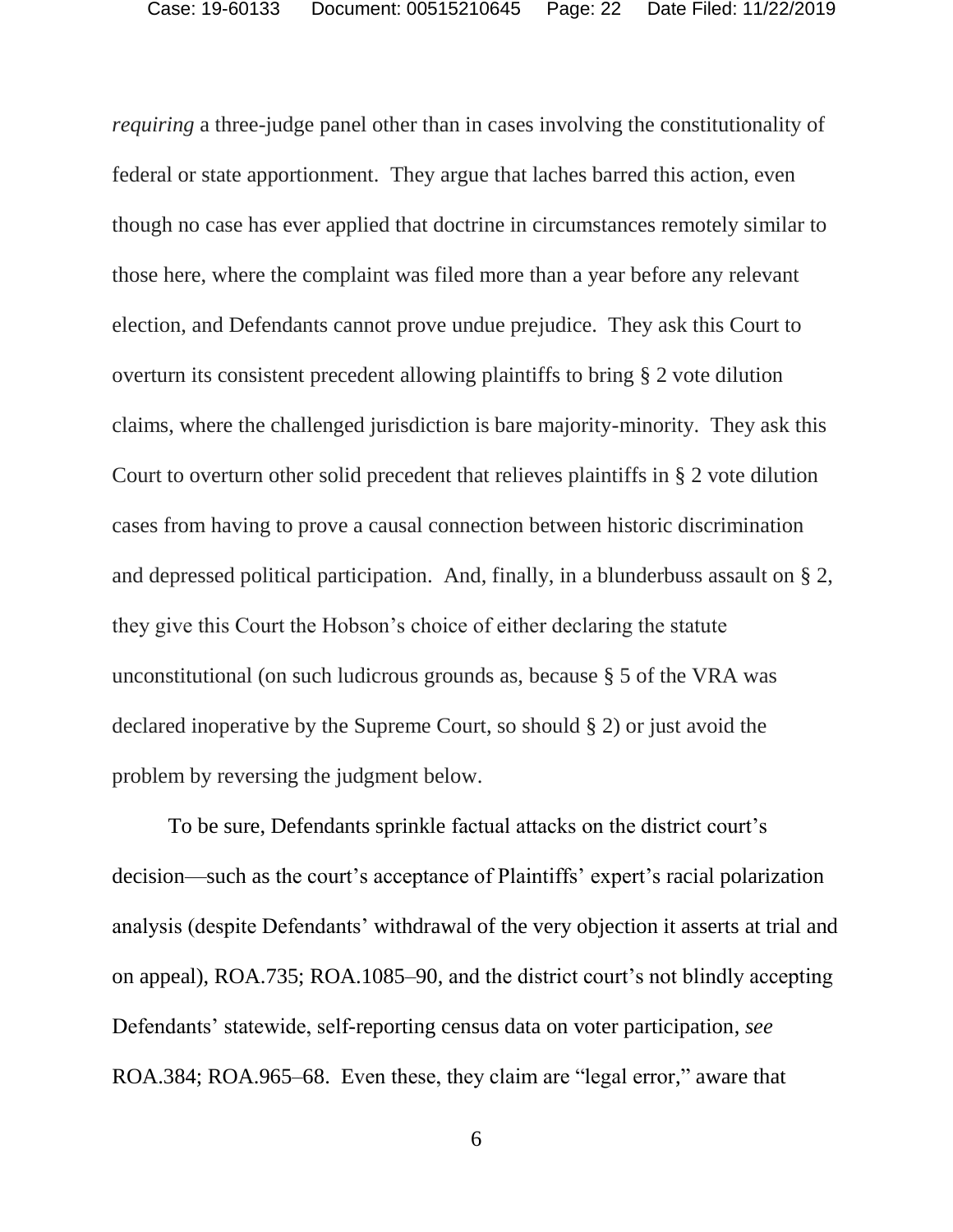*requiring* a three-judge panel other than in cases involving the constitutionality of federal or state apportionment. They argue that laches barred this action, even though no case has ever applied that doctrine in circumstances remotely similar to those here, where the complaint was filed more than a year before any relevant election, and Defendants cannot prove undue prejudice. They ask this Court to overturn its consistent precedent allowing plaintiffs to bring § 2 vote dilution claims, where the challenged jurisdiction is bare majority-minority. They ask this Court to overturn other solid precedent that relieves plaintiffs in § 2 vote dilution cases from having to prove a causal connection between historic discrimination and depressed political participation. And, finally, in a blunderbuss assault on § 2, they give this Court the Hobson's choice of either declaring the statute unconstitutional (on such ludicrous grounds as, because § 5 of the VRA was declared inoperative by the Supreme Court, so should § 2) or just avoid the problem by reversing the judgment below.

To be sure, Defendants sprinkle factual attacks on the district court's decision—such as the court's acceptance of Plaintiffs' expert's racial polarization analysis (despite Defendants' withdrawal of the very objection it asserts at trial and on appeal), ROA.735; ROA.1085–90, and the district court's not blindly accepting Defendants' statewide, self-reporting census data on voter participation, *see* ROA.384; ROA.965–68. Even these, they claim are "legal error," aware that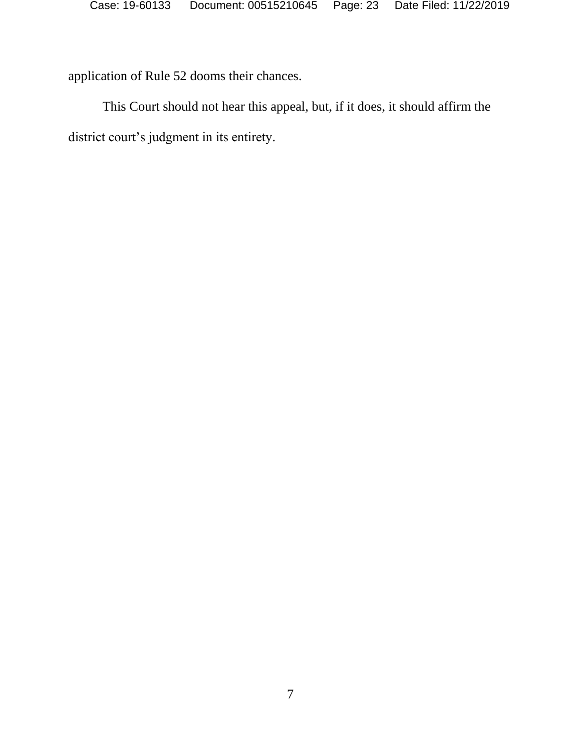application of Rule 52 dooms their chances.

This Court should not hear this appeal, but, if it does, it should affirm the district court's judgment in its entirety.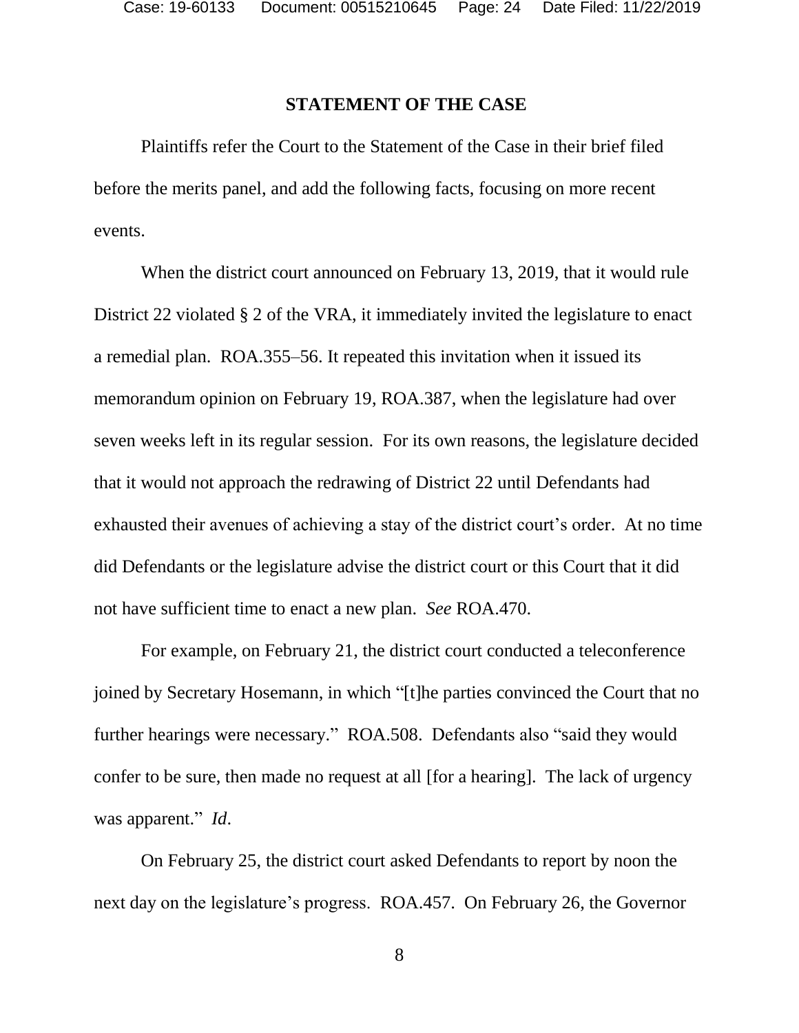## STATEMENT OF THE CASE

Plaintiffs refer the Court to the Statement of the Case in their brief filed before the merits panel, and add the following facts, focusing on more recent events.

When the district court announced on February 13, 2019, that it would rule District 22 violated § 2 of the VRA, it immediately invited the legislature to enact a remedial plan. ROA.355–56. It repeated this invitation when it issued its memorandum opinion on February 19, ROA.387, when the legislature had over seven weeks left in its regular session. For its own reasons, the legislature decided that it would not approach the redrawing of District 22 until Defendants had exhausted their avenues of achieving a stay of the district court's order. At no time did Defendants or the legislature advise the district court or this Court that it did not have sufficient time to enact a new plan. *See* ROA.470.

For example, on February 21, the district court conducted a teleconference joined by Secretary Hosemann, in which "[t]he parties convinced the Court that no further hearings were necessary." ROA.508. Defendants also "said they would confer to be sure, then made no request at all [for a hearing]. The lack of urgency was apparent." *Id*.

On February 25, the district court asked Defendants to report by noon the next day on the legislature's progress. ROA.457. On February 26, the Governor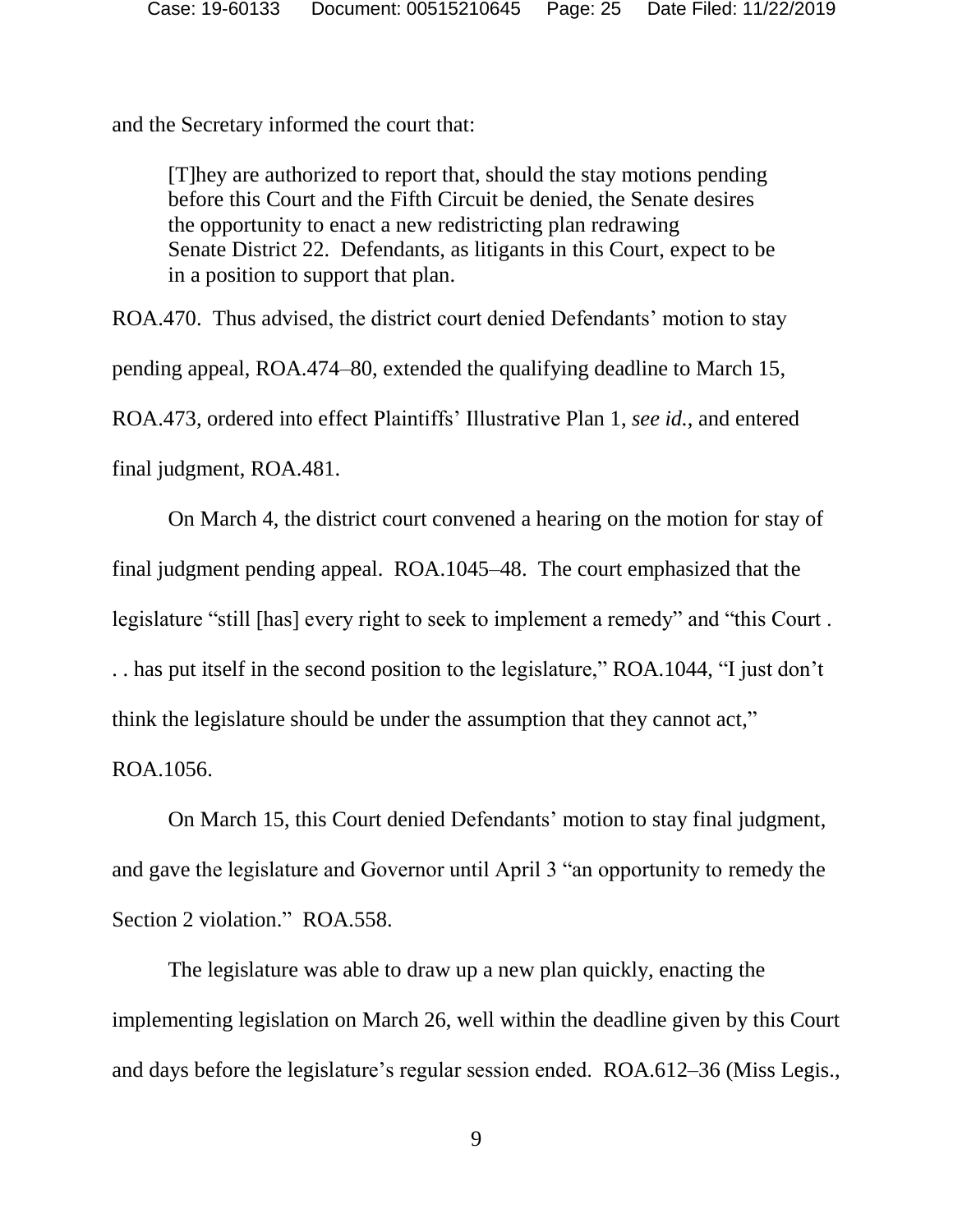and the Secretary informed the court that:

> [T]hey are authorized to report that, should the stay motions pending before this Court and the Fifth Circuit be denied, the Senate desires the opportunity to enact a new redistricting plan redrawing Senate District 22. Defendants, as litigants in this Court, expect to be in a position to support that plan.

ROA.470. Thus advised, the district court denied Defendants' motion to stay pending appeal, ROA.474–80, extended the qualifying deadline to March 15, ROA.473, ordered into effect Plaintiffs' Illustrative Plan 1, *see id.*, and entered final judgment, ROA.481.

On March 4, the district court convened a hearing on the motion for stay of final judgment pending appeal. ROA.1045–48. The court emphasized that the legislature "still [has] every right to seek to implement a remedy" and "this Court . . . has put itself in the second position to the legislature," ROA.1044, "I just don't think the legislature should be under the assumption that they cannot act," ROA.1056.

On March 15, this Court denied Defendants' motion to stay final judgment, and gave the legislature and Governor until April 3 "an opportunity to remedy the Section 2 violation." ROA.558.

The legislature was able to draw up a new plan quickly, enacting the implementing legislation on March 26, well within the deadline given by this Court and days before the legislature's regular session ended. ROA.612–36 (Miss Legis.,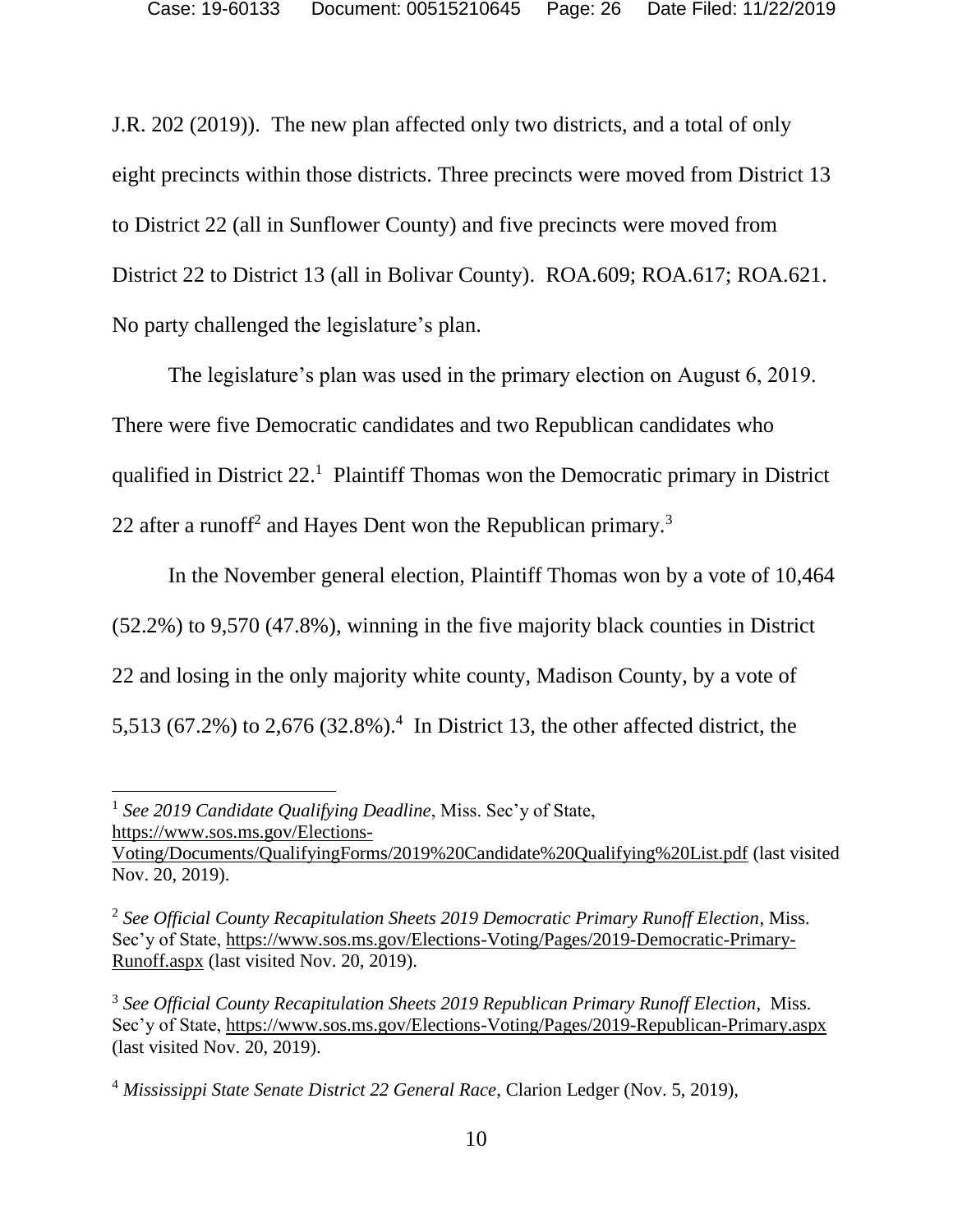J.R. 202 (2019)). The new plan affected only two districts, and a total of only eight precincts within those districts. Three precincts were moved from District 13 to District 22 (all in Sunflower County) and five precincts were moved from District 22 to District 13 (all in Bolivar County). ROA.609; ROA.617; ROA.621. No party challenged the legislature's plan.

The legislature's plan was used in the primary election on August 6, 2019. There were five Democratic candidates and two Republican candidates who qualified in District 22.[1] Plaintiff Thomas won the Democratic primary in District 22 after a runoff[2] and Hayes Dent won the Republican primary.[3]

In the November general election, Plaintiff Thomas won by a vote of 10,464 (52.2%) to 9,570 (47.8%), winning in the five majority black counties in District 22 and losing in the only majority white county, Madison County, by a vote of 5,513 (67.2%) to 2,676 (32.8%).[4] In District 13, the other affected district, the

---

[1] *See 2019 Candidate Qualifying Deadline*, Miss. Sec'y of State, https://www.sos.ms.gov/Elections-Voting/Documents/QualifyingForms/2019%20Candidate%20Qualifying%20List.pdf (last visited Nov. 20, 2019).

[2] *See Official County Recapitulation Sheets 2019 Democratic Primary Runoff Election*, Miss. Sec'y of State, https://www.sos.ms.gov/Elections-Voting/Pages/2019-Democratic-Primary-Runoff.aspx (last visited Nov. 20, 2019).

[3] *See Official County Recapitulation Sheets 2019 Republican Primary Runoff Election*, Miss. Sec'y of State, https://www.sos.ms.gov/Elections-Voting/Pages/2019-Republican-Primary.aspx (last visited Nov. 20, 2019).

[4] *Mississippi State Senate District 22 General Race*, Clarion Ledger (Nov. 5, 2019),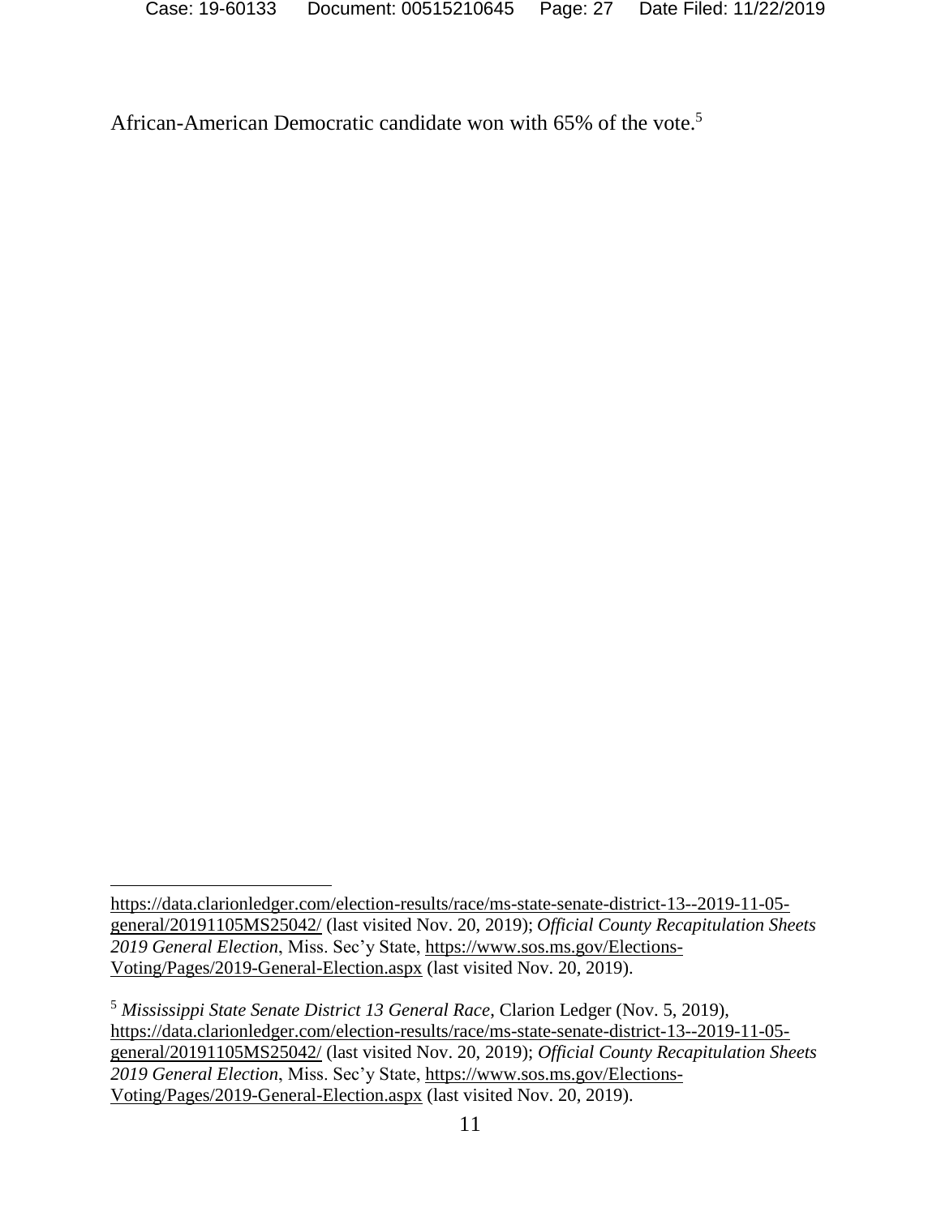African-American Democratic candidate won with 65% of the vote.[5]

---

https://data.clarionledger.com/election-results/race/ms-state-senate-district-13--2019-11-05-general/20191105MS25042/ (last visited Nov. 20, 2019); *Official County Recapitulation Sheets 2019 General Election*, Miss. Sec'y State, https://www.sos.ms.gov/Elections-Voting/Pages/2019-General-Election.aspx (last visited Nov. 20, 2019).

[5] *Mississippi State Senate District 13 General Race*, Clarion Ledger (Nov. 5, 2019), https://data.clarionledger.com/election-results/race/ms-state-senate-district-13--2019-11-05-general/20191105MS25042/ (last visited Nov. 20, 2019); *Official County Recapitulation Sheets 2019 General Election*, Miss. Sec'y State, https://www.sos.ms.gov/Elections-Voting/Pages/2019-General-Election.aspx (last visited Nov. 20, 2019).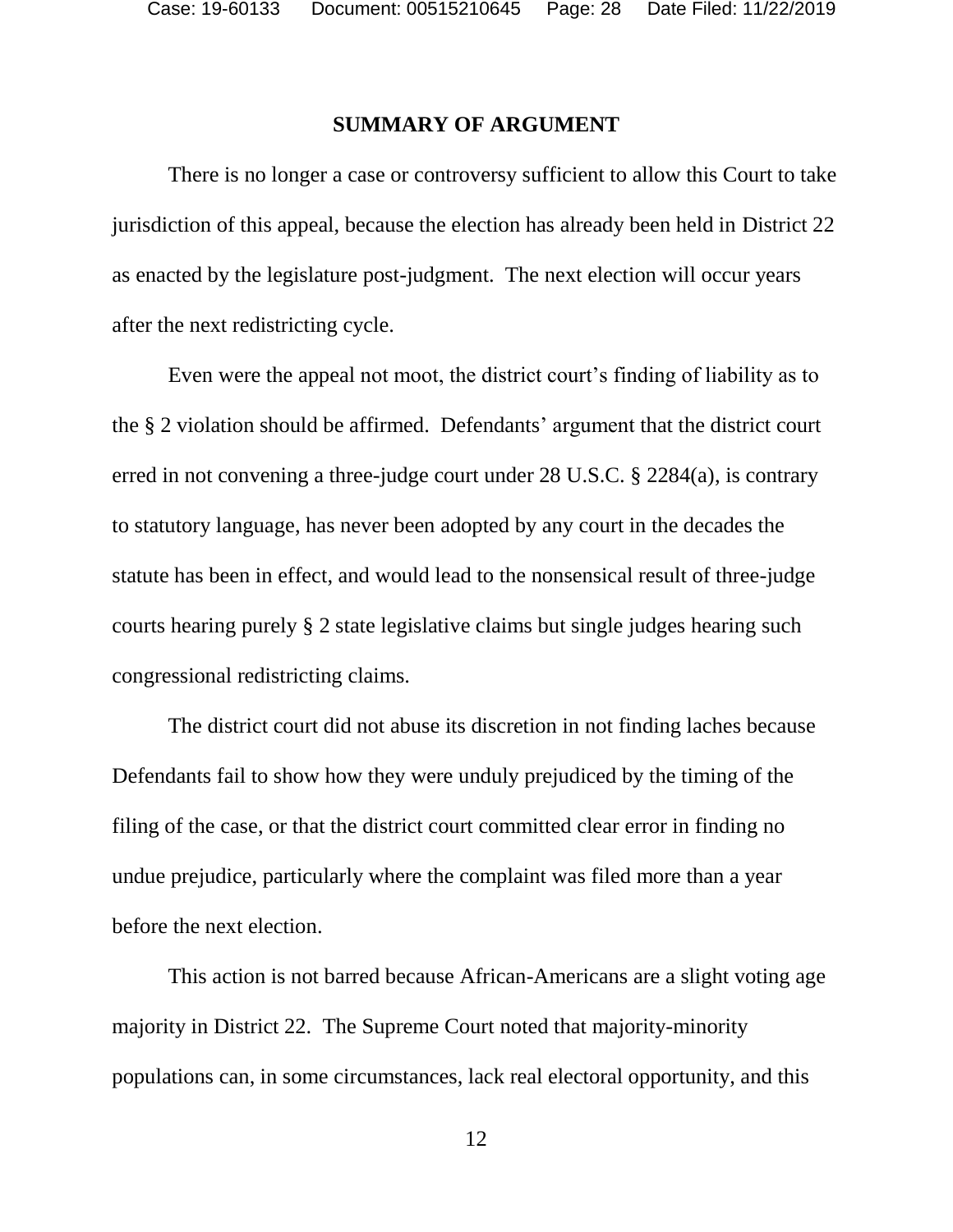## SUMMARY OF ARGUMENT

There is no longer a case or controversy sufficient to allow this Court to take jurisdiction of this appeal, because the election has already been held in District 22 as enacted by the legislature post-judgment. The next election will occur years after the next redistricting cycle.

Even were the appeal not moot, the district court's finding of liability as to the § 2 violation should be affirmed. Defendants' argument that the district court erred in not convening a three-judge court under 28 U.S.C. § 2284(a), is contrary to statutory language, has never been adopted by any court in the decades the statute has been in effect, and would lead to the nonsensical result of three-judge courts hearing purely § 2 state legislative claims but single judges hearing such congressional redistricting claims.

The district court did not abuse its discretion in not finding laches because Defendants fail to show how they were unduly prejudiced by the timing of the filing of the case, or that the district court committed clear error in finding no undue prejudice, particularly where the complaint was filed more than a year before the next election.

This action is not barred because African-Americans are a slight voting age majority in District 22. The Supreme Court noted that majority-minority populations can, in some circumstances, lack real electoral opportunity, and this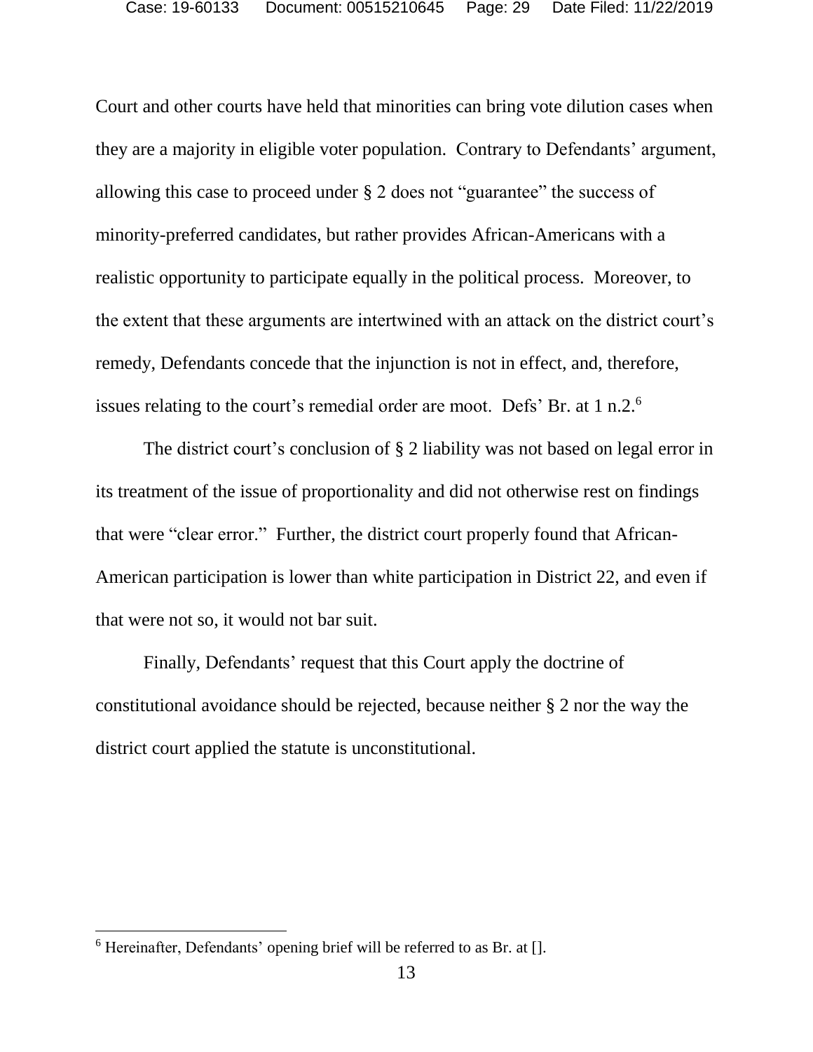Court and other courts have held that minorities can bring vote dilution cases when they are a majority in eligible voter population. Contrary to Defendants' argument, allowing this case to proceed under § 2 does not "guarantee" the success of minority-preferred candidates, but rather provides African-Americans with a realistic opportunity to participate equally in the political process. Moreover, to the extent that these arguments are intertwined with an attack on the district court's remedy, Defendants concede that the injunction is not in effect, and, therefore, issues relating to the court's remedial order are moot. Defs' Br. at 1 n.2.[6]

The district court's conclusion of § 2 liability was not based on legal error in its treatment of the issue of proportionality and did not otherwise rest on findings that were "clear error." Further, the district court properly found that African-American participation is lower than white participation in District 22, and even if that were not so, it would not bar suit.

Finally, Defendants' request that this Court apply the doctrine of constitutional avoidance should be rejected, because neither § 2 nor the way the district court applied the statute is unconstitutional.

---

[6] Hereinafter, Defendants' opening brief will be referred to as Br. at [].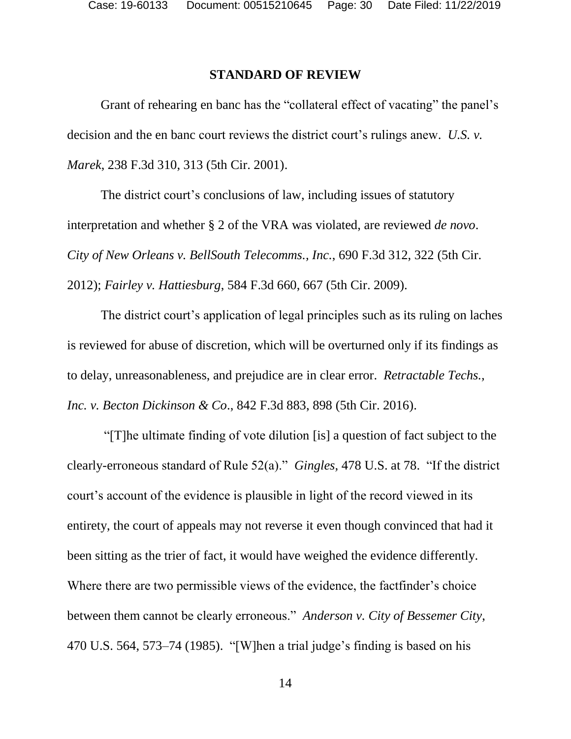## STANDARD OF REVIEW

Grant of rehearing en banc has the "collateral effect of vacating" the panel's decision and the en banc court reviews the district court's rulings anew. *U.S. v. Marek*, 238 F.3d 310, 313 (5th Cir. 2001).

The district court's conclusions of law, including issues of statutory interpretation and whether § 2 of the VRA was violated, are reviewed *de novo*. *City of New Orleans v. BellSouth Telecomms., Inc.*, 690 F.3d 312, 322 (5th Cir. 2012); *Fairley v. Hattiesburg*, 584 F.3d 660, 667 (5th Cir. 2009).

The district court's application of legal principles such as its ruling on laches is reviewed for abuse of discretion, which will be overturned only if its findings as to delay, unreasonableness, and prejudice are in clear error. *Retractable Techs., Inc. v. Becton Dickinson & Co*., 842 F.3d 883, 898 (5th Cir. 2016).

"[T]he ultimate finding of vote dilution [is] a question of fact subject to the clearly-erroneous standard of Rule 52(a)." *Gingles*, 478 U.S. at 78. "If the district court's account of the evidence is plausible in light of the record viewed in its entirety, the court of appeals may not reverse it even though convinced that had it been sitting as the trier of fact, it would have weighed the evidence differently. Where there are two permissible views of the evidence, the factfinder's choice between them cannot be clearly erroneous." *Anderson v. City of Bessemer City*, 470 U.S. 564, 573–74 (1985). "[W]hen a trial judge's finding is based on his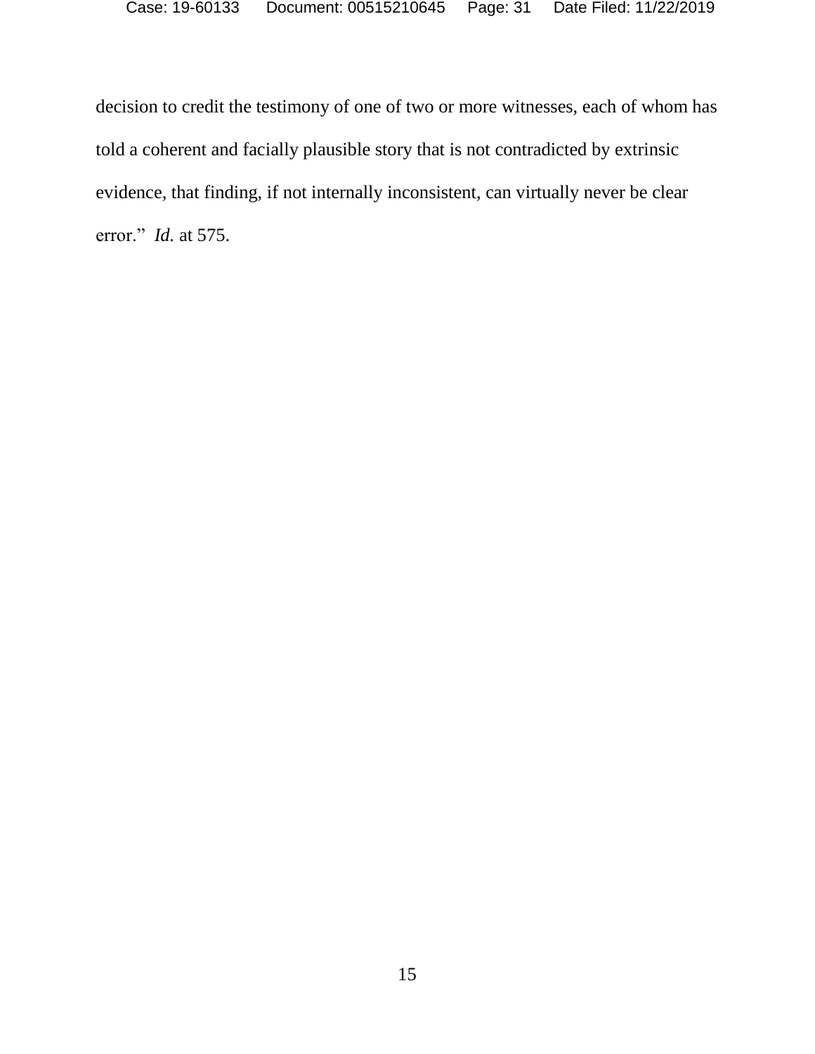decision to credit the testimony of one of two or more witnesses, each of whom has told a coherent and facially plausible story that is not contradicted by extrinsic evidence, that finding, if not internally inconsistent, can virtually never be clear error." *Id.* at 575.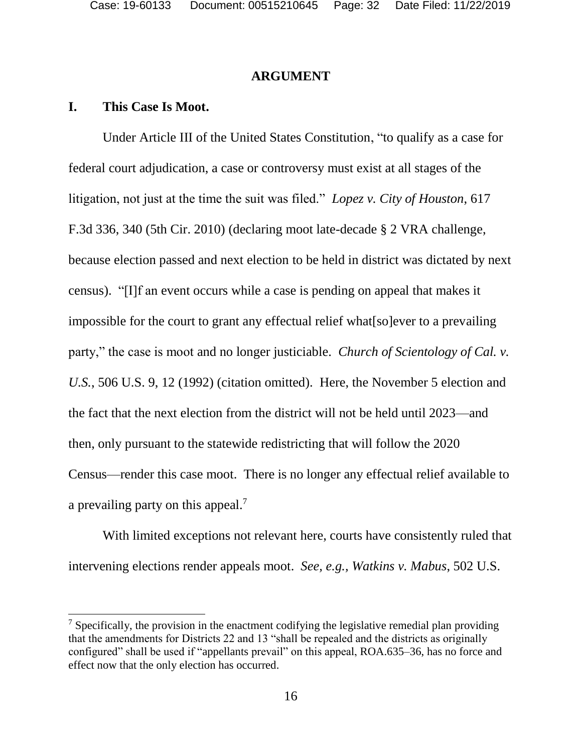## ARGUMENT

### I. This Case Is Moot.

Under Article III of the United States Constitution, "to qualify as a case for federal court adjudication, a case or controversy must exist at all stages of the litigation, not just at the time the suit was filed." *Lopez v. City of Houston*, 617 F.3d 336, 340 (5th Cir. 2010) (declaring moot late-decade § 2 VRA challenge, because election passed and next election to be held in district was dictated by next census). "[I]f an event occurs while a case is pending on appeal that makes it impossible for the court to grant any effectual relief what[so]ever to a prevailing party," the case is moot and no longer justiciable. *Church of Scientology of Cal. v. U.S.*, 506 U.S. 9, 12 (1992) (citation omitted). Here, the November 5 election and the fact that the next election from the district will not be held until 2023—and then, only pursuant to the statewide redistricting that will follow the 2020 Census—render this case moot. There is no longer any effectual relief available to a prevailing party on this appeal.[7]

With limited exceptions not relevant here, courts have consistently ruled that intervening elections render appeals moot. *See, e.g., Watkins v. Mabus*, 502 U.S.

---

[7] Specifically, the provision in the enactment codifying the legislative remedial plan providing that the amendments for Districts 22 and 13 "shall be repealed and the districts as originally configured" shall be used if "appellants prevail" on this appeal, ROA.635–36, has no force and effect now that the only election has occurred.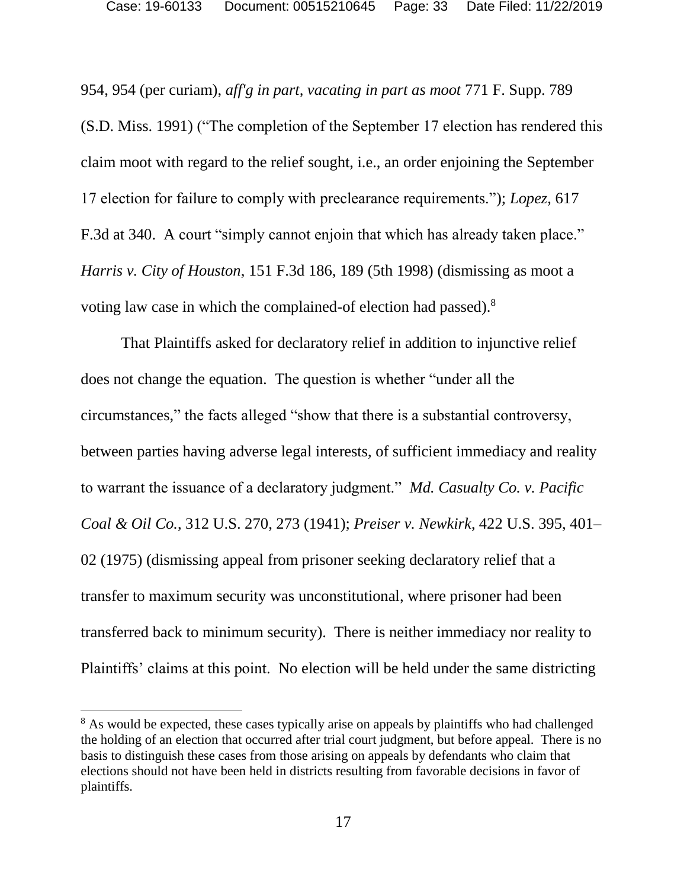954, 954 (per curiam), *aff'g in part, vacating in part as moot* 771 F. Supp. 789 (S.D. Miss. 1991) ("The completion of the September 17 election has rendered this claim moot with regard to the relief sought, i.e., an order enjoining the September 17 election for failure to comply with preclearance requirements."); *Lopez*, 617 F.3d at 340. A court "simply cannot enjoin that which has already taken place." *Harris v. City of Houston*, 151 F.3d 186, 189 (5th 1998) (dismissing as moot a voting law case in which the complained-of election had passed).[8]

That Plaintiffs asked for declaratory relief in addition to injunctive relief does not change the equation. The question is whether "under all the circumstances," the facts alleged "show that there is a substantial controversy, between parties having adverse legal interests, of sufficient immediacy and reality to warrant the issuance of a declaratory judgment." *Md. Casualty Co. v. Pacific Coal & Oil Co.*, 312 U.S. 270, 273 (1941); *Preiser v. Newkirk*, 422 U.S. 395, 401–02 (1975) (dismissing appeal from prisoner seeking declaratory relief that a transfer to maximum security was unconstitutional, where prisoner had been transferred back to minimum security). There is neither immediacy nor reality to Plaintiffs' claims at this point. No election will be held under the same districting

---

[8] As would be expected, these cases typically arise on appeals by plaintiffs who had challenged the holding of an election that occurred after trial court judgment, but before appeal. There is no basis to distinguish these cases from those arising on appeals by defendants who claim that elections should not have been held in districts resulting from favorable decisions in favor of plaintiffs.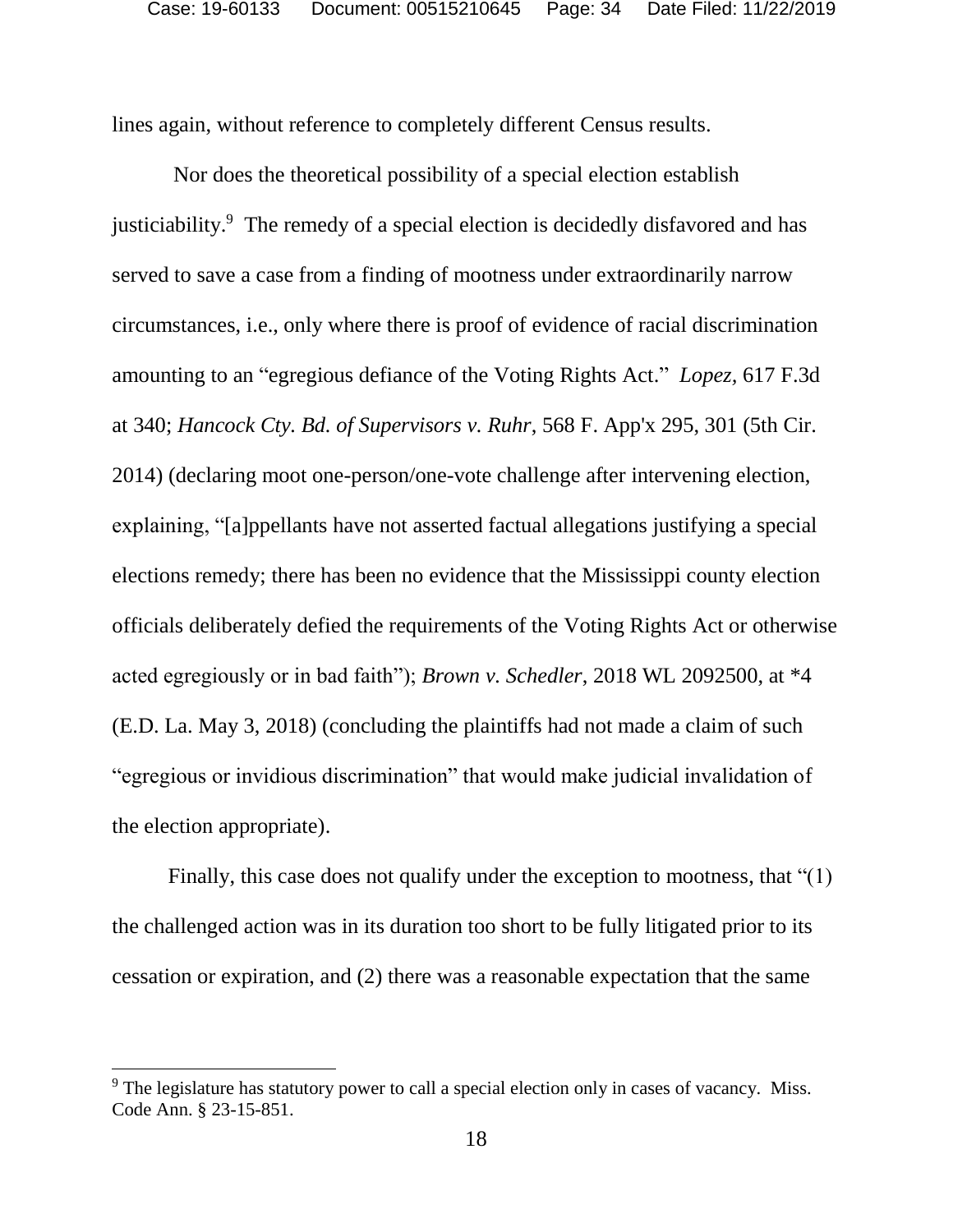lines again, without reference to completely different Census results.

Nor does the theoretical possibility of a special election establish justiciability.[9] The remedy of a special election is decidedly disfavored and has served to save a case from a finding of mootness under extraordinarily narrow circumstances, i.e., only where there is proof of evidence of racial discrimination amounting to an "egregious defiance of the Voting Rights Act." *Lopez,* 617 F.3d at 340; *Hancock Cty. Bd. of Supervisors v. Ruhr*, 568 F. App'x 295, 301 (5th Cir. 2014) (declaring moot one-person/one-vote challenge after intervening election, explaining, "[a]ppellants have not asserted factual allegations justifying a special elections remedy; there has been no evidence that the Mississippi county election officials deliberately defied the requirements of the Voting Rights Act or otherwise acted egregiously or in bad faith"); *Brown v. Schedler,* 2018 WL 2092500, at *4 (E.D. La. May 3, 2018) (concluding the plaintiffs had not made a claim of such "egregious or invidious discrimination" that would make judicial invalidation of the election appropriate).

Finally, this case does not qualify under the exception to mootness, that "(1) the challenged action was in its duration too short to be fully litigated prior to its cessation or expiration, and (2) there was a reasonable expectation that the same

---

[9] The legislature has statutory power to call a special election only in cases of vacancy. Miss. Code Ann. § 23-15-851.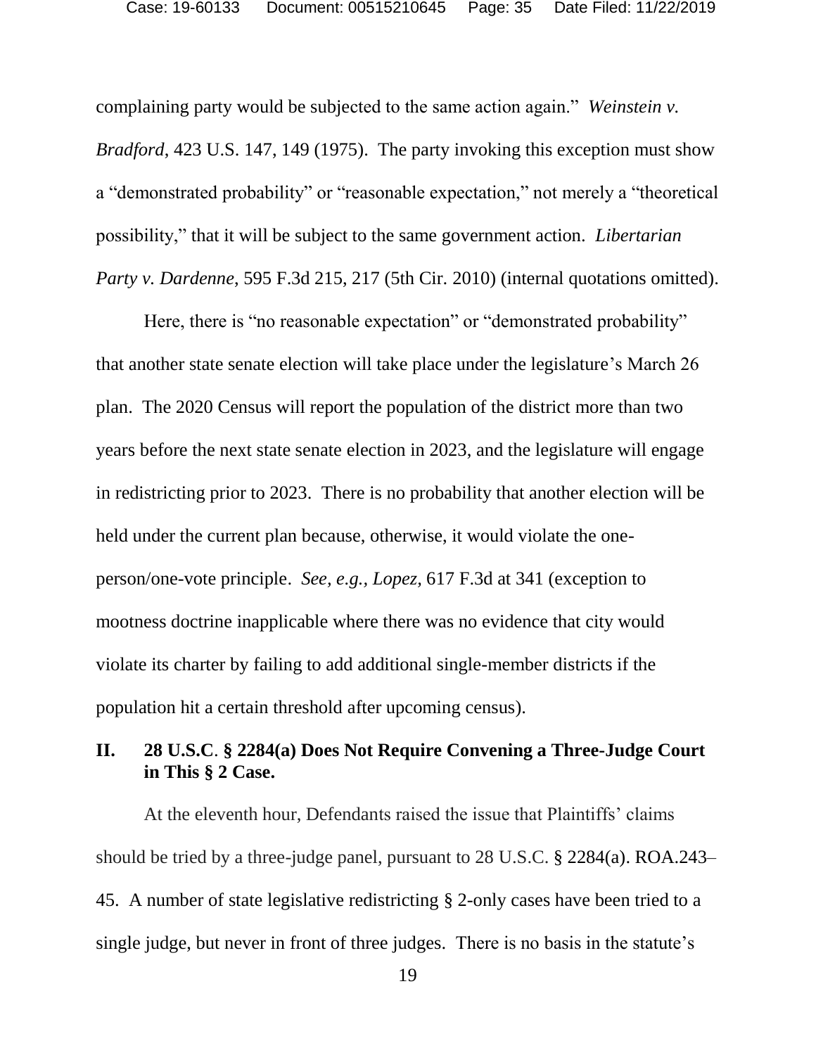complaining party would be subjected to the same action again." *Weinstein v. Bradford*, 423 U.S. 147, 149 (1975). The party invoking this exception must show a "demonstrated probability" or "reasonable expectation," not merely a "theoretical possibility," that it will be subject to the same government action. *Libertarian Party v. Dardenne*, 595 F.3d 215, 217 (5th Cir. 2010) (internal quotations omitted).

Here, there is "no reasonable expectation" or "demonstrated probability" that another state senate election will take place under the legislature's March 26 plan. The 2020 Census will report the population of the district more than two years before the next state senate election in 2023, and the legislature will engage in redistricting prior to 2023. There is no probability that another election will be held under the current plan because, otherwise, it would violate the one-person/one-vote principle. *See, e.g., Lopez,* 617 F.3d at 341 (exception to mootness doctrine inapplicable where there was no evidence that city would violate its charter by failing to add additional single-member districts if the population hit a certain threshold after upcoming census).

## II. 28 U.S.C. § 2284(a) Does Not Require Convening a Three-Judge Court in This § 2 Case.

At the eleventh hour, Defendants raised the issue that Plaintiffs' claims should be tried by a three-judge panel, pursuant to 28 U.S.C. § 2284(a). ROA.243–45. A number of state legislative redistricting § 2-only cases have been tried to a single judge, but never in front of three judges. There is no basis in the statute's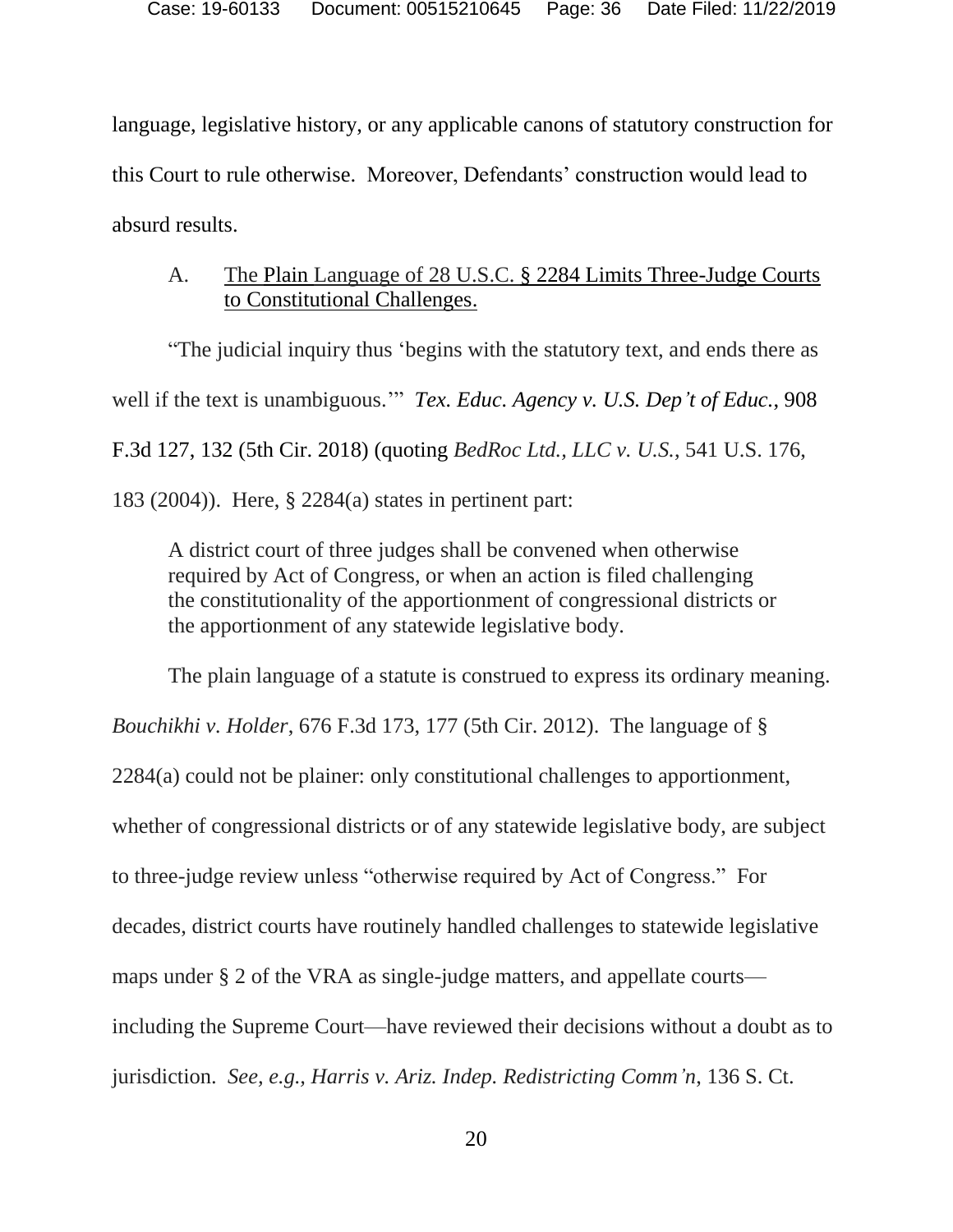language, legislative history, or any applicable canons of statutory construction for this Court to rule otherwise. Moreover, Defendants' construction would lead to absurd results.

### A. The Plain Language of 28 U.S.C. § 2284 Limits Three-Judge Courts to Constitutional Challenges.

"The judicial inquiry thus 'begins with the statutory text, and ends there as well if the text is unambiguous.'" *Tex. Educ. Agency v. U.S. Dep't of Educ.*, 908 F.3d 127, 132 (5th Cir. 2018) (quoting *BedRoc Ltd., LLC v. U.S.*, 541 U.S. 176, 183 (2004)). Here, § 2284(a) states in pertinent part:

> A district court of three judges shall be convened when otherwise required by Act of Congress, or when an action is filed challenging the constitutionality of the apportionment of congressional districts or the apportionment of any statewide legislative body.

The plain language of a statute is construed to express its ordinary meaning. *Bouchikhi v. Holder*, 676 F.3d 173, 177 (5th Cir. 2012). The language of § 2284(a) could not be plainer: only constitutional challenges to apportionment, whether of congressional districts or of any statewide legislative body, are subject to three-judge review unless "otherwise required by Act of Congress." For decades, district courts have routinely handled challenges to statewide legislative maps under § 2 of the VRA as single-judge matters, and appellate courts—including the Supreme Court—have reviewed their decisions without a doubt as to jurisdiction. *See, e.g.*, *Harris v. Ariz. Indep. Redistricting Comm'n*, 136 S. Ct.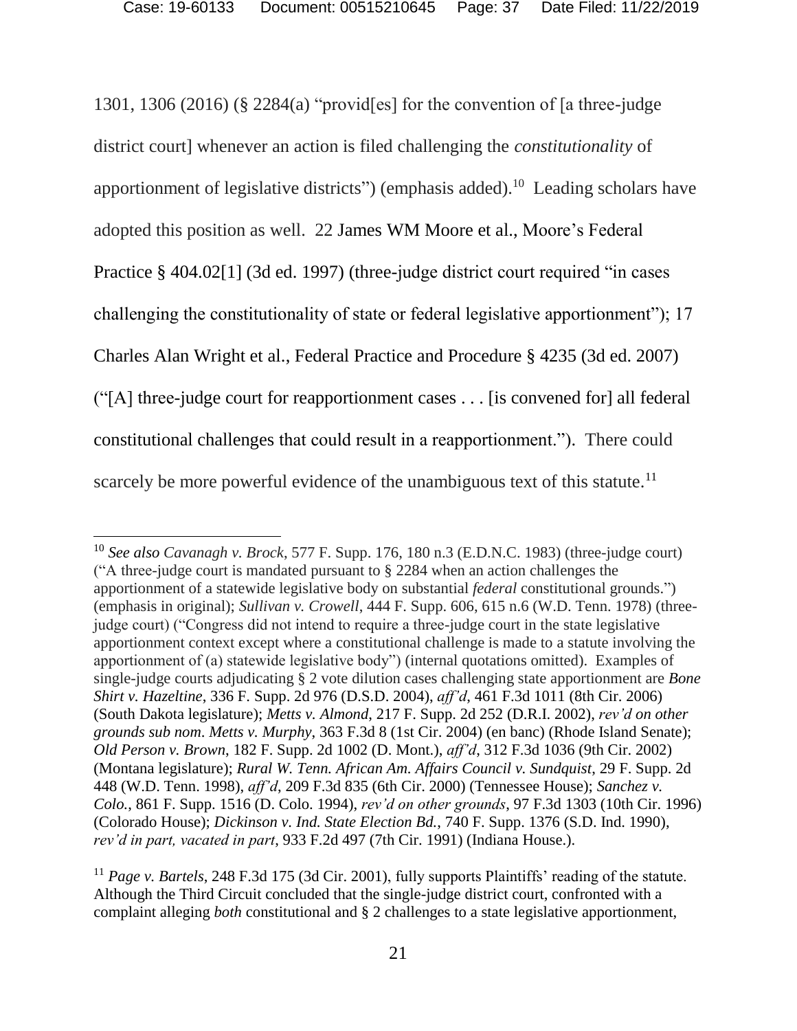1301, 1306 (2016) (§ 2284(a) "provid[es] for the convention of [a three-judge district court] whenever an action is filed challenging the *constitutionality* of apportionment of legislative districts") (emphasis added).[10] Leading scholars have adopted this position as well. 22 James WM Moore et al., Moore's Federal Practice § 404.02[1] (3d ed. 1997) (three-judge district court required "in cases challenging the constitutionality of state or federal legislative apportionment"); 17 Charles Alan Wright et al., Federal Practice and Procedure § 4235 (3d ed. 2007) ("[A] three-judge court for reapportionment cases . . . [is convened for] all federal constitutional challenges that could result in a reapportionment."). There could scarcely be more powerful evidence of the unambiguous text of this statute.[11]

---

[10] *See also Cavanagh v. Brock*, 577 F. Supp. 176, 180 n.3 (E.D.N.C. 1983) (three-judge court) ("A three-judge court is mandated pursuant to § 2284 when an action challenges the apportionment of a statewide legislative body on substantial *federal* constitutional grounds.") (emphasis in original); *Sullivan v. Crowell*, 444 F. Supp. 606, 615 n.6 (W.D. Tenn. 1978) (three-judge court) ("Congress did not intend to require a three-judge court in the state legislative apportionment context except where a constitutional challenge is made to a statute involving the apportionment of (a) statewide legislative body") (internal quotations omitted). Examples of single-judge courts adjudicating § 2 vote dilution cases challenging state apportionment are *Bone Shirt v. Hazeltine*, 336 F. Supp. 2d 976 (D.S.D. 2004), *aff'd*, 461 F.3d 1011 (8th Cir. 2006) (South Dakota legislature); *Metts v. Almond*, 217 F. Supp. 2d 252 (D.R.I. 2002), *rev'd on other grounds sub nom. Metts v. Murphy*, 363 F.3d 8 (1st Cir. 2004) (en banc) (Rhode Island Senate); *Old Person v. Brown*, 182 F. Supp. 2d 1002 (D. Mont.), *aff'd*, 312 F.3d 1036 (9th Cir. 2002) (Montana legislature); *Rural W. Tenn. African Am. Affairs Council v. Sundquist*, 29 F. Supp. 2d 448 (W.D. Tenn. 1998), *aff'd*, 209 F.3d 835 (6th Cir. 2000) (Tennessee House); *Sanchez v. Colo.*, 861 F. Supp. 1516 (D. Colo. 1994), *rev'd on other grounds*, 97 F.3d 1303 (10th Cir. 1996) (Colorado House); *Dickinson v. Ind. State Election Bd.*, 740 F. Supp. 1376 (S.D. Ind. 1990), *rev'd in part, vacated in part*, 933 F.2d 497 (7th Cir. 1991) (Indiana House.).

[11] *Page v. Bartels*, 248 F.3d 175 (3d Cir. 2001), fully supports Plaintiffs' reading of the statute. Although the Third Circuit concluded that the single-judge district court, confronted with a complaint alleging *both* constitutional and § 2 challenges to a state legislative apportionment,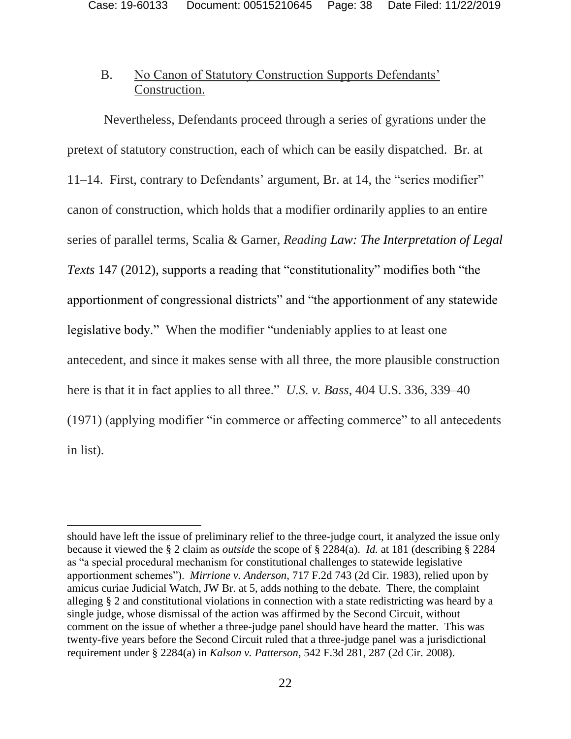### B. No Canon of Statutory Construction Supports Defendants' Construction.

Nevertheless, Defendants proceed through a series of gyrations under the pretext of statutory construction, each of which can be easily dispatched. Br. at 11–14. First, contrary to Defendants' argument, Br. at 14, the "series modifier" canon of construction, which holds that a modifier ordinarily applies to an entire series of parallel terms, Scalia & Garner, *Reading Law: The Interpretation of Legal Texts* 147 (2012), supports a reading that "constitutionality" modifies both "the apportionment of congressional districts" and "the apportionment of any statewide legislative body." When the modifier "undeniably applies to at least one antecedent, and since it makes sense with all three, the more plausible construction here is that it in fact applies to all three." *U.S. v. Bass*, 404 U.S. 336, 339–40 (1971) (applying modifier "in commerce or affecting commerce" to all antecedents in list).

---

should have left the issue of preliminary relief to the three-judge court, it analyzed the issue only because it viewed the § 2 claim as *outside* the scope of § 2284(a). *Id.* at 181 (describing § 2284 as "a special procedural mechanism for constitutional challenges to statewide legislative apportionment schemes"). *Mirrione v. Anderson*, 717 F.2d 743 (2d Cir. 1983), relied upon by amicus curiae Judicial Watch, JW Br. at 5, adds nothing to the debate. There, the complaint alleging § 2 and constitutional violations in connection with a state redistricting was heard by a single judge, whose dismissal of the action was affirmed by the Second Circuit, without comment on the issue of whether a three-judge panel should have heard the matter. This was twenty-five years before the Second Circuit ruled that a three-judge panel was a jurisdictional requirement under § 2284(a) in *Kalson v. Patterson*, 542 F.3d 281, 287 (2d Cir. 2008).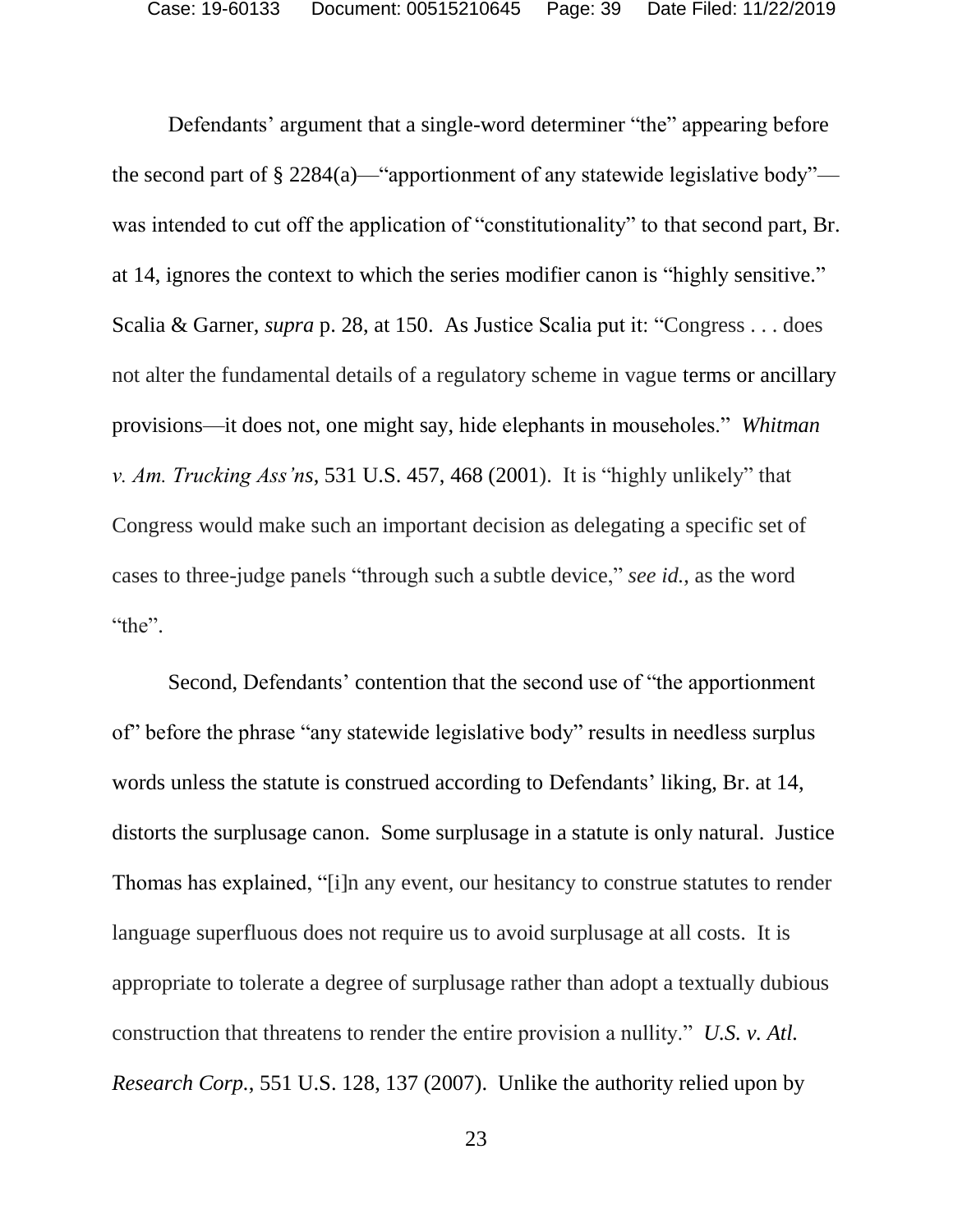Defendants' argument that a single-word determiner "the" appearing before the second part of § 2284(a)—"apportionment of any statewide legislative body"—was intended to cut off the application of "constitutionality" to that second part, Br. at 14, ignores the context to which the series modifier canon is "highly sensitive." Scalia & Garner, *supra* p. 28, at 150. As Justice Scalia put it: "Congress . . . does not alter the fundamental details of a regulatory scheme in vague terms or ancillary provisions—it does not, one might say, hide elephants in mouseholes." *Whitman v. Am. Trucking Ass'ns*, 531 U.S. 457, 468 (2001). It is "highly unlikely" that Congress would make such an important decision as delegating a specific set of cases to three-judge panels "through such a subtle device," *see id.*, as the word "the".

Second, Defendants' contention that the second use of "the apportionment of" before the phrase "any statewide legislative body" results in needless surplus words unless the statute is construed according to Defendants' liking, Br. at 14, distorts the surplusage canon. Some surplusage in a statute is only natural. Justice Thomas has explained, "[i]n any event, our hesitancy to construe statutes to render language superfluous does not require us to avoid surplusage at all costs. It is appropriate to tolerate a degree of surplusage rather than adopt a textually dubious construction that threatens to render the entire provision a nullity." *U.S. v. Atl. Research Corp.*, 551 U.S. 128, 137 (2007). Unlike the authority relied upon by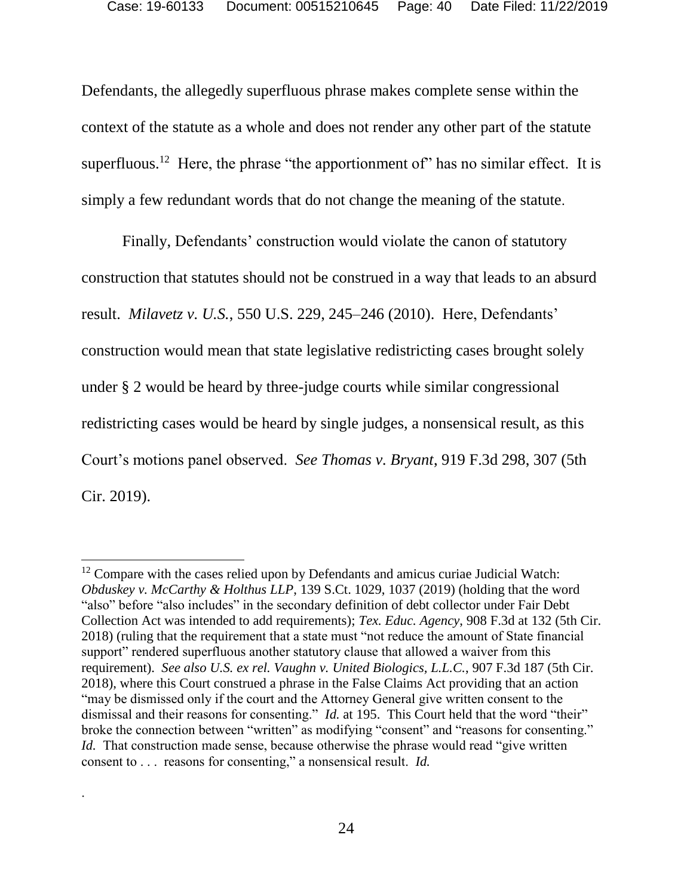Defendants, the allegedly superfluous phrase makes complete sense within the context of the statute as a whole and does not render any other part of the statute superfluous.[12] Here, the phrase "the apportionment of" has no similar effect. It is simply a few redundant words that do not change the meaning of the statute.

Finally, Defendants' construction would violate the canon of statutory construction that statutes should not be construed in a way that leads to an absurd result. *Milavetz v. U.S.*, 550 U.S. 229, 245–246 (2010). Here, Defendants' construction would mean that state legislative redistricting cases brought solely under § 2 would be heard by three-judge courts while similar congressional redistricting cases would be heard by single judges, a nonsensical result, as this Court's motions panel observed. *See Thomas v. Bryant*, 919 F.3d 298, 307 (5th Cir. 2019).

---

[12] Compare with the cases relied upon by Defendants and amicus curiae Judicial Watch: *Obduskey v. McCarthy & Holthus LLP*, 139 S.Ct. 1029, 1037 (2019) (holding that the word "also" before "also includes" in the secondary definition of debt collector under Fair Debt Collection Act was intended to add requirements); *Tex. Educ. Agency*, 908 F.3d at 132 (5th Cir. 2018) (ruling that the requirement that a state must "not reduce the amount of State financial support" rendered superfluous another statutory clause that allowed a waiver from this requirement). *See also U.S. ex rel. Vaughn v. United Biologics, L.L.C.*, 907 F.3d 187 (5th Cir. 2018), where this Court construed a phrase in the False Claims Act providing that an action "may be dismissed only if the court and the Attorney General give written consent to the dismissal and their reasons for consenting." *Id.* at 195. This Court held that the word "their" broke the connection between "written" as modifying "consent" and "reasons for consenting." *Id.* That construction made sense, because otherwise the phrase would read "give written consent to . . . reasons for consenting," a nonsensical result. *Id.*

.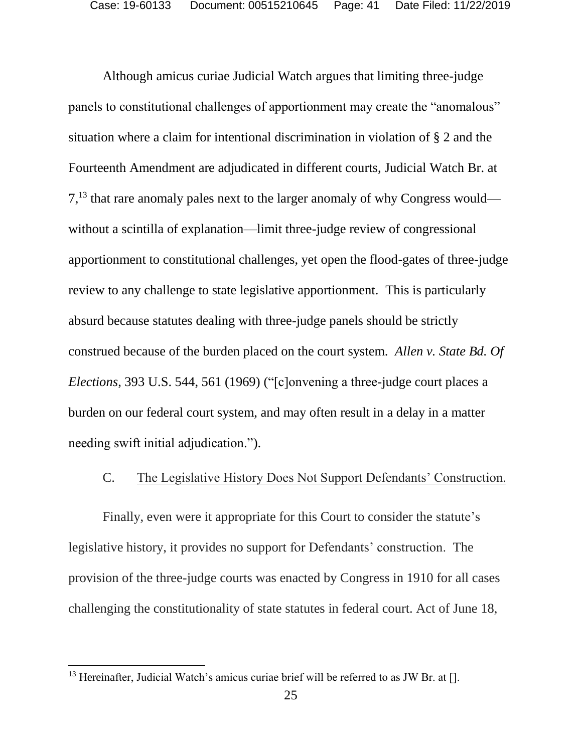Although amicus curiae Judicial Watch argues that limiting three-judge panels to constitutional challenges of apportionment may create the "anomalous" situation where a claim for intentional discrimination in violation of § 2 and the Fourteenth Amendment are adjudicated in different courts, Judicial Watch Br. at 7,[13] that rare anomaly pales next to the larger anomaly of why Congress would—without a scintilla of explanation—limit three-judge review of congressional apportionment to constitutional challenges, yet open the flood-gates of three-judge review to any challenge to state legislative apportionment. This is particularly absurd because statutes dealing with three-judge panels should be strictly construed because of the burden placed on the court system. *Allen v. State Bd. Of Elections*, 393 U.S. 544, 561 (1969) ("[c]onvening a three-judge court places a burden on our federal court system, and may often result in a delay in a matter needing swift initial adjudication.").

C. The Legislative History Does Not Support Defendants' Construction.

Finally, even were it appropriate for this Court to consider the statute's legislative history, it provides no support for Defendants' construction. The provision of the three-judge courts was enacted by Congress in 1910 for all cases challenging the constitutionality of state statutes in federal court. Act of June 18,

[13] Hereinafter, Judicial Watch's amicus curiae brief will be referred to as JW Br. at [].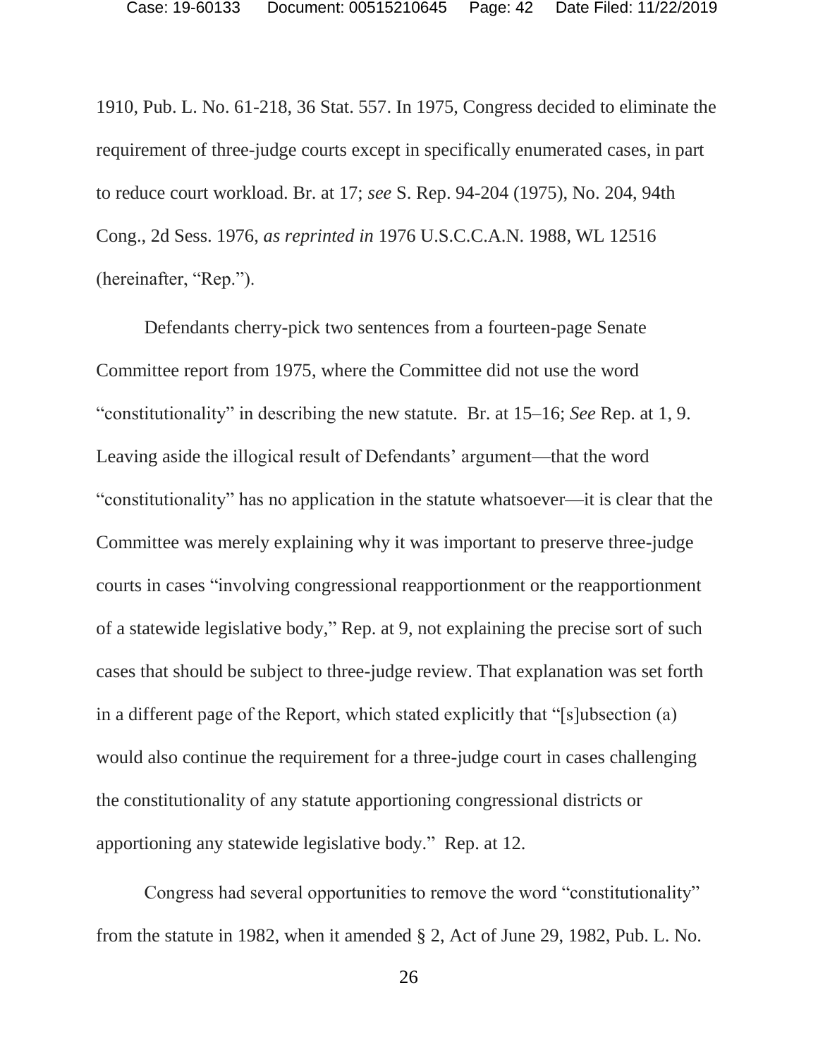1910, Pub. L. No. 61-218, 36 Stat. 557. In 1975, Congress decided to eliminate the requirement of three-judge courts except in specifically enumerated cases, in part to reduce court workload. Br. at 17; *see* S. Rep. 94-204 (1975), No. 204, 94th Cong., 2d Sess. 1976, *as reprinted in* 1976 U.S.C.C.A.N. 1988, WL 12516 (hereinafter, "Rep.").

Defendants cherry-pick two sentences from a fourteen-page Senate Committee report from 1975, where the Committee did not use the word "constitutionality" in describing the new statute. Br. at 15–16; *See* Rep. at 1, 9. Leaving aside the illogical result of Defendants' argument—that the word "constitutionality" has no application in the statute whatsoever—it is clear that the Committee was merely explaining why it was important to preserve three-judge courts in cases "involving congressional reapportionment or the reapportionment of a statewide legislative body," Rep. at 9, not explaining the precise sort of such cases that should be subject to three-judge review. That explanation was set forth in a different page of the Report, which stated explicitly that "[s]ubsection (a) would also continue the requirement for a three-judge court in cases challenging the constitutionality of any statute apportioning congressional districts or apportioning any statewide legislative body." Rep. at 12.

Congress had several opportunities to remove the word "constitutionality" from the statute in 1982, when it amended § 2, Act of June 29, 1982, Pub. L. No.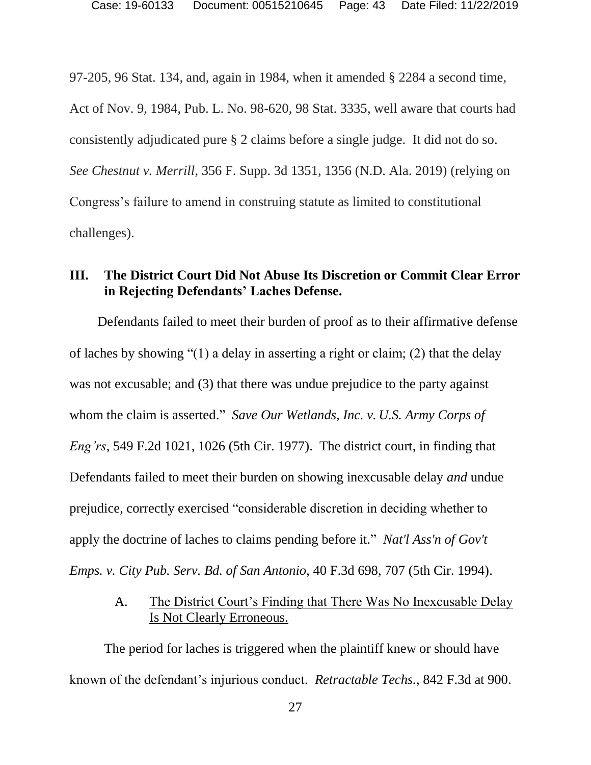97-205, 96 Stat. 134, and, again in 1984, when it amended § 2284 a second time, Act of Nov. 9, 1984, Pub. L. No. 98-620, 98 Stat. 3335, well aware that courts had consistently adjudicated pure § 2 claims before a single judge. It did not do so. *See Chestnut v. Merrill*, 356 F. Supp. 3d 1351, 1356 (N.D. Ala. 2019) (relying on Congress's failure to amend in construing statute as limited to constitutional challenges).

## III. The District Court Did Not Abuse Its Discretion or Commit Clear Error in Rejecting Defendants' Laches Defense.

Defendants failed to meet their burden of proof as to their affirmative defense of laches by showing "(1) a delay in asserting a right or claim; (2) that the delay was not excusable; and (3) that there was undue prejudice to the party against whom the claim is asserted." *Save Our Wetlands, Inc. v. U.S. Army Corps of Eng'rs*, 549 F.2d 1021, 1026 (5th Cir. 1977). The district court, in finding that Defendants failed to meet their burden on showing inexcusable delay *and* undue prejudice, correctly exercised "considerable discretion in deciding whether to apply the doctrine of laches to claims pending before it." *Nat'l Ass'n of Gov't Emps. v. City Pub. Serv. Bd. of San Antonio*, 40 F.3d 698, 707 (5th Cir. 1994).

### A. The District Court's Finding that There Was No Inexcusable Delay Is Not Clearly Erroneous.

The period for laches is triggered when the plaintiff knew or should have known of the defendant's injurious conduct. *Retractable Techs.*, 842 F.3d at 900.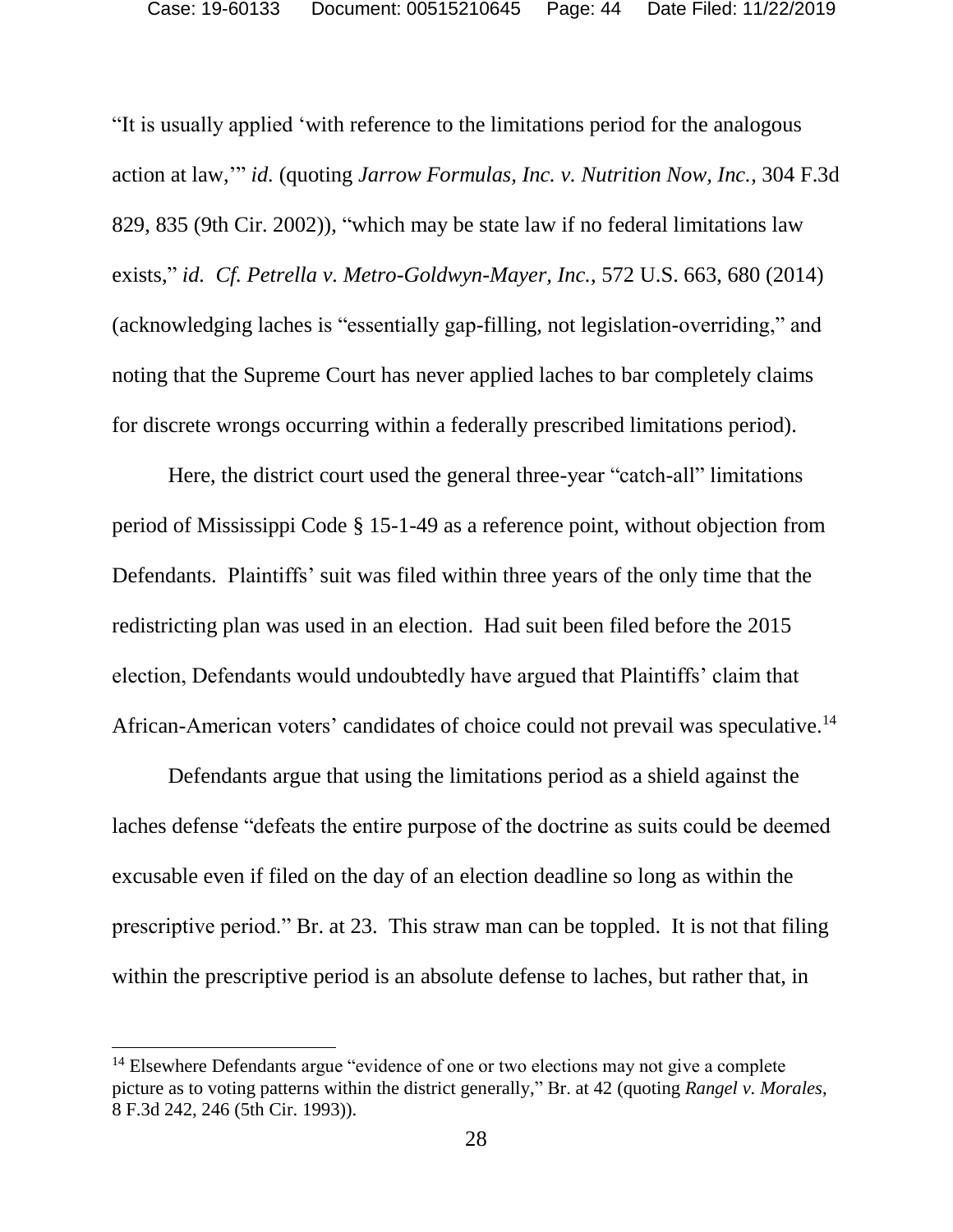"It is usually applied 'with reference to the limitations period for the analogous action at law,'" *id.* (quoting *Jarrow Formulas, Inc. v. Nutrition Now, Inc.*, 304 F.3d 829, 835 (9th Cir. 2002)), "which may be state law if no federal limitations law exists," *id.* *Cf. Petrella v. Metro-Goldwyn-Mayer, Inc.*, 572 U.S. 663, 680 (2014) (acknowledging laches is "essentially gap-filling, not legislation-overriding," and noting that the Supreme Court has never applied laches to bar completely claims for discrete wrongs occurring within a federally prescribed limitations period).

Here, the district court used the general three-year "catch-all" limitations period of Mississippi Code § 15-1-49 as a reference point, without objection from Defendants. Plaintiffs' suit was filed within three years of the only time that the redistricting plan was used in an election. Had suit been filed before the 2015 election, Defendants would undoubtedly have argued that Plaintiffs' claim that African-American voters' candidates of choice could not prevail was speculative.[14]

Defendants argue that using the limitations period as a shield against the laches defense "defeats the entire purpose of the doctrine as suits could be deemed excusable even if filed on the day of an election deadline so long as within the prescriptive period." Br. at 23. This straw man can be toppled. It is not that filing within the prescriptive period is an absolute defense to laches, but rather that, in

[14] Elsewhere Defendants argue "evidence of one or two elections may not give a complete picture as to voting patterns within the district generally," Br. at 42 (quoting *Rangel v. Morales*, 8 F.3d 242, 246 (5th Cir. 1993)).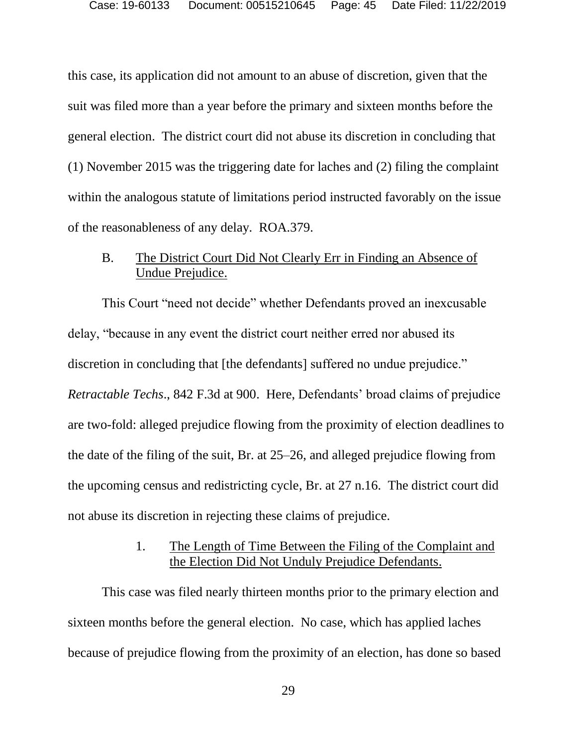this case, its application did not amount to an abuse of discretion, given that the suit was filed more than a year before the primary and sixteen months before the general election. The district court did not abuse its discretion in concluding that (1) November 2015 was the triggering date for laches and (2) filing the complaint within the analogous statute of limitations period instructed favorably on the issue of the reasonableness of any delay. ROA.379.

### B. The District Court Did Not Clearly Err in Finding an Absence of Undue Prejudice.

This Court "need not decide" whether Defendants proved an inexcusable delay, "because in any event the district court neither erred nor abused its discretion in concluding that [the defendants] suffered no undue prejudice." *Retractable Techs*., 842 F.3d at 900. Here, Defendants' broad claims of prejudice are two-fold: alleged prejudice flowing from the proximity of election deadlines to the date of the filing of the suit, Br. at 25–26, and alleged prejudice flowing from the upcoming census and redistricting cycle, Br. at 27 n.16. The district court did not abuse its discretion in rejecting these claims of prejudice.

#### 1. The Length of Time Between the Filing of the Complaint and the Election Did Not Unduly Prejudice Defendants.

This case was filed nearly thirteen months prior to the primary election and sixteen months before the general election. No case, which has applied laches because of prejudice flowing from the proximity of an election, has done so based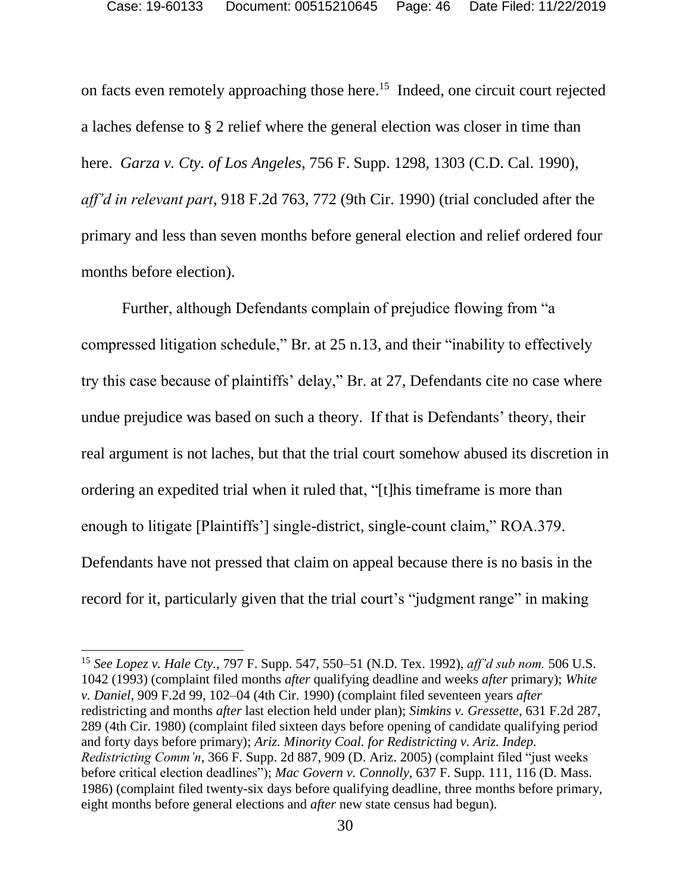on facts even remotely approaching those here.[15] Indeed, one circuit court rejected a laches defense to § 2 relief where the general election was closer in time than here. *Garza v. Cty. of Los Angeles*, 756 F. Supp. 1298, 1303 (C.D. Cal. 1990), *aff'd in relevant part*, 918 F.2d 763, 772 (9th Cir. 1990) (trial concluded after the primary and less than seven months before general election and relief ordered four months before election).

Further, although Defendants complain of prejudice flowing from "a compressed litigation schedule," Br. at 25 n.13, and their "inability to effectively try this case because of plaintiffs' delay," Br. at 27, Defendants cite no case where undue prejudice was based on such a theory. If that is Defendants' theory, their real argument is not laches, but that the trial court somehow abused its discretion in ordering an expedited trial when it ruled that, "[t]his timeframe is more than enough to litigate [Plaintiffs'] single-district, single-count claim," ROA.379. Defendants have not pressed that claim on appeal because there is no basis in the record for it, particularly given that the trial court's "judgment range" in making

---

[15] *See Lopez v. Hale Cty.*, 797 F. Supp. 547, 550–51 (N.D. Tex. 1992), *aff'd sub nom.* 506 U.S. 1042 (1993) (complaint filed months *after* qualifying deadline and weeks *after* primary); *White v. Daniel*, 909 F.2d 99, 102–04 (4th Cir. 1990) (complaint filed seventeen years *after* redistricting and months *after* last election held under plan); *Simkins v. Gressette*, 631 F.2d 287, 289 (4th Cir. 1980) (complaint filed sixteen days before opening of candidate qualifying period and forty days before primary); *Ariz. Minority Coal. for Redistricting v. Ariz. Indep. Redistricting Comm'n*, 366 F. Supp. 2d 887, 909 (D. Ariz. 2005) (complaint filed "just weeks before critical election deadlines"); *Mac Govern v. Connolly*, 637 F. Supp. 111, 116 (D. Mass. 1986) (complaint filed twenty-six days before qualifying deadline, three months before primary, eight months before general elections and *after* new state census had begun).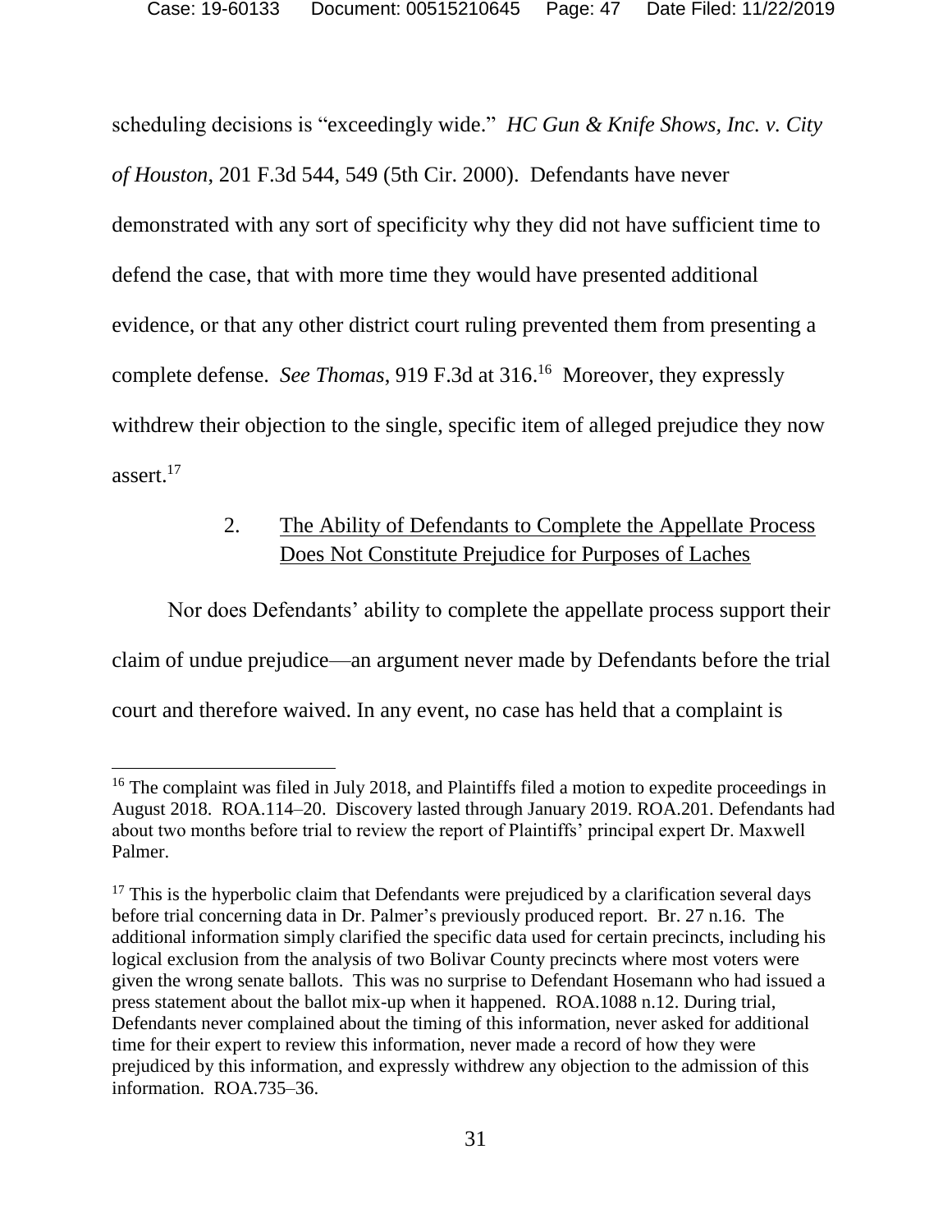scheduling decisions is "exceedingly wide." *HC Gun & Knife Shows, Inc. v. City of Houston*, 201 F.3d 544, 549 (5th Cir. 2000). Defendants have never demonstrated with any sort of specificity why they did not have sufficient time to defend the case, that with more time they would have presented additional evidence, or that any other district court ruling prevented them from presenting a complete defense. *See Thomas*, 919 F.3d at 316.[16] Moreover, they expressly withdrew their objection to the single, specific item of alleged prejudice they now assert.[17]

### 2. The Ability of Defendants to Complete the Appellate Process Does Not Constitute Prejudice for Purposes of Laches

Nor does Defendants' ability to complete the appellate process support their claim of undue prejudice—an argument never made by Defendants before the trial court and therefore waived. In any event, no case has held that a complaint is

---

[16] The complaint was filed in July 2018, and Plaintiffs filed a motion to expedite proceedings in August 2018. ROA.114–20. Discovery lasted through January 2019. ROA.201. Defendants had about two months before trial to review the report of Plaintiffs' principal expert Dr. Maxwell Palmer.

[17] This is the hyperbolic claim that Defendants were prejudiced by a clarification several days before trial concerning data in Dr. Palmer's previously produced report. Br. 27 n.16. The additional information simply clarified the specific data used for certain precincts, including his logical exclusion from the analysis of two Bolivar County precincts where most voters were given the wrong senate ballots. This was no surprise to Defendant Hosemann who had issued a press statement about the ballot mix-up when it happened. ROA.1088 n.12. During trial, Defendants never complained about the timing of this information, never asked for additional time for their expert to review this information, never made a record of how they were prejudiced by this information, and expressly withdrew any objection to the admission of this information. ROA.735–36.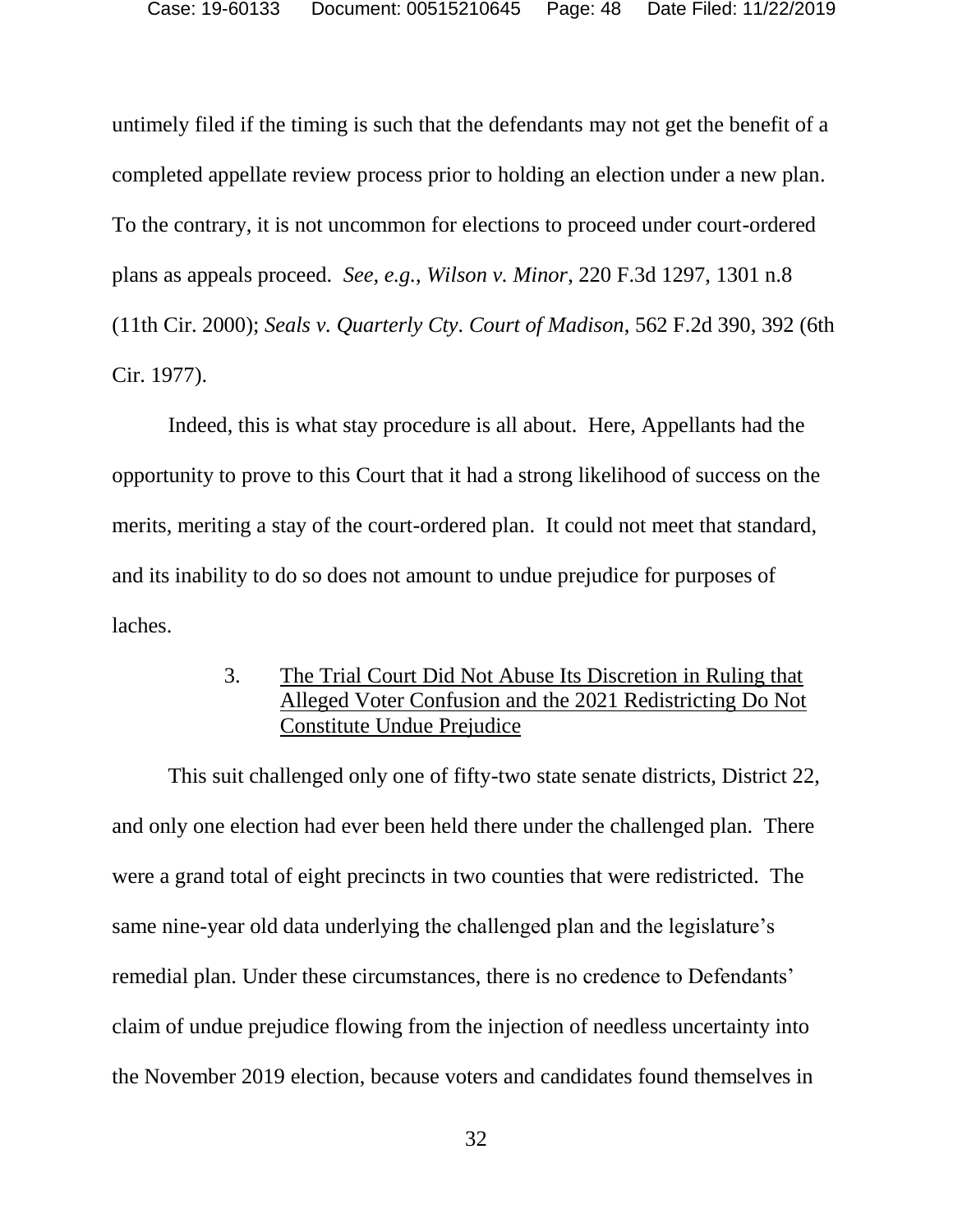untimely filed if the timing is such that the defendants may not get the benefit of a completed appellate review process prior to holding an election under a new plan. To the contrary, it is not uncommon for elections to proceed under court-ordered plans as appeals proceed. *See, e.g.*, *Wilson v. Minor*, 220 F.3d 1297, 1301 n.8 (11th Cir. 2000); *Seals v. Quarterly Cty. Court of Madison*, 562 F.2d 390, 392 (6th Cir. 1977).

Indeed, this is what stay procedure is all about. Here, Appellants had the opportunity to prove to this Court that it had a strong likelihood of success on the merits, meriting a stay of the court-ordered plan. It could not meet that standard, and its inability to do so does not amount to undue prejudice for purposes of laches.

### 3. <u>The Trial Court Did Not Abuse Its Discretion in Ruling that Alleged Voter Confusion and the 2021 Redistricting Do Not Constitute Undue Prejudice</u>

This suit challenged only one of fifty-two state senate districts, District 22, and only one election had ever been held there under the challenged plan. There were a grand total of eight precincts in two counties that were redistricted. The same nine-year old data underlying the challenged plan and the legislature's remedial plan. Under these circumstances, there is no credence to Defendants' claim of undue prejudice flowing from the injection of needless uncertainty into the November 2019 election, because voters and candidates found themselves in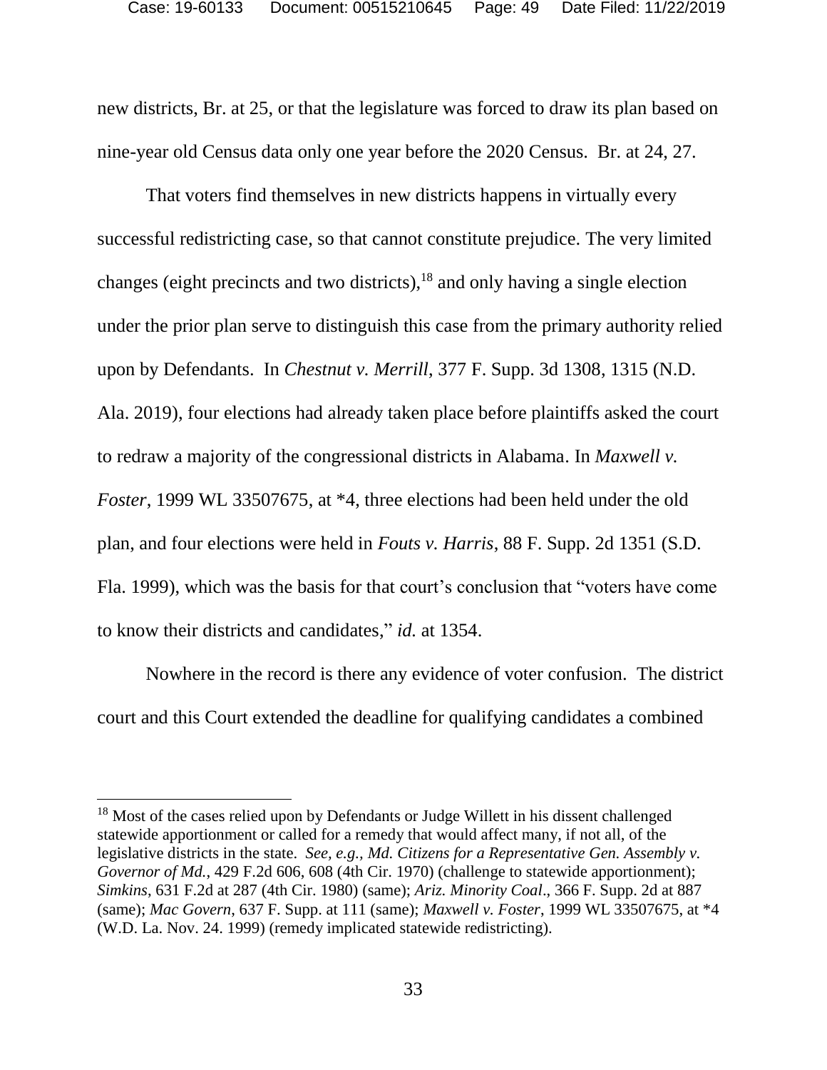new districts, Br. at 25, or that the legislature was forced to draw its plan based on nine-year old Census data only one year before the 2020 Census. Br. at 24, 27.

That voters find themselves in new districts happens in virtually every successful redistricting case, so that cannot constitute prejudice. The very limited changes (eight precincts and two districts),[18] and only having a single election under the prior plan serve to distinguish this case from the primary authority relied upon by Defendants. In *Chestnut v. Merrill*, 377 F. Supp. 3d 1308, 1315 (N.D. Ala. 2019), four elections had already taken place before plaintiffs asked the court to redraw a majority of the congressional districts in Alabama. In *Maxwell v. Foster*, 1999 WL 33507675, at *4, three elections had been held under the old plan, and four elections were held in *Fouts v. Harris*, 88 F. Supp. 2d 1351 (S.D. Fla. 1999), which was the basis for that court's conclusion that "voters have come to know their districts and candidates," *id.* at 1354.

Nowhere in the record is there any evidence of voter confusion. The district court and this Court extended the deadline for qualifying candidates a combined

---

[18] Most of the cases relied upon by Defendants or Judge Willett in his dissent challenged statewide apportionment or called for a remedy that would affect many, if not all, of the legislative districts in the state. *See, e.g., Md. Citizens for a Representative Gen. Assembly v. Governor of Md.*, 429 F.2d 606, 608 (4th Cir. 1970) (challenge to statewide apportionment); *Simkins*, 631 F.2d at 287 (4th Cir. 1980) (same); *Ariz. Minority Coal*., 366 F. Supp. 2d at 887 (same); *Mac Govern*, 637 F. Supp. at 111 (same); *Maxwell v. Foster*, 1999 WL 33507675, at *4 (W.D. La. Nov. 24. 1999) (remedy implicated statewide redistricting).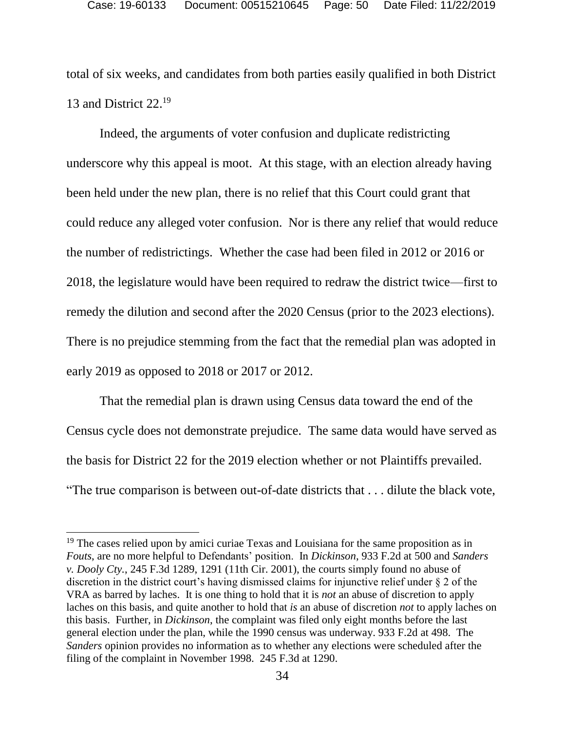total of six weeks, and candidates from both parties easily qualified in both District 13 and District 22.[19]

Indeed, the arguments of voter confusion and duplicate redistricting underscore why this appeal is moot. At this stage, with an election already having been held under the new plan, there is no relief that this Court could grant that could reduce any alleged voter confusion. Nor is there any relief that would reduce the number of redistrictings. Whether the case had been filed in 2012 or 2016 or 2018, the legislature would have been required to redraw the district twice—first to remedy the dilution and second after the 2020 Census (prior to the 2023 elections). There is no prejudice stemming from the fact that the remedial plan was adopted in early 2019 as opposed to 2018 or 2017 or 2012.

That the remedial plan is drawn using Census data toward the end of the Census cycle does not demonstrate prejudice. The same data would have served as the basis for District 22 for the 2019 election whether or not Plaintiffs prevailed. "The true comparison is between out-of-date districts that . . . dilute the black vote,

---

[19] The cases relied upon by amici curiae Texas and Louisiana for the same proposition as in *Fouts*, are no more helpful to Defendants' position. In *Dickinson*, 933 F.2d at 500 and *Sanders v. Dooly Cty.*, 245 F.3d 1289, 1291 (11th Cir. 2001), the courts simply found no abuse of discretion in the district court's having dismissed claims for injunctive relief under § 2 of the VRA as barred by laches. It is one thing to hold that it is *not* an abuse of discretion to apply laches on this basis, and quite another to hold that *is* an abuse of discretion *not* to apply laches on this basis. Further, in *Dickinson*, the complaint was filed only eight months before the last general election under the plan, while the 1990 census was underway. 933 F.2d at 498. The *Sanders* opinion provides no information as to whether any elections were scheduled after the filing of the complaint in November 1998. 245 F.3d at 1290.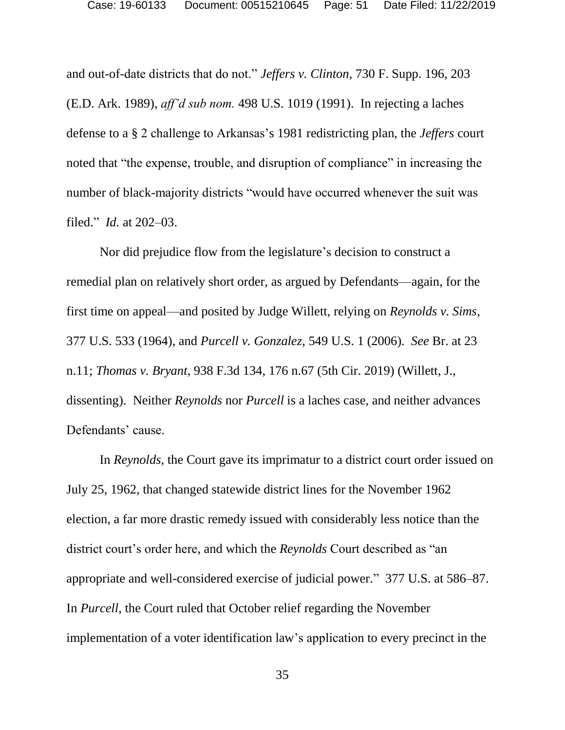and out-of-date districts that do not." *Jeffers v. Clinton*, 730 F. Supp. 196, 203 (E.D. Ark. 1989), *aff'd sub nom.* 498 U.S. 1019 (1991). In rejecting a laches defense to a § 2 challenge to Arkansas's 1981 redistricting plan, the *Jeffers* court noted that "the expense, trouble, and disruption of compliance" in increasing the number of black-majority districts "would have occurred whenever the suit was filed." *Id.* at 202–03.

Nor did prejudice flow from the legislature's decision to construct a remedial plan on relatively short order, as argued by Defendants—again, for the first time on appeal—and posited by Judge Willett, relying on *Reynolds v. Sims*, 377 U.S. 533 (1964), and *Purcell v. Gonzalez*, 549 U.S. 1 (2006). *See* Br. at 23 n.11; *Thomas v. Bryant*, 938 F.3d 134, 176 n.67 (5th Cir. 2019) (Willett, J., dissenting). Neither *Reynolds* nor *Purcell* is a laches case, and neither advances Defendants' cause.

In *Reynolds*, the Court gave its imprimatur to a district court order issued on July 25, 1962, that changed statewide district lines for the November 1962 election, a far more drastic remedy issued with considerably less notice than the district court's order here, and which the *Reynolds* Court described as "an appropriate and well-considered exercise of judicial power." 377 U.S. at 586–87. In *Purcell*, the Court ruled that October relief regarding the November implementation of a voter identification law's application to every precinct in the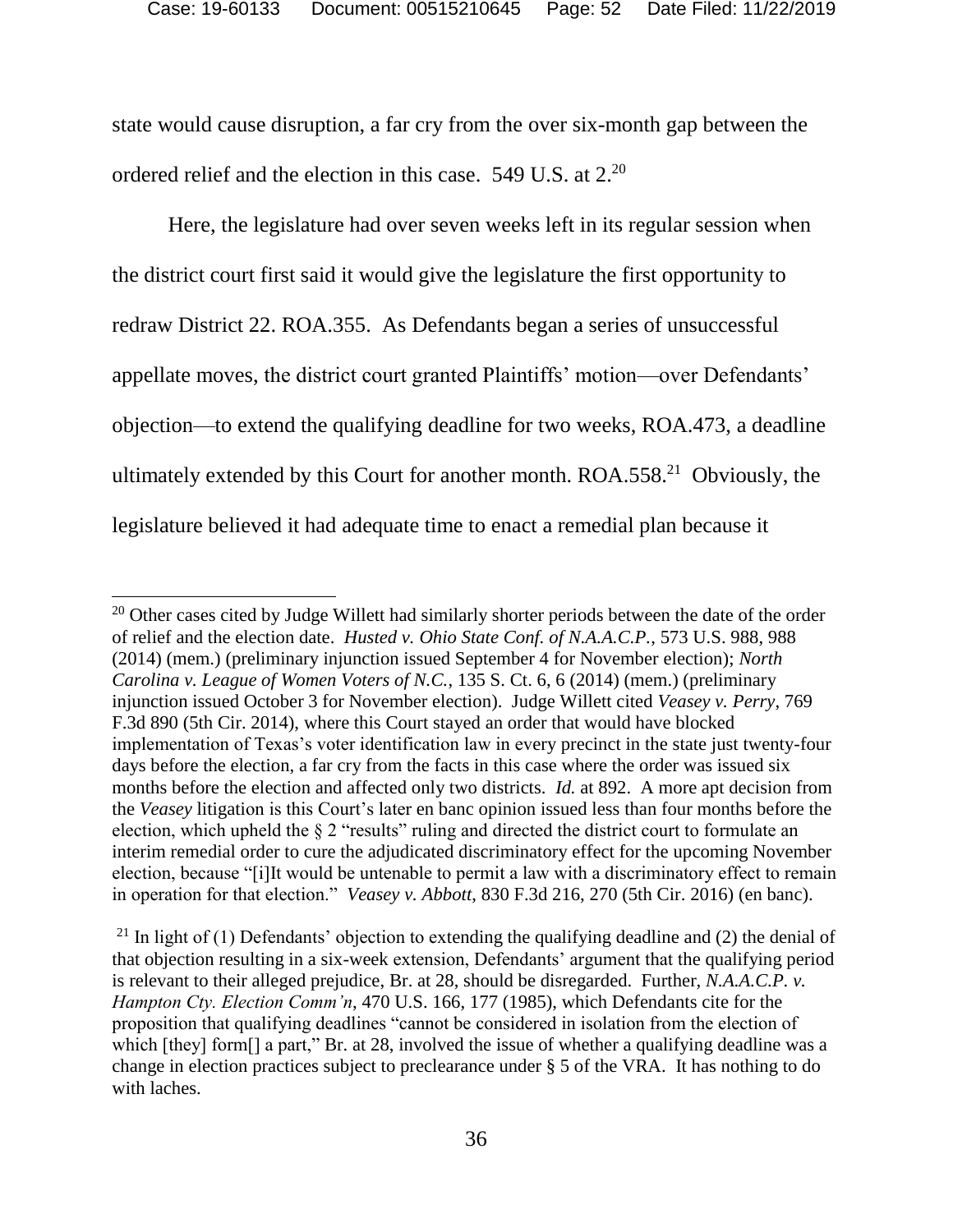state would cause disruption, a far cry from the over six-month gap between the ordered relief and the election in this case. 549 U.S. at 2.[20]

Here, the legislature had over seven weeks left in its regular session when the district court first said it would give the legislature the first opportunity to redraw District 22. ROA.355. As Defendants began a series of unsuccessful appellate moves, the district court granted Plaintiffs' motion—over Defendants' objection—to extend the qualifying deadline for two weeks, ROA.473, a deadline ultimately extended by this Court for another month. ROA.558.[21] Obviously, the legislature believed it had adequate time to enact a remedial plan because it

---

[20] Other cases cited by Judge Willett had similarly shorter periods between the date of the order of relief and the election date. *Husted v. Ohio State Conf. of N.A.A.C.P.*, 573 U.S. 988, 988 (2014) (mem.) (preliminary injunction issued September 4 for November election); *North Carolina v. League of Women Voters of N.C.*, 135 S. Ct. 6, 6 (2014) (mem.) (preliminary injunction issued October 3 for November election). Judge Willett cited *Veasey v. Perry*, 769 F.3d 890 (5th Cir. 2014), where this Court stayed an order that would have blocked implementation of Texas's voter identification law in every precinct in the state just twenty-four days before the election, a far cry from the facts in this case where the order was issued six months before the election and affected only two districts. *Id.* at 892. A more apt decision from the *Veasey* litigation is this Court's later en banc opinion issued less than four months before the election, which upheld the § 2 "results" ruling and directed the district court to formulate an interim remedial order to cure the adjudicated discriminatory effect for the upcoming November election, because "[i]It would be untenable to permit a law with a discriminatory effect to remain in operation for that election." *Veasey v. Abbott*, 830 F.3d 216, 270 (5th Cir. 2016) (en banc).

[21] In light of (1) Defendants' objection to extending the qualifying deadline and (2) the denial of that objection resulting in a six-week extension, Defendants' argument that the qualifying period is relevant to their alleged prejudice, Br. at 28, should be disregarded. Further, *N.A.A.C.P. v. Hampton Cty. Election Comm'n*, 470 U.S. 166, 177 (1985), which Defendants cite for the proposition that qualifying deadlines "cannot be considered in isolation from the election of which [they] form[] a part," Br. at 28, involved the issue of whether a qualifying deadline was a change in election practices subject to preclearance under § 5 of the VRA. It has nothing to do with laches.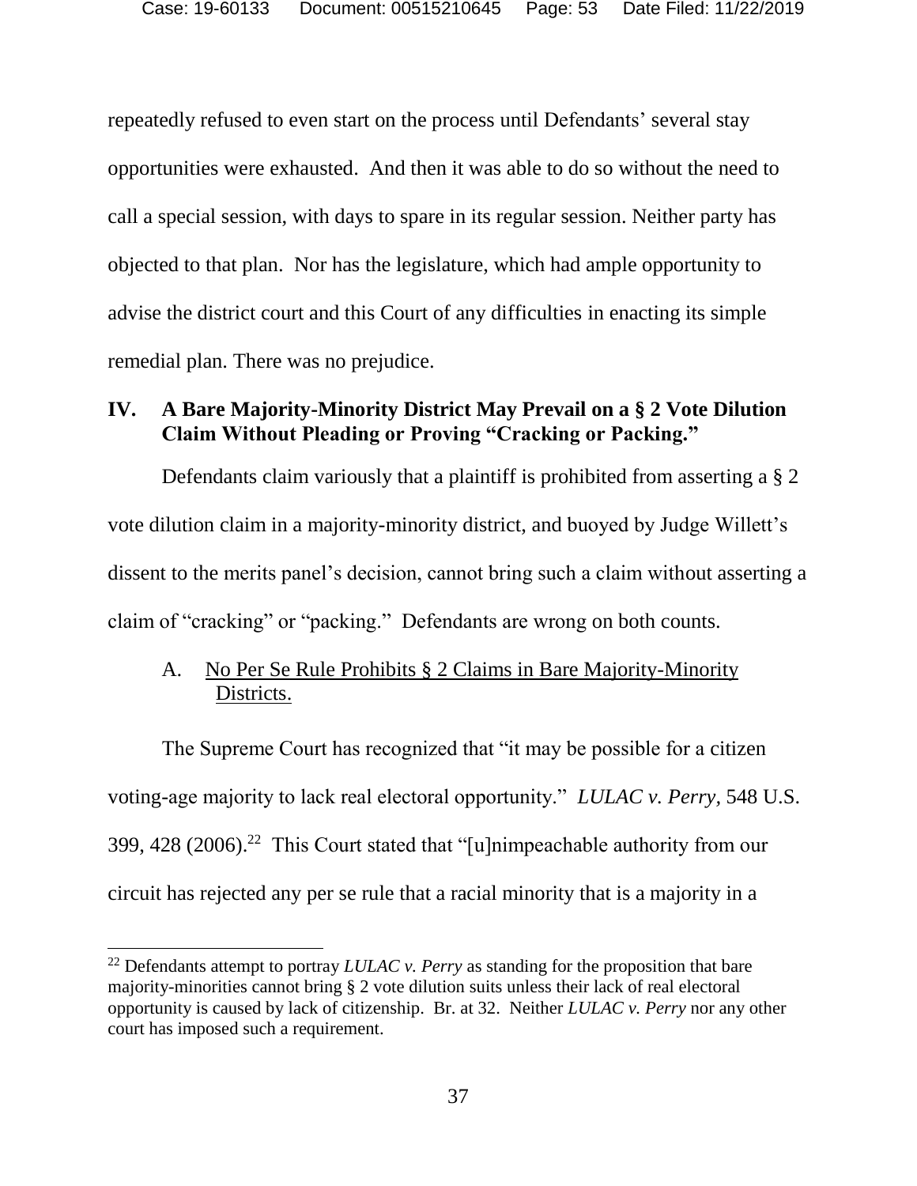repeatedly refused to even start on the process until Defendants' several stay opportunities were exhausted. And then it was able to do so without the need to call a special session, with days to spare in its regular session. Neither party has objected to that plan. Nor has the legislature, which had ample opportunity to advise the district court and this Court of any difficulties in enacting its simple remedial plan. There was no prejudice.

## IV. A Bare Majority-Minority District May Prevail on a § 2 Vote Dilution Claim Without Pleading or Proving "Cracking or Packing."

Defendants claim variously that a plaintiff is prohibited from asserting a § 2 vote dilution claim in a majority-minority district, and buoyed by Judge Willett's dissent to the merits panel's decision, cannot bring such a claim without asserting a claim of "cracking" or "packing." Defendants are wrong on both counts.

### A. No Per Se Rule Prohibits § 2 Claims in Bare Majority-Minority Districts.

The Supreme Court has recognized that "it may be possible for a citizen voting-age majority to lack real electoral opportunity." *LULAC v. Perry*, 548 U.S. 399, 428 (2006).[22] This Court stated that "[u]nimpeachable authority from our circuit has rejected any per se rule that a racial minority that is a majority in a

[22] Defendants attempt to portray *LULAC v. Perry* as standing for the proposition that bare majority-minorities cannot bring § 2 vote dilution suits unless their lack of real electoral opportunity is caused by lack of citizenship. Br. at 32. Neither *LULAC v. Perry* nor any other court has imposed such a requirement.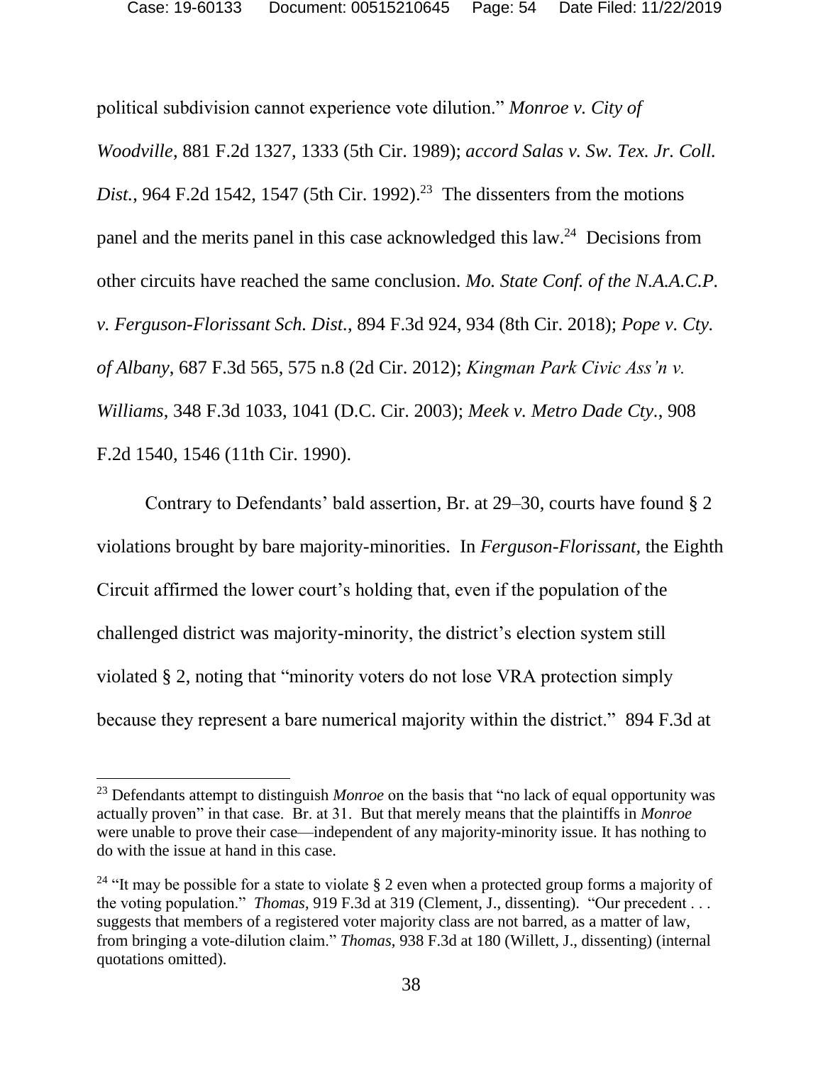political subdivision cannot experience vote dilution." *Monroe v. City of Woodville*, 881 F.2d 1327, 1333 (5th Cir. 1989); *accord Salas v. Sw. Tex. Jr. Coll. Dist.*, 964 F.2d 1542, 1547 (5th Cir. 1992).[23] The dissenters from the motions panel and the merits panel in this case acknowledged this law.[24] Decisions from other circuits have reached the same conclusion. *Mo. State Conf. of the N.A.A.C.P. v. Ferguson-Florissant Sch. Dist.*, 894 F.3d 924, 934 (8th Cir. 2018); *Pope v. Cty. of Albany*, 687 F.3d 565, 575 n.8 (2d Cir. 2012); *Kingman Park Civic Ass'n v. Williams*, 348 F.3d 1033, 1041 (D.C. Cir. 2003); *Meek v. Metro Dade Cty.*, 908 F.2d 1540, 1546 (11th Cir. 1990).

Contrary to Defendants' bald assertion, Br. at 29–30, courts have found § 2 violations brought by bare majority-minorities. In *Ferguson-Florissant*, the Eighth Circuit affirmed the lower court's holding that, even if the population of the challenged district was majority-minority, the district's election system still violated § 2, noting that "minority voters do not lose VRA protection simply because they represent a bare numerical majority within the district." 894 F.3d at

---

[23] Defendants attempt to distinguish *Monroe* on the basis that "no lack of equal opportunity was actually proven" in that case. Br. at 31. But that merely means that the plaintiffs in *Monroe* were unable to prove their case—independent of any majority-minority issue. It has nothing to do with the issue at hand in this case.

[24] "It may be possible for a state to violate § 2 even when a protected group forms a majority of the voting population." *Thomas*, 919 F.3d at 319 (Clement, J., dissenting). "Our precedent . . . suggests that members of a registered voter majority class are not barred, as a matter of law, from bringing a vote-dilution claim." *Thomas*, 938 F.3d at 180 (Willett, J., dissenting) (internal quotations omitted).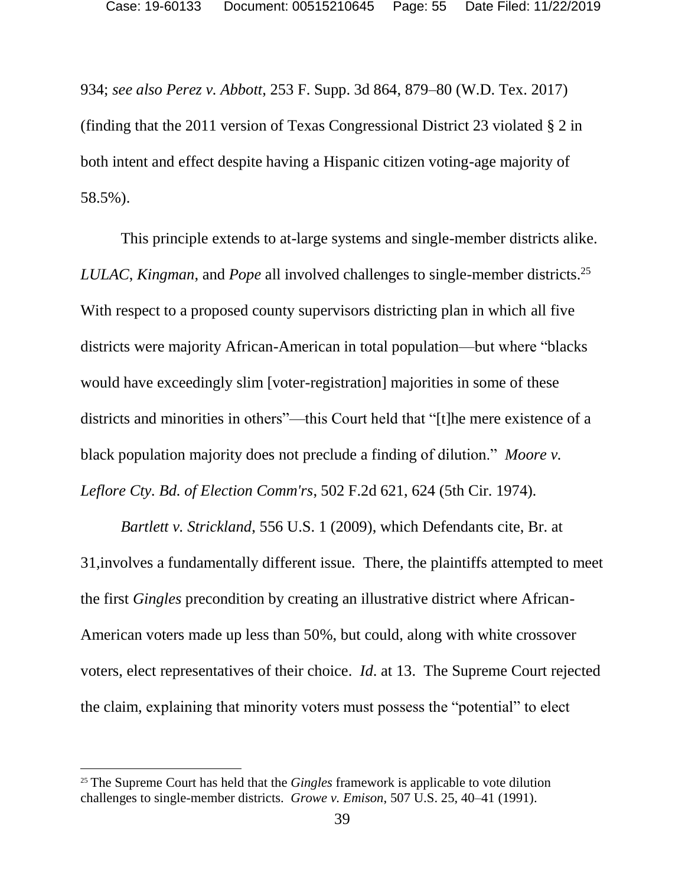934; *see also Perez v. Abbott*, 253 F. Supp. 3d 864, 879–80 (W.D. Tex. 2017) (finding that the 2011 version of Texas Congressional District 23 violated § 2 in both intent and effect despite having a Hispanic citizen voting-age majority of 58.5%).

This principle extends to at-large systems and single-member districts alike. *LULAC*, *Kingman*, and *Pope* all involved challenges to single-member districts.[25] With respect to a proposed county supervisors districting plan in which all five districts were majority African-American in total population—but where "blacks would have exceedingly slim [voter-registration] majorities in some of these districts and minorities in others"—this Court held that "[t]he mere existence of a black population majority does not preclude a finding of dilution." *Moore v. Leflore Cty. Bd. of Election Comm'rs*, 502 F.2d 621, 624 (5th Cir. 1974).

*Bartlett v. Strickland*, 556 U.S. 1 (2009), which Defendants cite, Br. at 31,involves a fundamentally different issue. There, the plaintiffs attempted to meet the first *Gingles* precondition by creating an illustrative district where African-American voters made up less than 50%, but could, along with white crossover voters, elect representatives of their choice. *Id.* at 13. The Supreme Court rejected the claim, explaining that minority voters must possess the "potential" to elect

---

[25] The Supreme Court has held that the *Gingles* framework is applicable to vote dilution challenges to single-member districts. *Growe v. Emison*, 507 U.S. 25, 40–41 (1991).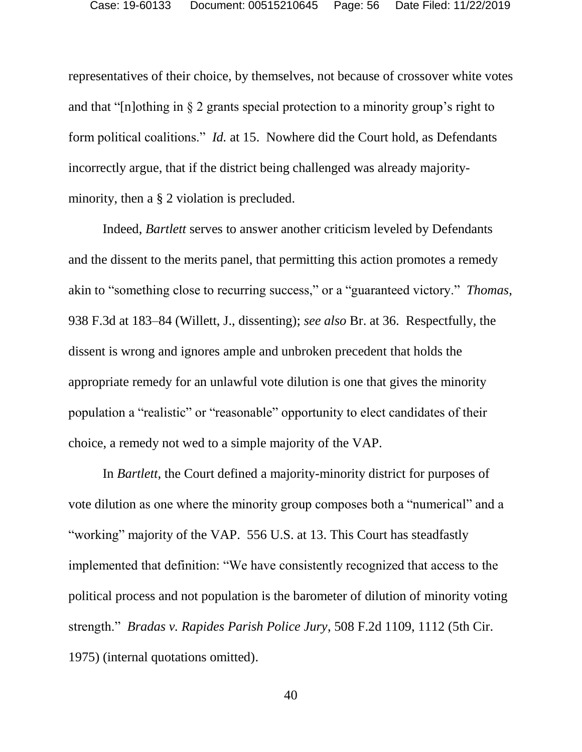representatives of their choice, by themselves, not because of crossover white votes and that "[n]othing in § 2 grants special protection to a minority group's right to form political coalitions." *Id.* at 15. Nowhere did the Court hold, as Defendants incorrectly argue, that if the district being challenged was already majority-minority, then a § 2 violation is precluded.

Indeed, *Bartlett* serves to answer another criticism leveled by Defendants and the dissent to the merits panel, that permitting this action promotes a remedy akin to "something close to recurring success," or a "guaranteed victory." *Thomas*, 938 F.3d at 183–84 (Willett, J., dissenting); *see also* Br. at 36. Respectfully, the dissent is wrong and ignores ample and unbroken precedent that holds the appropriate remedy for an unlawful vote dilution is one that gives the minority population a "realistic" or "reasonable" opportunity to elect candidates of their choice, a remedy not wed to a simple majority of the VAP.

In *Bartlett,* the Court defined a majority-minority district for purposes of vote dilution as one where the minority group composes both a "numerical" and a "working" majority of the VAP. 556 U.S. at 13. This Court has steadfastly implemented that definition: "We have consistently recognized that access to the political process and not population is the barometer of dilution of minority voting strength." *Bradas v. Rapides Parish Police Jury*, 508 F.2d 1109, 1112 (5th Cir. 1975) (internal quotations omitted).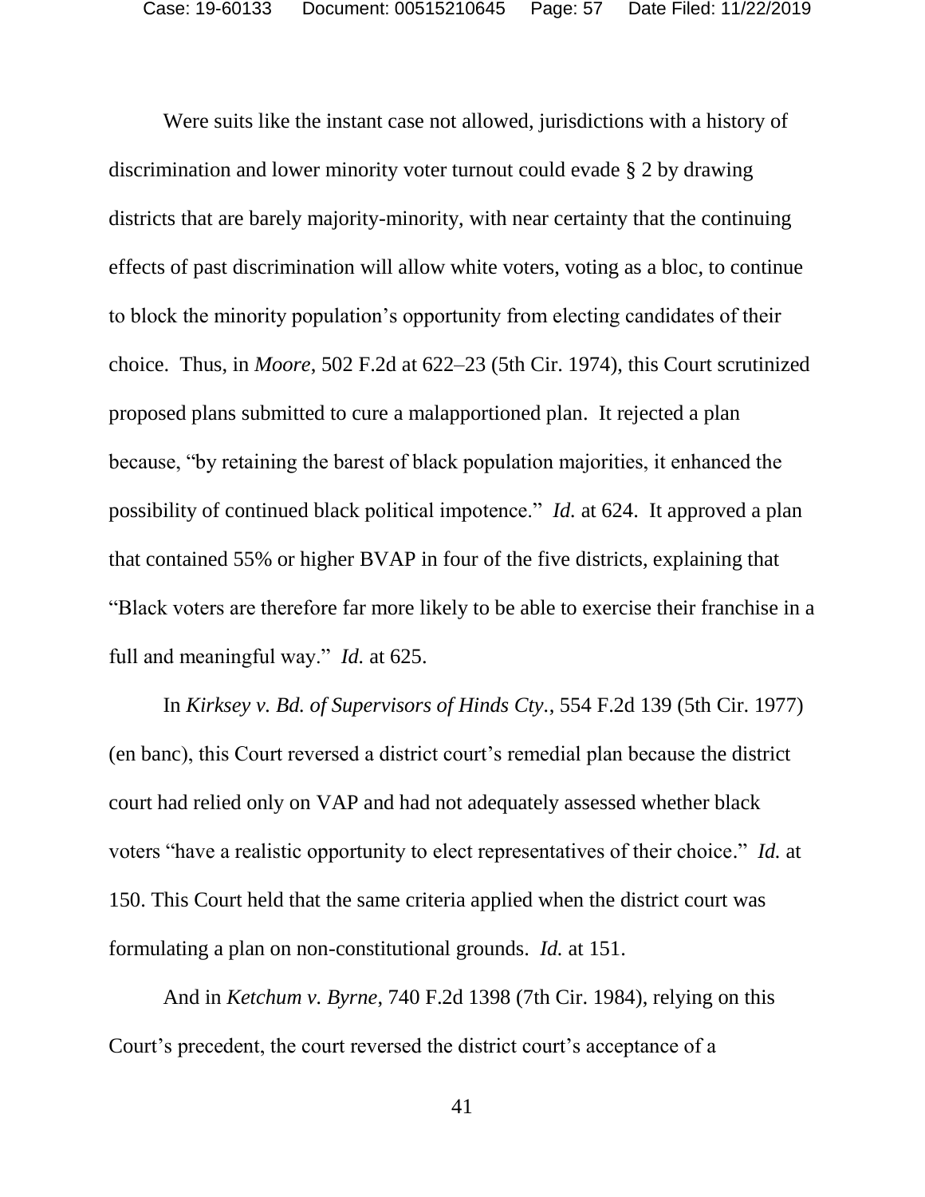Were suits like the instant case not allowed, jurisdictions with a history of discrimination and lower minority voter turnout could evade § 2 by drawing districts that are barely majority-minority, with near certainty that the continuing effects of past discrimination will allow white voters, voting as a bloc, to continue to block the minority population's opportunity from electing candidates of their choice. Thus, in *Moore*, 502 F.2d at 622–23 (5th Cir. 1974), this Court scrutinized proposed plans submitted to cure a malapportioned plan. It rejected a plan because, "by retaining the barest of black population majorities, it enhanced the possibility of continued black political impotence." *Id.* at 624. It approved a plan that contained 55% or higher BVAP in four of the five districts, explaining that "Black voters are therefore far more likely to be able to exercise their franchise in a full and meaningful way." *Id.* at 625.

In *Kirksey v. Bd. of Supervisors of Hinds Cty.*, 554 F.2d 139 (5th Cir. 1977) (en banc), this Court reversed a district court's remedial plan because the district court had relied only on VAP and had not adequately assessed whether black voters "have a realistic opportunity to elect representatives of their choice." *Id.* at 150. This Court held that the same criteria applied when the district court was formulating a plan on non-constitutional grounds. *Id.* at 151.

And in *Ketchum v. Byrne*, 740 F.2d 1398 (7th Cir. 1984), relying on this Court's precedent, the court reversed the district court's acceptance of a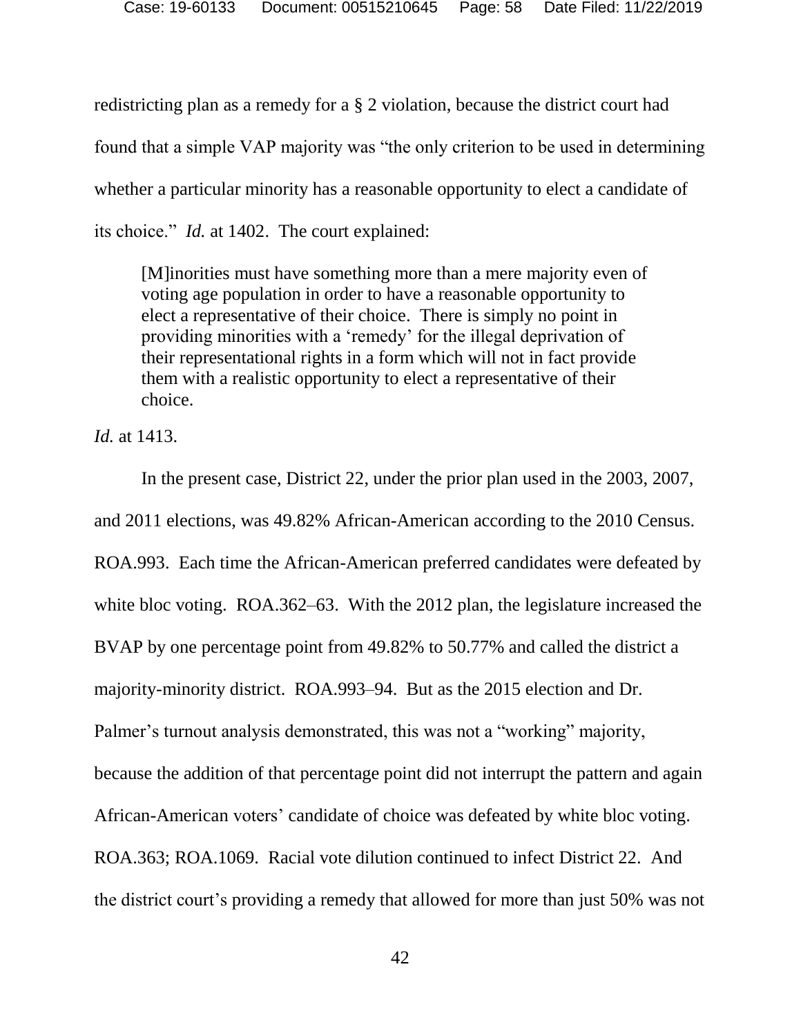redistricting plan as a remedy for a § 2 violation, because the district court had found that a simple VAP majority was "the only criterion to be used in determining whether a particular minority has a reasonable opportunity to elect a candidate of its choice." *Id.* at 1402. The court explained:

> [M]inorities must have something more than a mere majority even of voting age population in order to have a reasonable opportunity to elect a representative of their choice. There is simply no point in providing minorities with a 'remedy' for the illegal deprivation of their representational rights in a form which will not in fact provide them with a realistic opportunity to elect a representative of their choice.

*Id.* at 1413.

In the present case, District 22, under the prior plan used in the 2003, 2007, and 2011 elections, was 49.82% African-American according to the 2010 Census. ROA.993. Each time the African-American preferred candidates were defeated by white bloc voting. ROA.362–63. With the 2012 plan, the legislature increased the BVAP by one percentage point from 49.82% to 50.77% and called the district a majority-minority district. ROA.993–94. But as the 2015 election and Dr. Palmer's turnout analysis demonstrated, this was not a "working" majority, because the addition of that percentage point did not interrupt the pattern and again African-American voters' candidate of choice was defeated by white bloc voting. ROA.363; ROA.1069. Racial vote dilution continued to infect District 22. And the district court's providing a remedy that allowed for more than just 50% was not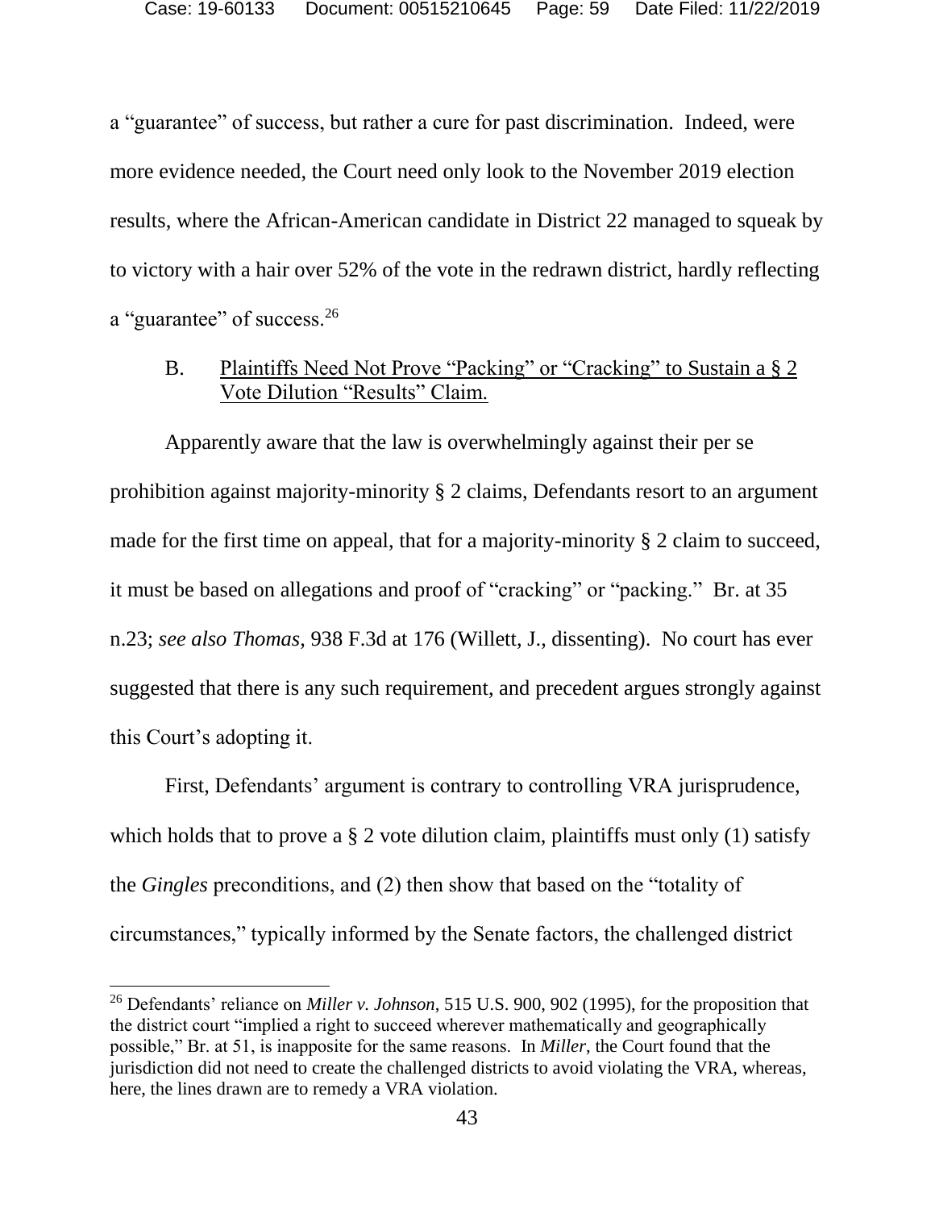a "guarantee" of success, but rather a cure for past discrimination. Indeed, were more evidence needed, the Court need only look to the November 2019 election results, where the African-American candidate in District 22 managed to squeak by to victory with a hair over 52% of the vote in the redrawn district, hardly reflecting a "guarantee" of success.[26]

### B. Plaintiffs Need Not Prove "Packing" or "Cracking" to Sustain a § 2 Vote Dilution "Results" Claim.

Apparently aware that the law is overwhelmingly against their per se prohibition against majority-minority § 2 claims, Defendants resort to an argument made for the first time on appeal, that for a majority-minority § 2 claim to succeed, it must be based on allegations and proof of "cracking" or "packing." Br. at 35 n.23; *see also Thomas*, 938 F.3d at 176 (Willett, J., dissenting). No court has ever suggested that there is any such requirement, and precedent argues strongly against this Court's adopting it.

First, Defendants' argument is contrary to controlling VRA jurisprudence, which holds that to prove a § 2 vote dilution claim, plaintiffs must only (1) satisfy the *Gingles* preconditions, and (2) then show that based on the "totality of circumstances," typically informed by the Senate factors, the challenged district

[26] Defendants' reliance on *Miller v. Johnson*, 515 U.S. 900, 902 (1995), for the proposition that the district court "implied a right to succeed wherever mathematically and geographically possible," Br. at 51, is inapposite for the same reasons. In *Miller*, the Court found that the jurisdiction did not need to create the challenged districts to avoid violating the VRA, whereas, here, the lines drawn are to remedy a VRA violation.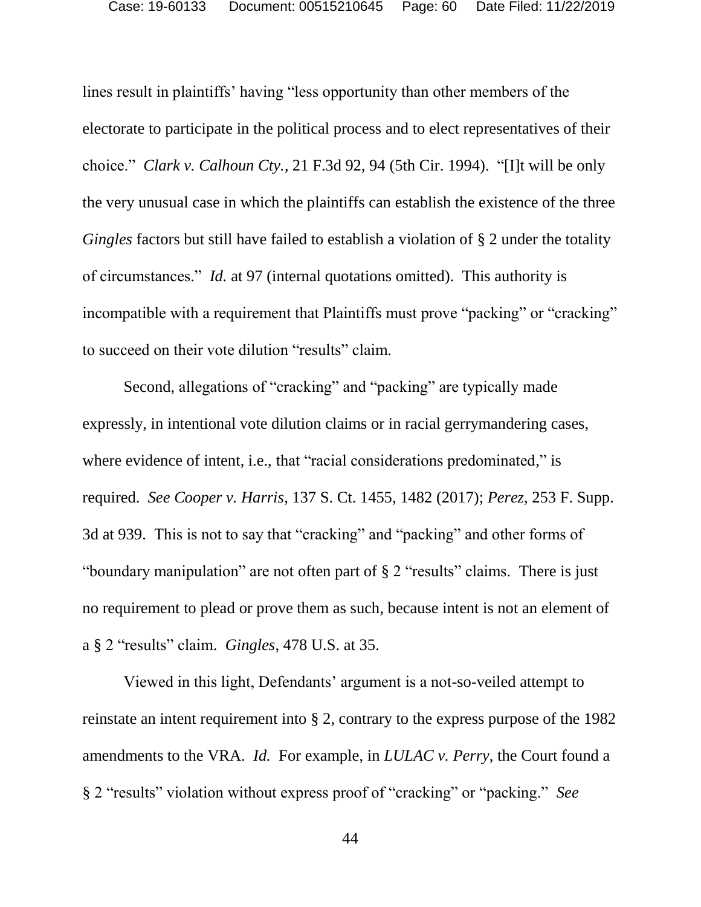lines result in plaintiffs' having "less opportunity than other members of the electorate to participate in the political process and to elect representatives of their choice." *Clark v. Calhoun Cty.*, 21 F.3d 92, 94 (5th Cir. 1994). "[I]t will be only the very unusual case in which the plaintiffs can establish the existence of the three *Gingles* factors but still have failed to establish a violation of § 2 under the totality of circumstances." *Id.* at 97 (internal quotations omitted). This authority is incompatible with a requirement that Plaintiffs must prove "packing" or "cracking" to succeed on their vote dilution "results" claim.

Second, allegations of "cracking" and "packing" are typically made expressly, in intentional vote dilution claims or in racial gerrymandering cases, where evidence of intent, i.e., that "racial considerations predominated," is required. *See Cooper v. Harris,* 137 S. Ct. 1455, 1482 (2017); *Perez*, 253 F. Supp. 3d at 939. This is not to say that "cracking" and "packing" and other forms of "boundary manipulation" are not often part of § 2 "results" claims. There is just no requirement to plead or prove them as such, because intent is not an element of a § 2 "results" claim. *Gingles*, 478 U.S. at 35.

Viewed in this light, Defendants' argument is a not-so-veiled attempt to reinstate an intent requirement into § 2, contrary to the express purpose of the 1982 amendments to the VRA. *Id.* For example, in *LULAC v. Perry*, the Court found a § 2 "results" violation without express proof of "cracking" or "packing." *See*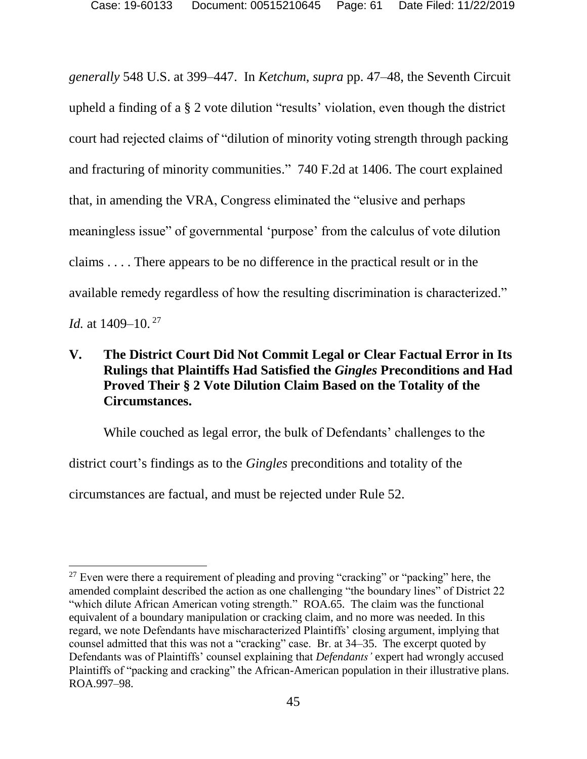*generally* 548 U.S. at 399–447. In *Ketchum, supra* pp. 47–48, the Seventh Circuit upheld a finding of a § 2 vote dilution "results' violation, even though the district court had rejected claims of "dilution of minority voting strength through packing and fracturing of minority communities." 740 F.2d at 1406. The court explained that, in amending the VRA, Congress eliminated the "elusive and perhaps meaningless issue" of governmental 'purpose' from the calculus of vote dilution claims . . . . There appears to be no difference in the practical result or in the available remedy regardless of how the resulting discrimination is characterized." *Id.* at 1409–10.[27]

## V. The District Court Did Not Commit Legal or Clear Factual Error in Its Rulings that Plaintiffs Had Satisfied the *Gingles* Preconditions and Had Proved Their § 2 Vote Dilution Claim Based on the Totality of the Circumstances.

While couched as legal error, the bulk of Defendants' challenges to the district court's findings as to the *Gingles* preconditions and totality of the circumstances are factual, and must be rejected under Rule 52.

---

[27] Even were there a requirement of pleading and proving "cracking" or "packing" here, the amended complaint described the action as one challenging "the boundary lines" of District 22 "which dilute African American voting strength." ROA.65. The claim was the functional equivalent of a boundary manipulation or cracking claim, and no more was needed. In this regard, we note Defendants have mischaracterized Plaintiffs' closing argument, implying that counsel admitted that this was not a "cracking" case. Br. at 34–35. The excerpt quoted by Defendants was of Plaintiffs' counsel explaining that *Defendants'* expert had wrongly accused Plaintiffs of "packing and cracking" the African-American population in their illustrative plans. ROA.997–98.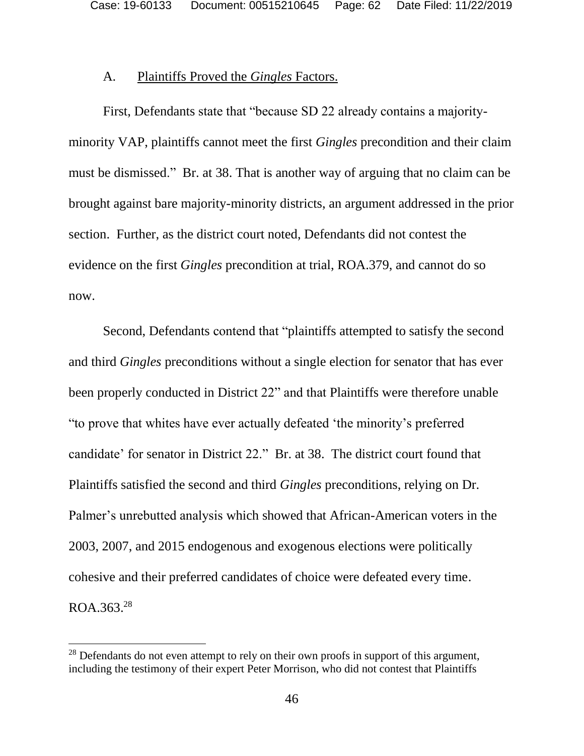A. <u>Plaintiffs Proved the *Gingles* Factors.</u>

First, Defendants state that "because SD 22 already contains a majority-minority VAP, plaintiffs cannot meet the first *Gingles* precondition and their claim must be dismissed." Br. at 38. That is another way of arguing that no claim can be brought against bare majority-minority districts, an argument addressed in the prior section. Further, as the district court noted, Defendants did not contest the evidence on the first *Gingles* precondition at trial, ROA.379, and cannot do so now.

Second, Defendants contend that "plaintiffs attempted to satisfy the second and third *Gingles* preconditions without a single election for senator that has ever been properly conducted in District 22" and that Plaintiffs were therefore unable "to prove that whites have ever actually defeated 'the minority's preferred candidate' for senator in District 22." Br. at 38. The district court found that Plaintiffs satisfied the second and third *Gingles* preconditions, relying on Dr. Palmer's unrebutted analysis which showed that African-American voters in the 2003, 2007, and 2015 endogenous and exogenous elections were politically cohesive and their preferred candidates of choice were defeated every time. ROA.363.[28]

---

[28] Defendants do not even attempt to rely on their own proofs in support of this argument, including the testimony of their expert Peter Morrison, who did not contest that Plaintiffs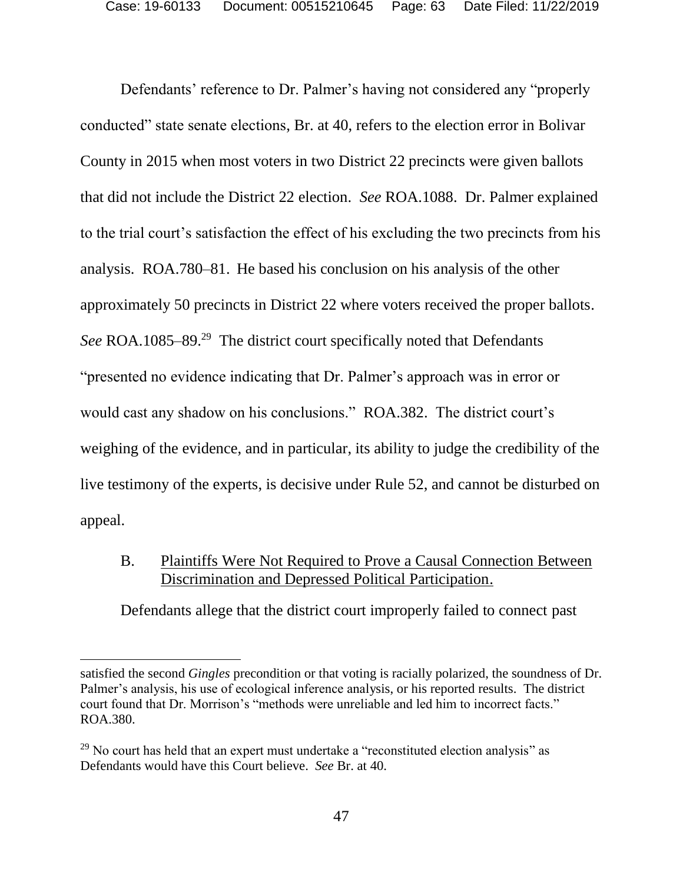Defendants' reference to Dr. Palmer's having not considered any "properly conducted" state senate elections, Br. at 40, refers to the election error in Bolivar County in 2015 when most voters in two District 22 precincts were given ballots that did not include the District 22 election. *See* ROA.1088. Dr. Palmer explained to the trial court's satisfaction the effect of his excluding the two precincts from his analysis. ROA.780–81. He based his conclusion on his analysis of the other approximately 50 precincts in District 22 where voters received the proper ballots. *See* ROA.1085–89.[29] The district court specifically noted that Defendants "presented no evidence indicating that Dr. Palmer's approach was in error or would cast any shadow on his conclusions." ROA.382. The district court's weighing of the evidence, and in particular, its ability to judge the credibility of the live testimony of the experts, is decisive under Rule 52, and cannot be disturbed on appeal.

### B. Plaintiffs Were Not Required to Prove a Causal Connection Between Discrimination and Depressed Political Participation.

Defendants allege that the district court improperly failed to connect past

---

satisfied the second *Gingles* precondition or that voting is racially polarized, the soundness of Dr. Palmer's analysis, his use of ecological inference analysis, or his reported results. The district court found that Dr. Morrison's "methods were unreliable and led him to incorrect facts." ROA.380.

[29] No court has held that an expert must undertake a "reconstituted election analysis" as Defendants would have this Court believe. *See* Br. at 40.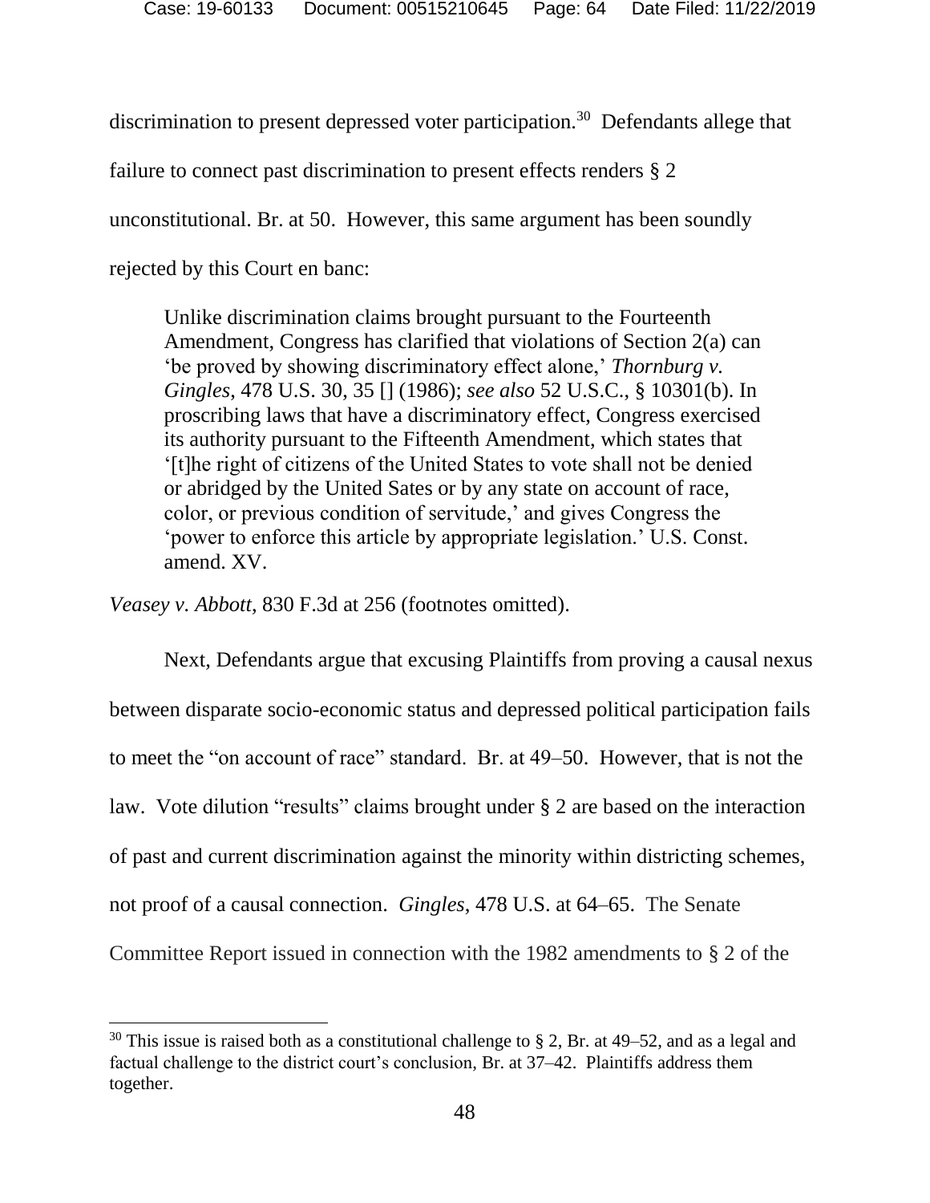discrimination to present depressed voter participation.[30] Defendants allege that failure to connect past discrimination to present effects renders § 2 unconstitutional. Br. at 50. However, this same argument has been soundly rejected by this Court en banc:

> Unlike discrimination claims brought pursuant to the Fourteenth Amendment, Congress has clarified that violations of Section 2(a) can 'be proved by showing discriminatory effect alone,' *Thornburg v. Gingles*, 478 U.S. 30, 35 [] (1986); *see also* 52 U.S.C., § 10301(b). In proscribing laws that have a discriminatory effect, Congress exercised its authority pursuant to the Fifteenth Amendment, which states that '[t]he right of citizens of the United States to vote shall not be denied or abridged by the United Sates or by any state on account of race, color, or previous condition of servitude,' and gives Congress the 'power to enforce this article by appropriate legislation.' U.S. Const. amend. XV.

*Veasey v. Abbott*, 830 F.3d at 256 (footnotes omitted).

Next, Defendants argue that excusing Plaintiffs from proving a causal nexus between disparate socio-economic status and depressed political participation fails to meet the "on account of race" standard. Br. at 49–50. However, that is not the law. Vote dilution "results" claims brought under § 2 are based on the interaction of past and current discrimination against the minority within districting schemes, not proof of a causal connection. *Gingles*, 478 U.S. at 64–65. The Senate Committee Report issued in connection with the 1982 amendments to § 2 of the

---

[30] This issue is raised both as a constitutional challenge to § 2, Br. at 49–52, and as a legal and factual challenge to the district court's conclusion, Br. at 37–42. Plaintiffs address them together.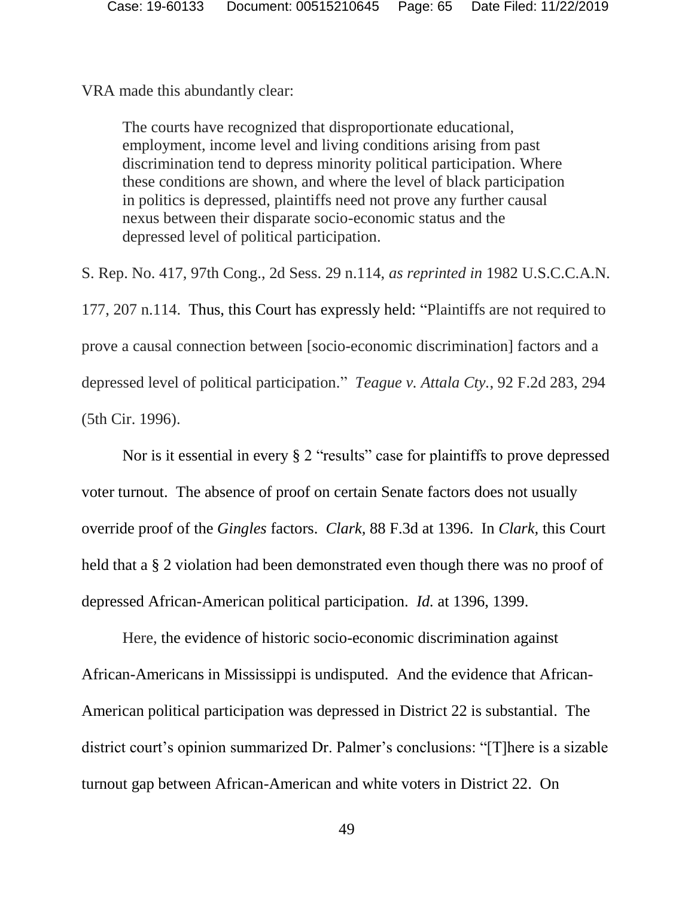VRA made this abundantly clear:

> The courts have recognized that disproportionate educational, employment, income level and living conditions arising from past discrimination tend to depress minority political participation. Where these conditions are shown, and where the level of black participation in politics is depressed, plaintiffs need not prove any further causal nexus between their disparate socio-economic status and the depressed level of political participation.

S. Rep. No. 417, 97th Cong., 2d Sess. 29 n.114, *as reprinted in* 1982 U.S.C.C.A.N. 177, 207 n.114. Thus, this Court has expressly held: "Plaintiffs are not required to prove a causal connection between [socio-economic discrimination] factors and a depressed level of political participation." *Teague v. Attala Cty.*, 92 F.2d 283, 294 (5th Cir. 1996).

Nor is it essential in every § 2 "results" case for plaintiffs to prove depressed voter turnout. The absence of proof on certain Senate factors does not usually override proof of the *Gingles* factors. *Clark*, 88 F.3d at 1396. In *Clark*, this Court held that a § 2 violation had been demonstrated even though there was no proof of depressed African-American political participation. *Id.* at 1396, 1399.

Here, the evidence of historic socio-economic discrimination against African-Americans in Mississippi is undisputed. And the evidence that African-American political participation was depressed in District 22 is substantial. The district court's opinion summarized Dr. Palmer's conclusions: "[T]here is a sizable turnout gap between African-American and white voters in District 22. On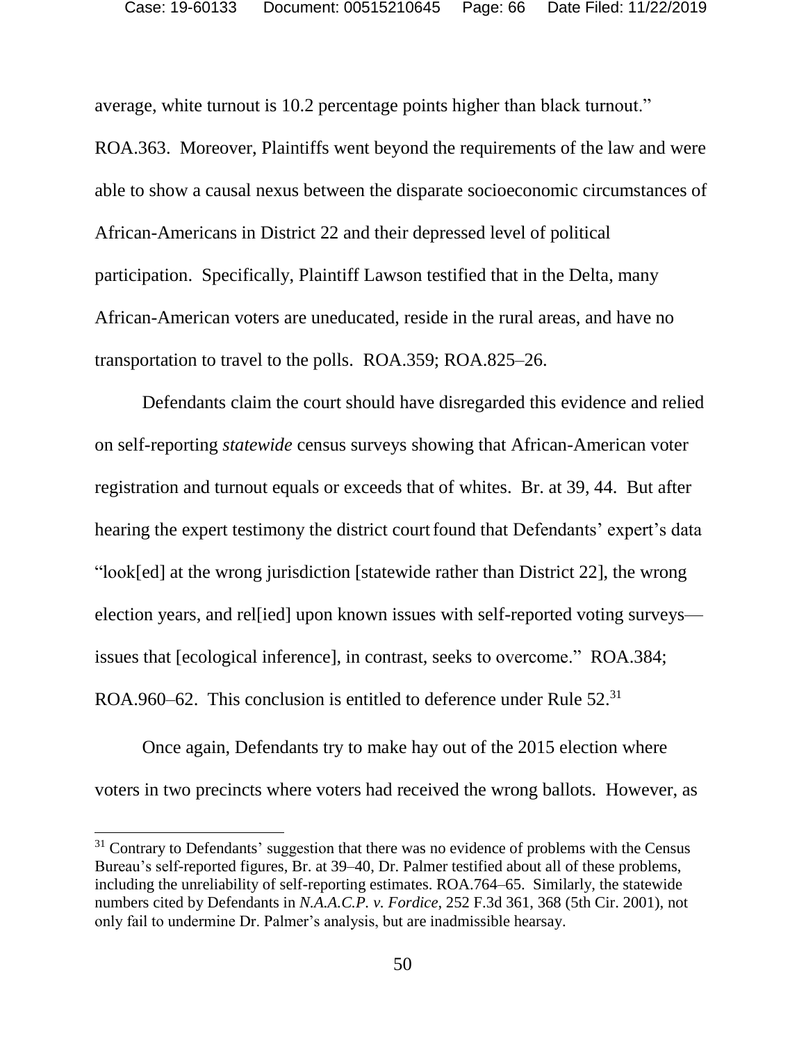average, white turnout is 10.2 percentage points higher than black turnout." ROA.363. Moreover, Plaintiffs went beyond the requirements of the law and were able to show a causal nexus between the disparate socioeconomic circumstances of African-Americans in District 22 and their depressed level of political participation. Specifically, Plaintiff Lawson testified that in the Delta, many African-American voters are uneducated, reside in the rural areas, and have no transportation to travel to the polls. ROA.359; ROA.825–26.

Defendants claim the court should have disregarded this evidence and relied on self-reporting *statewide* census surveys showing that African-American voter registration and turnout equals or exceeds that of whites. Br. at 39, 44. But after hearing the expert testimony the district court found that Defendants' expert's data "look[ed] at the wrong jurisdiction [statewide rather than District 22], the wrong election years, and rel[ied] upon known issues with self-reported voting surveys—issues that [ecological inference], in contrast, seeks to overcome." ROA.384; ROA.960–62. This conclusion is entitled to deference under Rule 52.[31]

Once again, Defendants try to make hay out of the 2015 election where voters in two precincts where voters had received the wrong ballots. However, as

[31] Contrary to Defendants' suggestion that there was no evidence of problems with the Census Bureau's self-reported figures, Br. at 39–40, Dr. Palmer testified about all of these problems, including the unreliability of self-reporting estimates. ROA.764–65. Similarly, the statewide numbers cited by Defendants in *N.A.A.C.P. v. Fordice*, 252 F.3d 361, 368 (5th Cir. 2001), not only fail to undermine Dr. Palmer's analysis, but are inadmissible hearsay.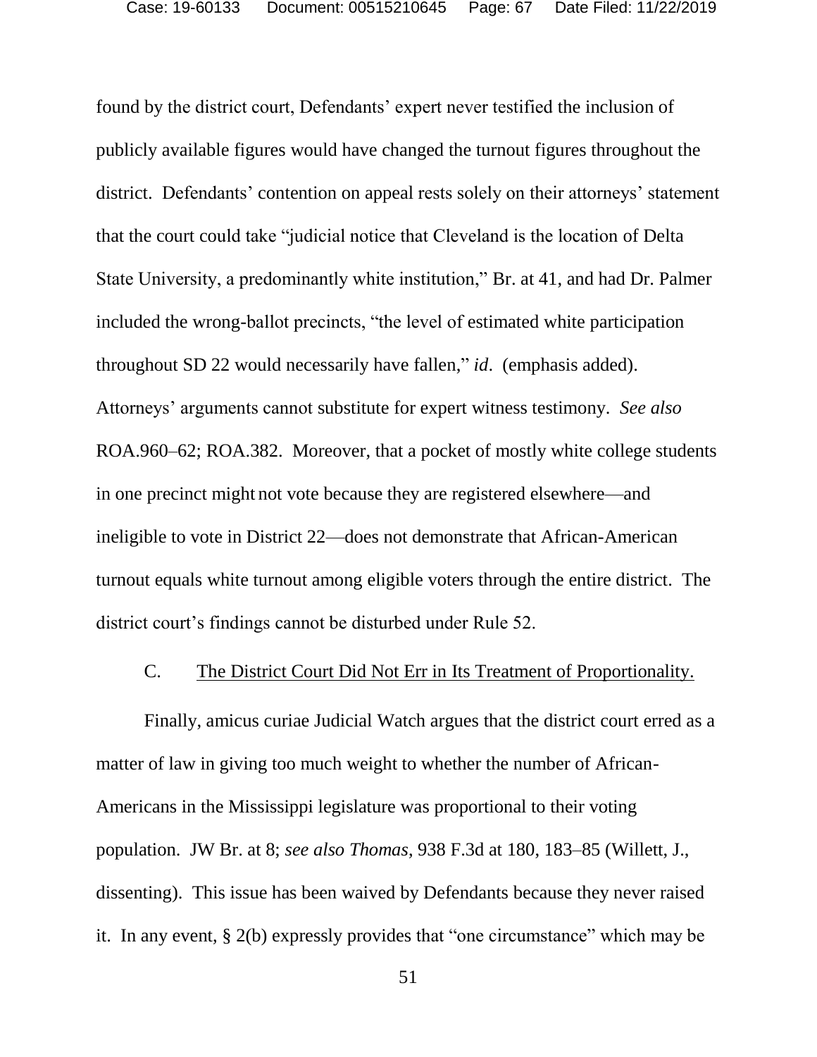found by the district court, Defendants' expert never testified the inclusion of publicly available figures would have changed the turnout figures throughout the district. Defendants' contention on appeal rests solely on their attorneys' statement that the court could take "judicial notice that Cleveland is the location of Delta State University, a predominantly white institution," Br. at 41, and had Dr. Palmer included the wrong-ballot precincts, "the level of estimated white participation throughout SD 22 would necessarily have fallen," *id*. (emphasis added). Attorneys' arguments cannot substitute for expert witness testimony. *See also* ROA.960–62; ROA.382. Moreover, that a pocket of mostly white college students in one precinct might not vote because they are registered elsewhere—and ineligible to vote in District 22—does not demonstrate that African-American turnout equals white turnout among eligible voters through the entire district. The district court's findings cannot be disturbed under Rule 52.

### C. The District Court Did Not Err in Its Treatment of Proportionality.

Finally, amicus curiae Judicial Watch argues that the district court erred as a matter of law in giving too much weight to whether the number of African-Americans in the Mississippi legislature was proportional to their voting population. JW Br. at 8; *see also Thomas*, 938 F.3d at 180, 183–85 (Willett, J., dissenting). This issue has been waived by Defendants because they never raised it. In any event, § 2(b) expressly provides that "one circumstance" which may be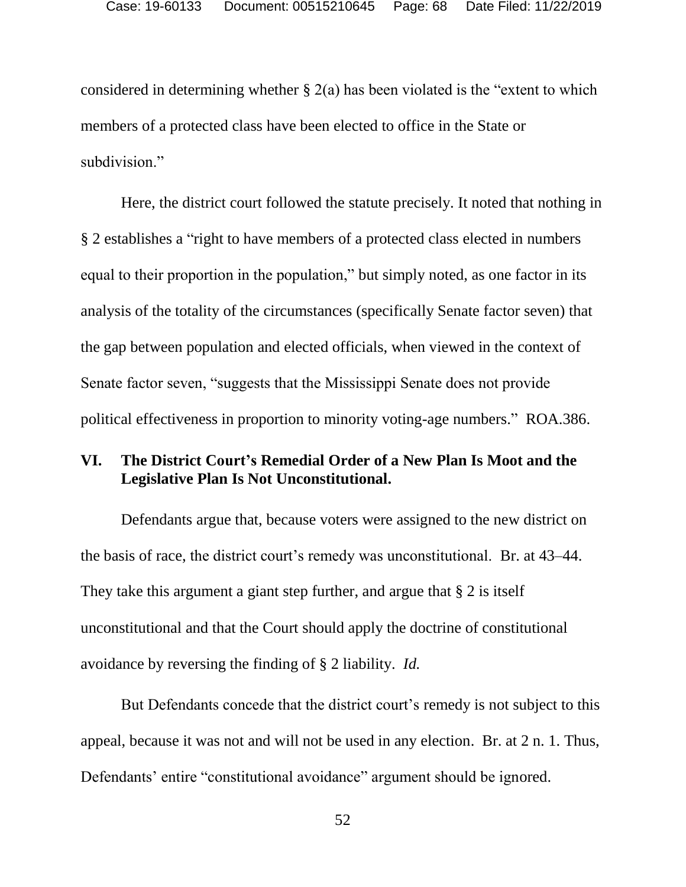considered in determining whether § 2(a) has been violated is the "extent to which members of a protected class have been elected to office in the State or subdivision."

Here, the district court followed the statute precisely. It noted that nothing in § 2 establishes a "right to have members of a protected class elected in numbers equal to their proportion in the population," but simply noted, as one factor in its analysis of the totality of the circumstances (specifically Senate factor seven) that the gap between population and elected officials, when viewed in the context of Senate factor seven, "suggests that the Mississippi Senate does not provide political effectiveness in proportion to minority voting-age numbers." ROA.386.

## VI. The District Court's Remedial Order of a New Plan Is Moot and the Legislative Plan Is Not Unconstitutional.

Defendants argue that, because voters were assigned to the new district on the basis of race, the district court's remedy was unconstitutional. Br. at 43–44. They take this argument a giant step further, and argue that § 2 is itself unconstitutional and that the Court should apply the doctrine of constitutional avoidance by reversing the finding of § 2 liability. *Id.*

But Defendants concede that the district court's remedy is not subject to this appeal, because it was not and will not be used in any election. Br. at 2 n. 1. Thus, Defendants' entire "constitutional avoidance" argument should be ignored.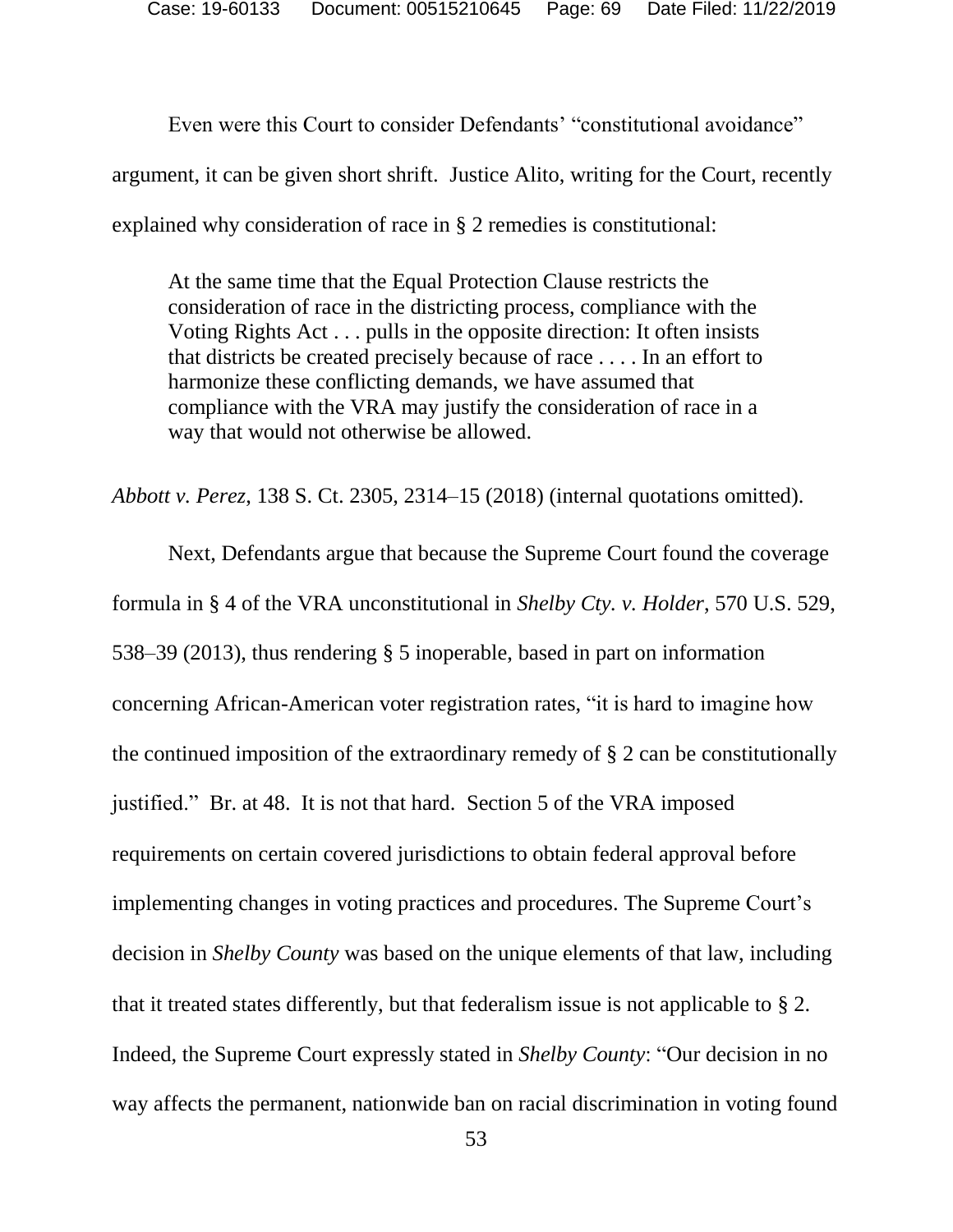Even were this Court to consider Defendants' "constitutional avoidance" argument, it can be given short shrift. Justice Alito, writing for the Court, recently explained why consideration of race in § 2 remedies is constitutional:

> At the same time that the Equal Protection Clause restricts the consideration of race in the districting process, compliance with the Voting Rights Act . . . pulls in the opposite direction: It often insists that districts be created precisely because of race . . . . In an effort to harmonize these conflicting demands, we have assumed that compliance with the VRA may justify the consideration of race in a way that would not otherwise be allowed.

*Abbott v. Perez*, 138 S. Ct. 2305, 2314–15 (2018) (internal quotations omitted).

Next, Defendants argue that because the Supreme Court found the coverage formula in § 4 of the VRA unconstitutional in *Shelby Cty. v. Holder*, 570 U.S. 529, 538–39 (2013), thus rendering § 5 inoperable, based in part on information concerning African-American voter registration rates, "it is hard to imagine how the continued imposition of the extraordinary remedy of § 2 can be constitutionally justified." Br. at 48. It is not that hard. Section 5 of the VRA imposed requirements on certain covered jurisdictions to obtain federal approval before implementing changes in voting practices and procedures. The Supreme Court's decision in *Shelby County* was based on the unique elements of that law, including that it treated states differently, but that federalism issue is not applicable to § 2. Indeed, the Supreme Court expressly stated in *Shelby County*: "Our decision in no way affects the permanent, nationwide ban on racial discrimination in voting found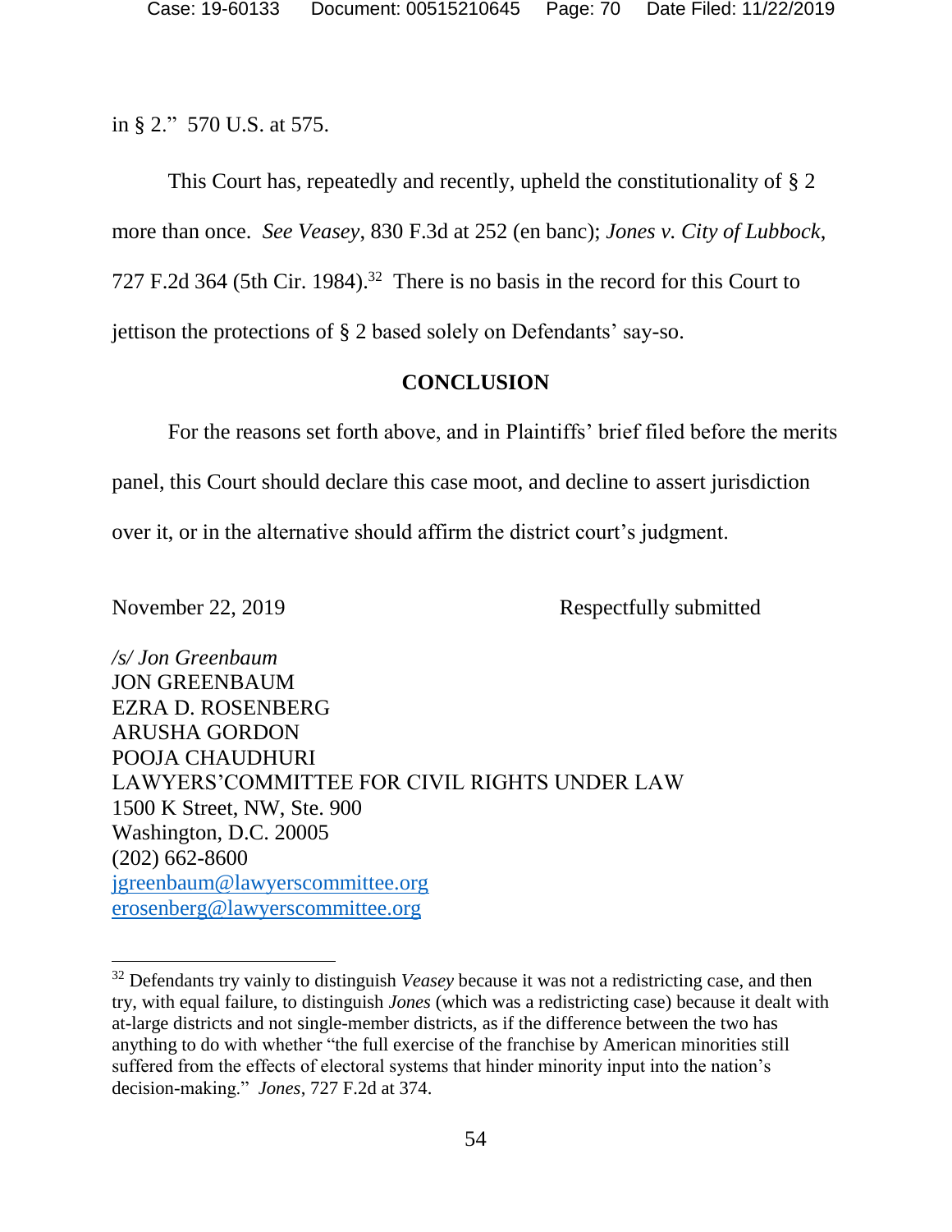in § 2." 570 U.S. at 575.

This Court has, repeatedly and recently, upheld the constitutionality of § 2 more than once. *See Veasey*, 830 F.3d at 252 (en banc); *Jones v. City of Lubbock*, 727 F.2d 364 (5th Cir. 1984).[32] There is no basis in the record for this Court to jettison the protections of § 2 based solely on Defendants' say-so.

## CONCLUSION

For the reasons set forth above, and in Plaintiffs' brief filed before the merits panel, this Court should declare this case moot, and decline to assert jurisdiction over it, or in the alternative should affirm the district court's judgment.

November 22, 2019 Respectfully submitted

*/s/ Jon Greenbaum*
JON GREENBAUM
EZRA D. ROSENBERG
ARUSHA GORDON
POOJA CHAUDHURI
LAWYERS'COMMITTEE FOR CIVIL RIGHTS UNDER LAW
1500 K Street, NW, Ste. 900
Washington, D.C. 20005
(202) 662-8600
jgreenbaum@lawyerscommittee.org
erosenberg@lawyerscommittee.org

---

[32] Defendants try vainly to distinguish *Veasey* because it was not a redistricting case, and then try, with equal failure, to distinguish *Jones* (which was a redistricting case) because it dealt with at-large districts and not single-member districts, as if the difference between the two has anything to do with whether "the full exercise of the franchise by American minorities still suffered from the effects of electoral systems that hinder minority input into the nation's decision-making." *Jones*, 727 F.2d at 374.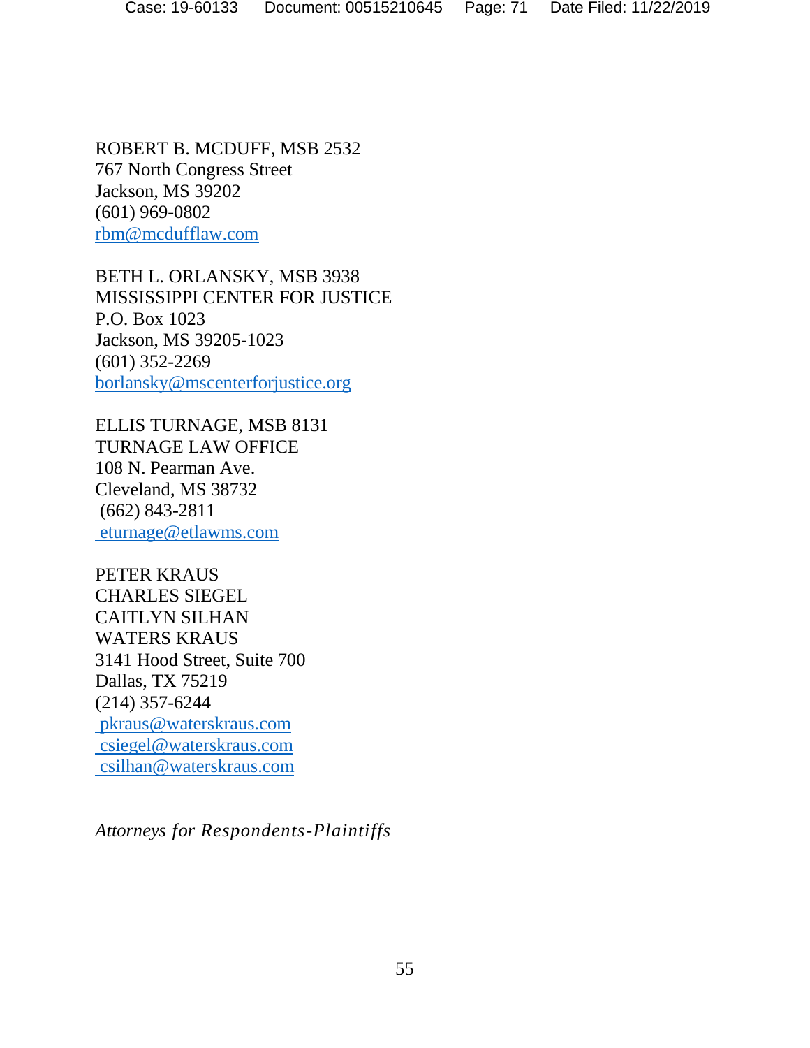ROBERT B. MCDUFF, MSB 2532
767 North Congress Street
Jackson, MS 39202
(601) 969-0802
rbm@mcdufflaw.com

BETH L. ORLANSKY, MSB 3938
MISSISSIPPI CENTER FOR JUSTICE
P.O. Box 1023
Jackson, MS 39205-1023
(601) 352-2269
borlansky@mscenterforjustice.org

ELLIS TURNAGE, MSB 8131
TURNAGE LAW OFFICE
108 N. Pearman Ave.
Cleveland, MS 38732
(662) 843-2811
eturnage@etlawms.com

PETER KRAUS
CHARLES SIEGEL
CAITLYN SILHAN
WATERS KRAUS
3141 Hood Street, Suite 700
Dallas, TX 75219
(214) 357-6244
pkraus@waterskraus.com
csiegel@waterskraus.com
csilhan@waterskraus.com

*Attorneys for Respondents-Plaintiffs*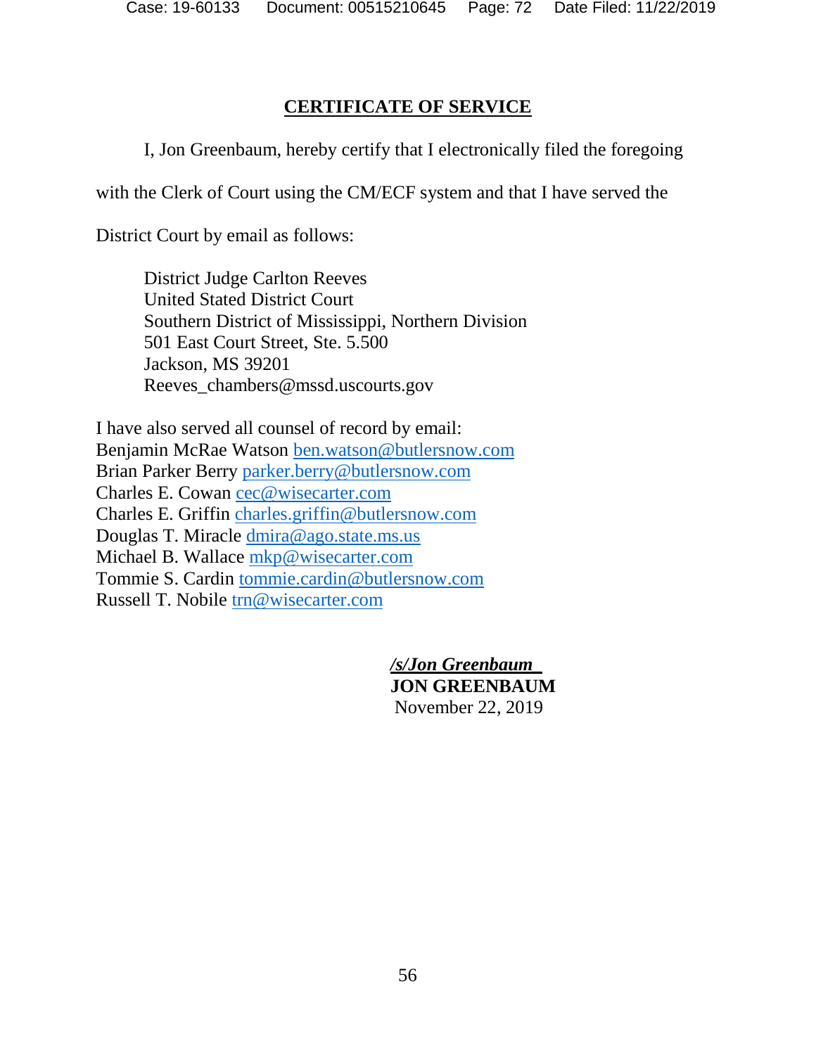## CERTIFICATE OF SERVICE

I, Jon Greenbaum, hereby certify that I electronically filed the foregoing with the Clerk of Court using the CM/ECF system and that I have served the District Court by email as follows:

District Judge Carlton Reeves  
United Stated District Court  
Southern District of Mississippi, Northern Division  
501 East Court Street, Ste. 5.500  
Jackson, MS 39201  
Reeves_chambers@mssd.uscourts.gov

I have also served all counsel of record by email:  
Benjamin McRae Watson ben.watson@butlersnow.com  
Brian Parker Berry parker.berry@butlersnow.com  
Charles E. Cowan cec@wisecarter.com  
Charles E. Griffin charles.griffin@butlersnow.com  
Douglas T. Miracle dmira@ago.state.ms.us  
Michael B. Wallace mkp@wisecarter.com  
Tommie S. Cardin tommie.cardin@butlersnow.com  
Russell T. Nobile trn@wisecarter.com

***/s/Jon Greenbaum***  
**JON GREENBAUM**  
November 22, 2019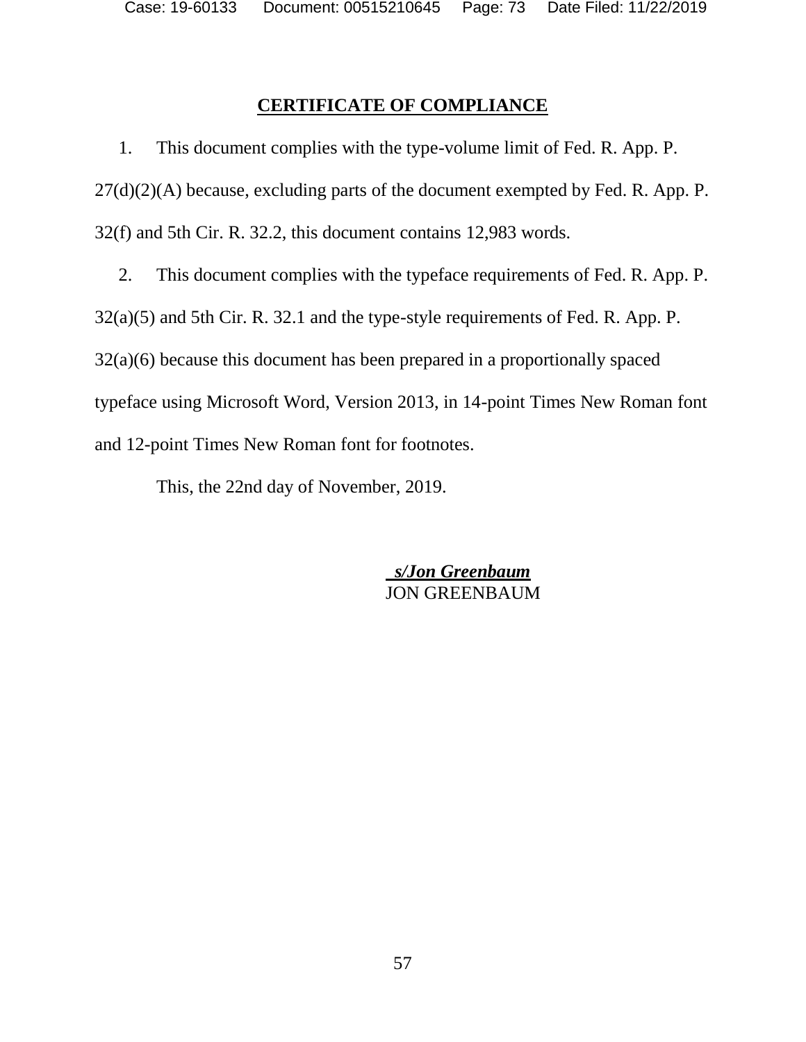## CERTIFICATE OF COMPLIANCE

1. This document complies with the type-volume limit of Fed. R. App. P. 27(d)(2)(A) because, excluding parts of the document exempted by Fed. R. App. P. 32(f) and 5th Cir. R. 32.2, this document contains 12,983 words.

2. This document complies with the typeface requirements of Fed. R. App. P. 32(a)(5) and 5th Cir. R. 32.1 and the type-style requirements of Fed. R. App. P. 32(a)(6) because this document has been prepared in a proportionally spaced typeface using Microsoft Word, Version 2013, in 14-point Times New Roman font and 12-point Times New Roman font for footnotes.

This, the 22nd day of November, 2019.

***s/Jon Greenbaum***
JON GREENBAUM